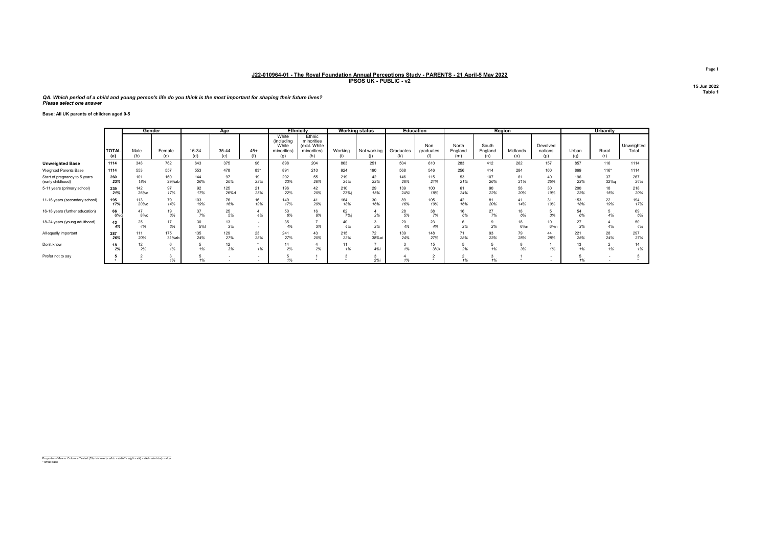**J22-010964-01 - The Royal Foundation Annual Perceptions Study - PARENTS - 21 April-5 May 2022**
**IPSOS UK - PUBLIC - v2**

15 Jun 2022
Table 1

***QA. Which period of a child and young person's life do you think is the most important for shaping their future lives?***
***Please select one answer***

**Base: All UK parents of children aged 0-5**

| | | Gender | | Age | | | Ethnicity | | Working status | | Education | | Region | | | | Urbanity | | |
|---|---|---|---|---|---|---|---|---|---|---|---|---|---|---|---|---|---|---|---|
| | TOTAL (a) | Male (b) | Female (c) | 16-34 (d) | 35-44 (e) | 45+ (f) | White (including White minorities) (g) | Ethnic minorities (excl. White minorities) (h) | Working (i) | Not working (j) | Graduates (k) | Non graduates (l) | North England (m) | South England (n) | Midlands (o) | Devolved nations (p) | Urban (q) | Rural (r) | Unweighted Total |
| **Unweighted Base** | 1114 | 348 | 762 | 643 | 375 | 96 | 898 | 204 | 863 | 251 | 504 | 610 | 283 | 412 | 262 | 157 | 857 | 116 | 1114 |
| Weighted Parents Base | 1114 | 553 | 557 | 553 | 478 | 83* | 891 | 210 | 924 | 190 | 568 | 546 | 256 | 414 | 284 | 160 | 869 | 116* | 1114 |
| Start of pregnancy to 5 years (early childhood) | 260 | 101 | 160 | 144 | 97 | 19 | 202 | 55 | 219 | 42 | 146 | 115 | 53 | 107 | 61 | 40 | 196 | 37 | 267 |
| | 23% | 18% | 29%ab | 26% | 20% | 23% | 23% | 26% | 24% | 22% | 26% | 21% | 21% | 26% | 21% | 25% | 23% | 32%q | 24% |
| 5-11 years (primary school) | 239 | 142 | 97 | 92 | 125 | 21 | 196 | 42 | 210 | 29 | 139 | 100 | 61 | 90 | 58 | 30 | 200 | 18 | 218 |
| | 21% | 26%c | 17% | 17% | 26%d | 25% | 22% | 20% | 23%j | 15% | 24%l | 18% | 24% | 22% | 20% | 19% | 23% | 15% | 20% |
| 11-16 years (secondary school) | 195 | 113 | 79 | 103 | 76 | 16 | 149 | 41 | 164 | 30 | 89 | 105 | 42 | 81 | 41 | 31 | 153 | 22 | 194 |
| | 17% | 20%c | 14% | 19% | 16% | 19% | 17% | 20% | 18% | 16% | 16% | 19% | 16% | 20% | 14% | 19% | 18% | 19% | 17% |
| 16-18 years (further education) | 66 | 47 | 19 | 37 | 25 | 4 | 50 | 16 | 62 | 4 | 28 | 38 | 16 | 27 | 18 | 5 | 54 | 5 | 69 |
| | 6%c | 8%c | 3% | 7% | 5% | 4% | 6% | 8% | 7%j | 2% | 5% | 7% | 6% | 7% | 6% | 3% | 6% | 4% | 6% |
| 18-24 years (young adulthood) | 43 | 25 | 17 | 30 | 13 | - | 35 | 7 | 40 | 3 | 20 | 23 | 6 | 9 | 18 | 10 | 27 | 4 | 50 |
| | 4% | 4% | 3% | 5%f | 3% | - | 4% | 3% | 4% | 2% | 4% | 4% | 2% | 2% | 6%n | 6%n | 3% | 4% | 4% |
| All equally important | 287 | 111 | 175 | 135 | 129 | 23 | 241 | 43 | 215 | 72 | 139 | 148 | 71 | 93 | 79 | 44 | 221 | 28 | 297 |
| | 26% | 20% | 31%ab | 24% | 27% | 28% | 27% | 20% | 23% | 38%ai | 24% | 27% | 28% | 23% | 28% | 28% | 25% | 24% | 27% |
| Don't know | 18 | 12 | 6 | 5 | 12 | * | 14 | 4 | 11 | 7 | 3 | 15 | 5 | 5 | 8 | 1 | 13 | 2 | 14 |
| | 2% | 2% | 1% | 1% | 3% | 1% | 2% | 2% | 1% | 4%i | 1% | 3%k | 2% | 1% | 3% | 1% | 1% | 1% | 1% |
| Prefer not to say | 5 | 2 | 3 | 5 | - | - | 5 | 1 | 3 | 3 | 4 | 2 | 2 | 3 | 1 | - | 5 | - | 5 |
| | * | * | 1% | 1% | - | - | 1% | * | * | 2%i | 1% | * | 1% | 1% | * | - | 1% | - | * |

Proportions/Means: Columns Tested (5% risk level) - a/b/c - a/d/e/f - a/g/h - a/i/j - a/k/l - a/m/n/o/p - a/q/r
* small base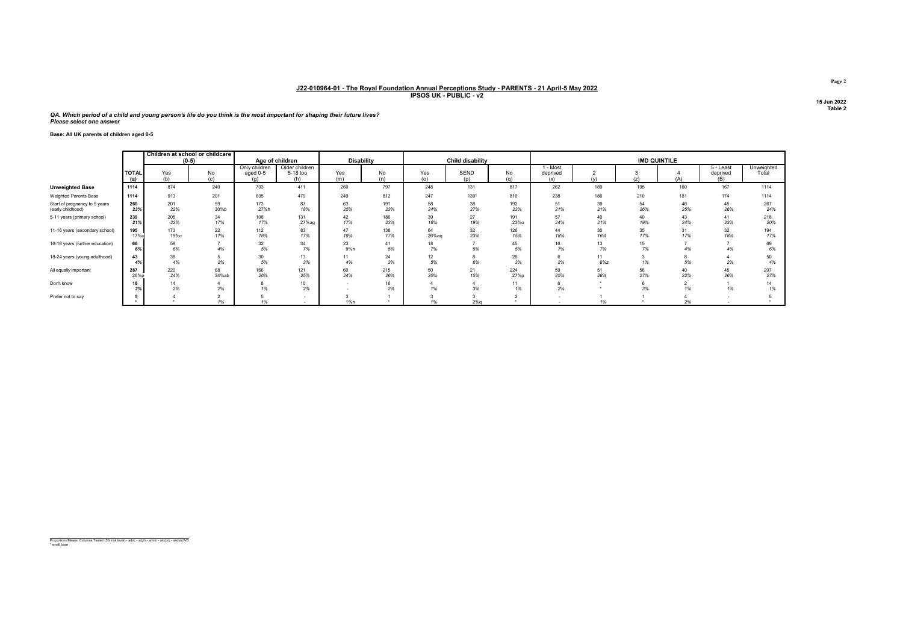**J22-010964-01 - The Royal Foundation Annual Perceptions Study - PARENTS - 21 April-5 May 2022**
**IPSOS UK - PUBLIC - v2**

15 Jun 2022
Table 2

*QA. Which period of a child and young person's life do you think is the most important for shaping their future lives?*
*Please select one answer*

**Base: All UK parents of children aged 0-5**

| | | Children at school or childcare (0-5) | | Age of children | | Disability | | Child disability | | | IMD QUINTILE | | | | | |
|---|---|---|---|---|---|---|---|---|---|---|---|---|---|---|---|---|
| | TOTAL (a) | Yes (b) | No (c) | Only children aged 0-5 (g) | Older children 5-18 too (h) | Yes (m) | No (n) | Yes (o) | SEND (p) | No (q) | 1 - Most deprived (x) | 2 (y) | 3 (z) | 4 (A) | 5 - Least deprived (B) | Unweighted Total |
| **Unweighted Base** | 1114 | 874 | 240 | 703 | 411 | 260 | 797 | 248 | 131 | 817 | 262 | 189 | 195 | 160 | 167 | 1114 |
| Weighted Parents Base | 1114 | 913 | 201 | 635 | 479 | 249 | 812 | 247 | 139* | 816 | 238 | 186 | 210 | 181 | 174 | 1114 |
| Start of pregnancy to 5 years (early childhood) | 260 | 201 | 59 | 173 | 87 | 63 | 191 | 58 | 38 | 192 | 51 | 39 | 54 | 46 | 45 | 267 |
| | 23% | 22% | 30%b | 27%h | 18% | 25% | 23% | 24% | 27% | 23% | 21% | 21% | 26% | 25% | 26% | 24% |
| 5-11 years (primary school) | 239 | 205 | 34 | 108 | 131 | 42 | 186 | 39 | 27 | 191 | 57 | 40 | 40 | 43 | 41 | 218 |
| | 21% | 22% | 17% | 17% | 27%ag | 17% | 23% | 16% | 19% | 23%o | 24% | 21% | 19% | 24% | 23% | 20% |
| 11-16 years (secondary school) | 195 | 173 | 22 | 112 | 83 | 47 | 138 | 64 | 32 | 126 | 44 | 30 | 35 | 31 | 32 | 194 |
| | 17%c | 19%c | 11% | 18% | 17% | 19% | 17% | 26%aq | 23% | 15% | 18% | 16% | 17% | 17% | 18% | 17% |
| 16-18 years (further education) | 66 | 59 | 7 | 32 | 34 | 23 | 41 | 18 | 7 | 45 | 16 | 13 | 15 | 7 | 7 | 69 |
| | 6% | 6% | 4% | 5% | 7% | 9%n | 5% | 7% | 5% | 5% | 7% | 7% | 7% | 4% | 4% | 6% |
| 18-24 years (young adulthood) | 43 | 38 | 5 | 30 | 13 | 11 | 24 | 12 | 8 | 26 | 6 | 11 | 3 | 8 | 4 | 50 |
| | 4% | 4% | 2% | 5% | 3% | 4% | 3% | 5% | 6% | 3% | 2% | 6%z | 1% | 5% | 2% | 4% |
| All equally important | 287 | 220 | 68 | 166 | 121 | 60 | 215 | 50 | 21 | 224 | 59 | 51 | 56 | 40 | 45 | 297 |
| | 26%p | 24% | 34%ab | 26% | 25% | 24% | 26% | 20% | 15% | 27%p | 25% | 28% | 27% | 22% | 26% | 27% |
| Don't know | 18 | 14 | 4 | 8 | 10 | - | 16 | 4 | 4 | 11 | 6 | * | 6 | 2 | 1 | 14 |
| | 2% | 2% | 2% | 1% | 2% | - | 2% | 1% | 3% | 1% | 2% | * | 3% | 1% | 1% | 1% |
| Prefer not to say | 5 | 4 | 2 | 5 | - | 3 | 1 | 3 | 3 | 2 | - | 1 | 1 | 4 | - | 5 |
| | * | * | 1% | 1% | - | 1%n | * | 1% | 2%q | * | - | 1% | * | 2% | - | * |

Proportions/Means: Columns Tested (5% risk level) - a/b/c - a/g/h - a/m/n - a/o/p/q - x/y/z/A/B
\* small base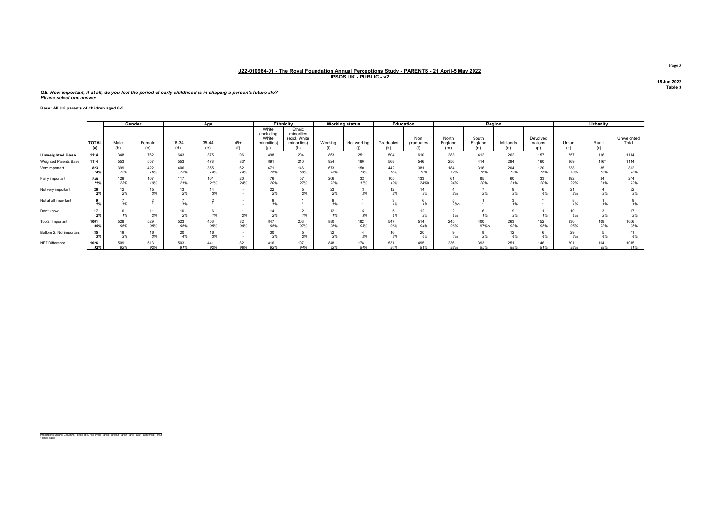## J22-010964-01 - The Royal Foundation Annual Perceptions Study - PARENTS - 21 April-5 May 2022
### IPSOS UK - PUBLIC - v2

15 Jun 2022
Table 3

***QB. How important, if at all, do you feel the period of early childhood is in shaping a person's future life?***
***Please select one answer***

**Base: All UK parents of children aged 0-5**

| | | Gender | | Age | | | Ethnicity | | Working status | | Education | | Region | | | | Urbanity | | |
|---|---|---|---|---|---|---|---|---|---|---|---|---|---|---|---|---|---|---|---|
| | TOTAL (a) | Male (b) | Female (c) | 16-34 (d) | 35-44 (e) | 45+ (f) | White (including White minorities) (g) | Ethnic minorities (excl. White minorities) (h) | Working (i) | Not working (j) | Graduates (k) | Non graduates (l) | North England (m) | South England (n) | Midlands (o) | Devolved nations (p) | Urban (q) | Rural (r) | Unweighted Total |
| **Unweighted Base** | 1114 | 348 | 762 | 643 | 375 | 96 | 898 | 204 | 863 | 251 | 504 | 610 | 283 | 412 | 262 | 157 | 857 | 116 | 1114 |
| Weighted Parents Base | 1114 | 553 | 557 | 553 | 478 | 83* | 891 | 210 | 924 | 190 | 568 | 546 | 256 | 414 | 284 | 160 | 869 | 116* | 1114 |
| Very important | 823 | 399 | 422 | 406 | 355 | 62 | 671 | 146 | 673 | 150 | 442 | 381 | 184 | 316 | 204 | 120 | 638 | 85 | 812 |
| | 74% | 72% | 76% | 73% | 74% | 74% | 75% | 69% | 73% | 79% | 78%l | 70% | 72% | 76% | 72% | 75% | 73% | 73% | 73% |
| Fairly important | 238 | 129 | 107 | 117 | 101 | 20 | 176 | 57 | 206 | 32 | 105 | 133 | 61 | 85 | 60 | 33 | 192 | 24 | 244 |
| | 21% | 23% | 19% | 21% | 21% | 24% | 20% | 27% | 22% | 17% | 19% | 24%k | 24% | 20% | 21% | 20% | 22% | 21% | 22% |
| Not very important | 26 | 12 | 15 | 13 | 14 | - | 22 | 5 | 23 | 3 | 12 | 14 | 4 | 7 | 9 | 6 | 21 | 4 | 32 |
| | 2% | 2% | 3% | 2% | 3% | - | 2% | 2% | 2% | 2% | 2% | 3% | 2% | 2% | 3% | 4% | 2% | 3% | 3% |
| Not at all important | 9 | 7 | 2 | 7 | 2 | - | 9 | * | 9 | * | 3 | 6 | 5 | 1 | 3 | * | 8 | 1 | 9 |
| | 1% | 1% | * | 1% | * | - | 1% | * | 1% | * | 1% | 1% | 2%n | * | 1% | * | 1% | 1% | 1% |
| Don't know | 17 | 6 | 11 | 10 | 6 | 1 | 14 | 2 | 12 | 5 | 5 | 12 | 2 | 6 | 9 | 1 | 10 | 3 | 17 |
| | 2% | 1% | 2% | 2% | 1% | 2% | 2% | 1% | 1% | 3% | 1% | 2% | 1% | 1% | 3% | 1% | 1% | 2% | 2% |
| Top 2: Important | 1061 | 528 | 529 | 523 | 456 | 82 | 847 | 203 | 880 | 182 | 547 | 514 | 245 | 400 | 263 | 152 | 830 | 109 | 1056 |
| | 95% | 95% | 95% | 95% | 95% | 98% | 95% | 97% | 95% | 95% | 96% | 94% | 96% | 97%o | 93% | 95% | 95% | 93% | 95% |
| Bottom 2: Not important | 35 | 19 | 16 | 20 | 16 | - | 30 | 5 | 32 | 4 | 16 | 20 | 9 | 8 | 12 | 6 | 29 | 5 | 41 |
| | 3% | 3% | 3% | 4% | 3% | - | 3% | 2% | 3% | 2% | 3% | 4% | 4% | 2% | 4% | 4% | 3% | 4% | 4% |
| NET Difference | 1026 | 509 | 513 | 503 | 441 | 82 | 816 | 197 | 848 | 178 | 531 | 495 | 236 | 393 | 251 | 146 | 801 | 104 | 1015 |
| | 92% | 92% | 92% | 91% | 92% | 98% | 92% | 94% | 92% | 94% | 94% | 91% | 92% | 95% | 88% | 91% | 92% | 89% | 91% |

Proportions/Means: Columns Tested (5% risk level) - a/b/c - a/d/e/f - a/g/h - a/i/j - a/k/l - a/m/n/o/p - a/q/r
* small base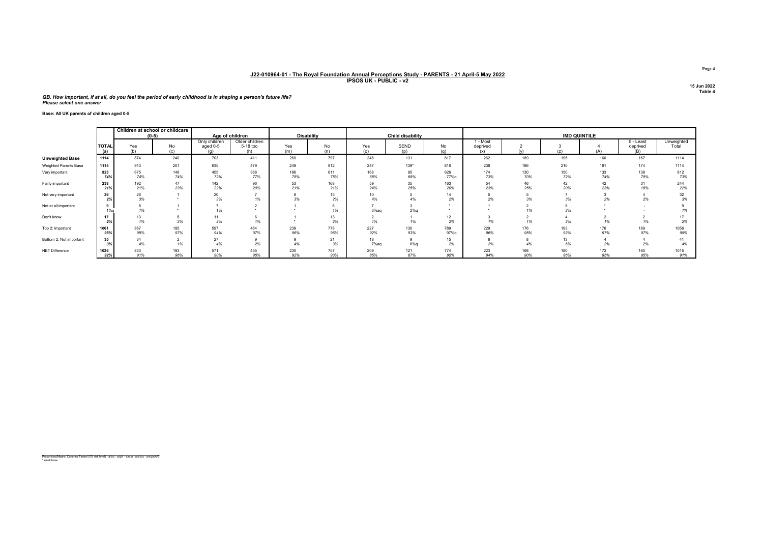**J22-010964-01 - The Royal Foundation Annual Perceptions Study - PARENTS - 21 April-5 May 2022**
**IPSOS UK - PUBLIC - v2**

15 Jun 2022
Table 4

***QB. How important, if at all, do you feel the period of early childhood is in shaping a person's future life?***
***Please select one answer***

**Base: All UK parents of children aged 0-5**

| | | Children at school or childcare (0-5) | | Age of children | | Disability | | Child disability | | | IMD QUINTILE | | | | | |
|---|---|---|---|---|---|---|---|---|---|---|---|---|---|---|---|---|
| | TOTAL (a) | Yes (b) | No (c) | Only children aged 0-5 (g) | Older children 5-18 too (h) | Yes (m) | No (n) | Yes (o) | SEND (p) | No (q) | 1 - Most deprived (x) | 2 (y) | 3 (z) | 4 (A) | 5 - Least deprived (B) | Unweighted Total |
| **Unweighted Base** | 1114 | 874 | 240 | 703 | 411 | 260 | 797 | 248 | 131 | 817 | 262 | 189 | 195 | 160 | 167 | 1114 |
| Weighted Parents Base | 1114 | 913 | 201 | 635 | 479 | 249 | 812 | 247 | 139* | 816 | 238 | 186 | 210 | 181 | 174 | 1114 |
| Very important | 823 | 675 | 148 | 455 | 368 | 186 | 611 | 168 | 95 | 626 | 174 | 130 | 150 | 133 | 138 | 812 |
| | 74% | 74% | 74% | 72% | 77% | 75% | 75% | 68% | 68% | 77%o | 73% | 70% | 72% | 74% | 79% | 73% |
| Fairly important | 238 | 192 | 47 | 142 | 96 | 53 | 168 | 59 | 35 | 163 | 54 | 46 | 42 | 42 | 31 | 244 |
| | 21% | 21% | 23% | 22% | 20% | 21% | 21% | 24% | 25% | 20% | 23% | 25% | 20% | 23% | 18% | 22% |
| Not very important | 26 | 26 | 1 | 20 | 7 | 8 | 15 | 10 | 5 | 14 | 5 | 5 | 7 | 3 | 4 | 32 |
| | 2% | 3% | * | 3% | 1% | 3% | 2% | 4% | 4% | 2% | 2% | 3% | 3% | 2% | 2% | 3% |
| Not at all important | 9 | 8 | 1 | 7 | 2 | 1 | 6 | 7 | 3 | * | 1 | 2 | 5 | * | - | 9 |
| | 1%q | 1% | * | 1% | * | * | 1% | 3%aq | 2%q | * | * | 1% | 2% | * | - | 1% |
| Don't know | 17 | 13 | 5 | 11 | 6 | 1 | 13 | 2 | 1 | 12 | 3 | 2 | 4 | 2 | 2 | 17 |
| | 2% | 1% | 2% | 2% | 1% | * | 2% | 1% | 1% | 2% | 1% | 1% | 2% | 1% | 1% | 2% |
| Top 2: Important | 1061 | 867 | 195 | 597 | 464 | 239 | 778 | 227 | 130 | 789 | 229 | 176 | 193 | 176 | 169 | 1056 |
| | 95% | 95% | 97% | 94% | 97% | 96% | 96% | 92% | 93% | 97%o | 96% | 95% | 92% | 97% | 97% | 95% |
| Bottom 2: Not important | 35 | 34 | 2 | 27 | 9 | 9 | 21 | 18 | 9 | 15 | 6 | 8 | 13 | 4 | 4 | 41 |
| | 3% | 4% | 1% | 4% | 2% | 4% | 3% | 7%aq | 6%q | 2% | 2% | 4% | 6% | 2% | 2% | 4% |
| NET Difference | 1026 | 833 | 193 | 571 | 455 | 230 | 757 | 209 | 121 | 774 | 223 | 168 | 180 | 172 | 165 | 1015 |
| | 92% | 91% | 96% | 90% | 95% | 92% | 93% | 85% | 87% | 95% | 94% | 90% | 86% | 95% | 95% | 91% |

Proportions/Means: Columns Tested (5% risk level) - a/b/c - a/g/h - a/m/n - a/o/p/q - a/x/y/z/A/B
\* small base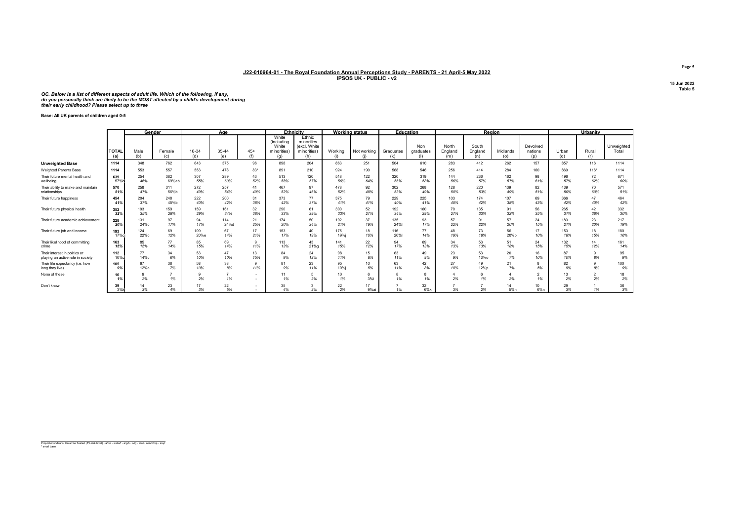## J22-010964-01 - The Royal Foundation Annual Perceptions Study - PARENTS - 21 April-5 May 2022

**IPSOS UK - PUBLIC - v2**

15 Jun 2022
Table 5

***QC. Below is a list of different aspects of adult life. Which of the following, if any, do you personally think are likely to be the MOST affected by a child's development during their early childhood? Please select up to three***

**Base: All UK parents of children aged 0-5**

| | | Gender | | Age | | | Ethnicity | | Working status | | Education | | Region | | | | Urbanity | | |
|---|---|---|---|---|---|---|---|---|---|---|---|---|---|---|---|---|---|---|---|
| | TOTAL (a) | Male (b) | Female (c) | 16-34 (d) | 35-44 (e) | 45+ (f) | White (including White minorities) (g) | Ethnic minorities (excl. White minorities) (h) | Working (i) | Not working (j) | Graduates (k) | Non graduates (l) | North England (m) | South England (n) | Midlands (o) | Devolved nations (p) | Urban (q) | Rural (r) | Unweighted Total |
| **Unweighted Base** | 1114 | 348 | 762 | 643 | 375 | 96 | 898 | 204 | 863 | 251 | 504 | 610 | 283 | 412 | 262 | 157 | 857 | 116 | 1114 |
| Weighted Parents Base | 1114 | 553 | 557 | 553 | 478 | 83* | 891 | 210 | 924 | 190 | 568 | 546 | 256 | 414 | 284 | 160 | 869 | 116* | 1114 |
| Their future mental health and wellbeing | 639<br>57%b | 254<br>46% | 382<br>69%ab | 307<br>55% | 289<br>60% | 43<br>52% | 513<br>58% | 120<br>57% | 518<br>56% | 122<br>64% | 320<br>56% | 319<br>58% | 144<br>56% | 236<br>57% | 162<br>57% | 98<br>61% | 496<br>57% | 72<br>62% | 671<br>60% |
| Their ability to make and maintain relationships | 570<br>51% | 258<br>47% | 311<br>56%b | 272<br>49% | 257<br>54% | 41<br>49% | 467<br>52% | 97<br>46% | 478<br>52% | 92<br>48% | 302<br>53% | 268<br>49% | 128<br>50% | 220<br>53% | 139<br>49% | 82<br>51% | 439<br>50% | 70<br>60% | 571<br>51% |
| Their future happiness | 454<br>41% | 204<br>37% | 248<br>45%b | 222<br>40% | 200<br>42% | 31<br>38% | 373<br>42% | 77<br>37% | 375<br>41% | 79<br>41% | 229<br>40% | 225<br>41% | 103<br>40% | 174<br>42% | 107<br>38% | 69<br>43% | 366<br>42% | 47<br>40% | 464<br>42% |
| Their future physical health | 352<br>32% | 193<br>35% | 159<br>28% | 159<br>29% | 161<br>34% | 32<br>38% | 290<br>33% | 61<br>29% | 300<br>33% | 52<br>27% | 192<br>34% | 160<br>29% | 70<br>27% | 135<br>33% | 91<br>32% | 56<br>35% | 265<br>31% | 42<br>36% | 332<br>30% |
| Their future academic achievement | 228<br>20% | 131<br>24%c | 97<br>17% | 94<br>17% | 114<br>24%d | 21<br>25% | 174<br>20% | 50<br>24% | 192<br>21% | 37<br>19% | 135<br>24%l | 93<br>17% | 57<br>22% | 91<br>22% | 57<br>20% | 24<br>15% | 183<br>21% | 23<br>20% | 217<br>19% |
| Their future job and income | 193<br>17%c | 124<br>22%c | 69<br>12% | 109<br>20%e | 67<br>14% | 17<br>21% | 153<br>17% | 40<br>19% | 175<br>19%j | 18<br>10% | 116<br>20%l | 77<br>14% | 48<br>19% | 73<br>18% | 56<br>20%p | 17<br>10% | 153<br>18% | 18<br>15% | 180<br>16% |
| Their likelihood of committing crime | 163<br>15% | 85<br>15% | 77<br>14% | 85<br>15% | 69<br>14% | 9<br>11% | 113<br>13% | 43<br>21%g | 141<br>15% | 22<br>12% | 94<br>17% | 69<br>13% | 34<br>13% | 53<br>13% | 51<br>18% | 24<br>15% | 132<br>15% | 14<br>12% | 161<br>14% |
| Their interest in politics or playing an active role in society | 112<br>10%c | 77<br>14%c | 34<br>6% | 53<br>10% | 47<br>10% | 13<br>15% | 84<br>9% | 24<br>12% | 98<br>11% | 15<br>8% | 63<br>11% | 49<br>9% | 23<br>9% | 53<br>13%o | 20<br>7% | 16<br>10% | 87<br>10% | 9<br>8% | 95<br>9% |
| Their life expectancy (i.e. how long they live) | 105<br>9% | 67<br>12%c | 38<br>7% | 58<br>10% | 38<br>8% | 9<br>11% | 81<br>9% | 23<br>11% | 95<br>10%j | 10<br>5% | 63<br>11% | 42<br>8% | 27<br>10% | 49<br>12%p | 21<br>7% | 8<br>5% | 82<br>9% | 9<br>8% | 100<br>9% |
| None of these | 16<br>1% | 9<br>2% | 7<br>1% | 9<br>2% | 7<br>1% | -<br>- | 11<br>1% | 5<br>2% | 10<br>1% | 6<br>3%i | 8<br>1% | 8<br>1% | 4<br>2% | 6<br>1% | 4<br>2% | 2<br>1% | 13<br>2% | 2<br>2% | 18<br>2% |
| Don't know | 39<br>3%k | 14<br>3% | 23<br>4% | 17<br>3% | 22<br>5% | -<br>- | 35<br>4% | 3<br>2% | 22<br>2% | 17<br>9%ai | 7<br>1% | 32<br>6%k | 7<br>3% | 7<br>2% | 14<br>5%n | 10<br>6%n | 29<br>3% | 1<br>1% | 36<br>3% |

Proportions/Means: Columns Tested (5% risk level) - a/b/c - a/d/e/f - a/g/h - a/i/j - a/k/l - a/m/n/o/p - a/q/r
* small base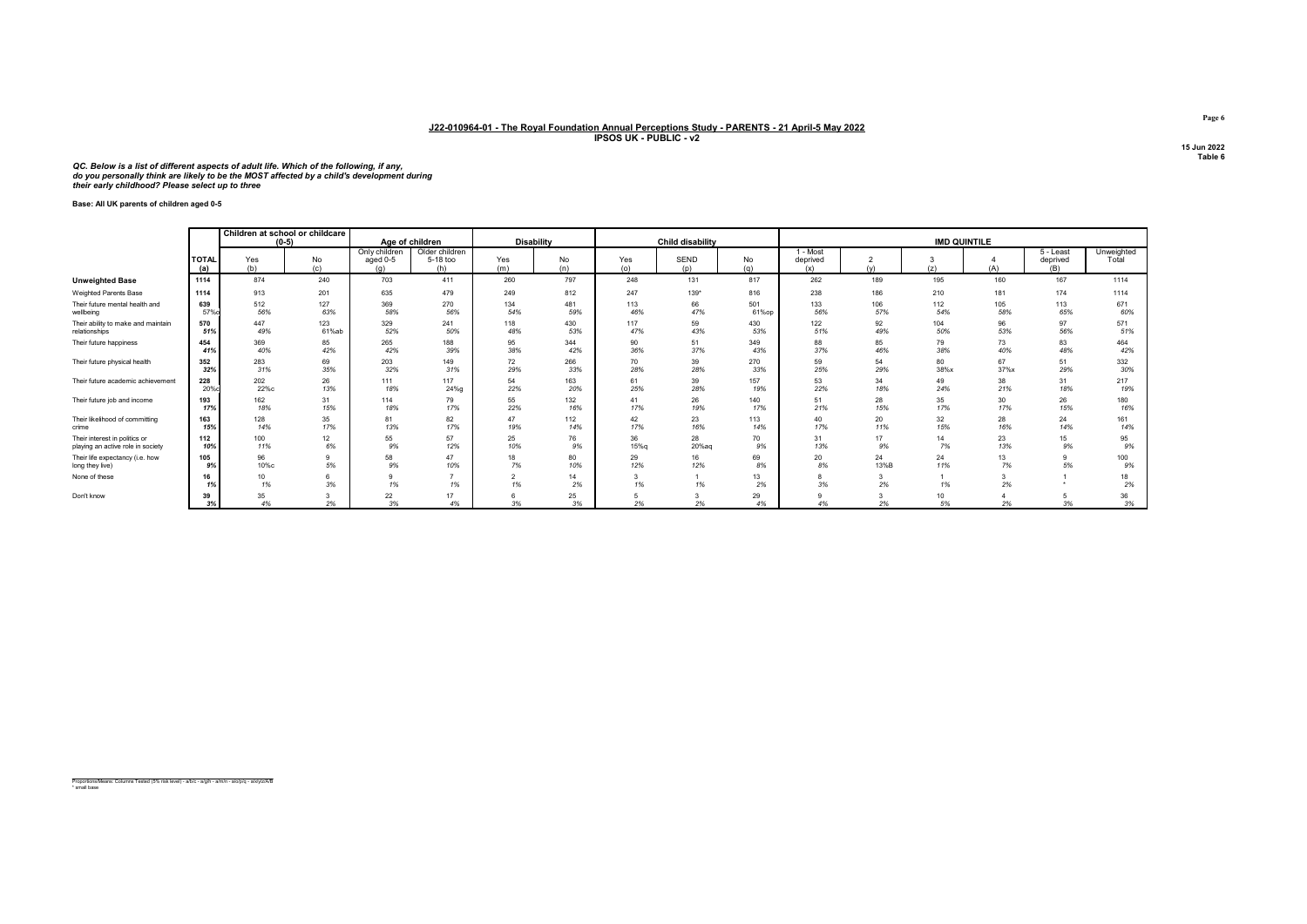**J22-010964-01 - The Royal Foundation Annual Perceptions Study - PARENTS - 21 April-5 May 2022**
**IPSOS UK - PUBLIC - v2**

15 Jun 2022
Table 6

***QC. Below is a list of different aspects of adult life. Which of the following, if any, do you personally think are likely to be the MOST affected by a child's development during their early childhood? Please select up to three***

**Base: All UK parents of children aged 0-5**

| | | Children at school or childcare (0-5) | | Age of children | | Disability | | Child disability | | | IMD QUINTILE | | | | | |
|---|---|---|---|---|---|---|---|---|---|---|---|---|---|---|---|---|
| | TOTAL (a) | Yes (b) | No (c) | Only children aged 0-5 (g) | Older children 5-18 too (h) | Yes (m) | No (n) | Yes (o) | SEND (p) | No (q) | 1 - Most deprived (x) | 2 (y) | 3 (z) | 4 (A) | 5 - Least deprived (B) | Unweighted Total |
| **Unweighted Base** | 1114 | 874 | 240 | 703 | 411 | 260 | 797 | 248 | 131 | 817 | 262 | 189 | 195 | 160 | 167 | 1114 |
| Weighted Parents Base | 1114 | 913 | 201 | 635 | 479 | 249 | 812 | 247 | 139* | 816 | 238 | 186 | 210 | 181 | 174 | 1114 |
| Their future mental health and wellbeing | 639<br>57%c | 512<br>56% | 127<br>63% | 369<br>58% | 270<br>56% | 134<br>54% | 481<br>59% | 113<br>46% | 66<br>47% | 501<br>61%op | 133<br>56% | 106<br>57% | 112<br>54% | 105<br>58% | 113<br>65% | 671<br>60% |
| Their ability to make and maintain relationships | 570<br>51% | 447<br>49% | 123<br>61%ab | 329<br>52% | 241<br>50% | 118<br>48% | 430<br>53% | 117<br>47% | 59<br>43% | 430<br>53% | 122<br>51% | 92<br>49% | 104<br>50% | 96<br>53% | 97<br>56% | 571<br>51% |
| Their future happiness | 454<br>41% | 369<br>40% | 85<br>42% | 265<br>42% | 188<br>39% | 95<br>38% | 344<br>42% | 90<br>36% | 51<br>37% | 349<br>43% | 88<br>37% | 85<br>46% | 79<br>38% | 73<br>40% | 83<br>48% | 464<br>42% |
| Their future physical health | 352<br>32% | 283<br>31% | 69<br>35% | 203<br>32% | 149<br>31% | 72<br>29% | 266<br>33% | 70<br>28% | 39<br>28% | 270<br>33% | 59<br>25% | 54<br>29% | 80<br>38%x | 67<br>37%x | 51<br>29% | 332<br>30% |
| Their future academic achievement | 228<br>20%c | 202<br>22%c | 26<br>13% | 111<br>18% | 117<br>24%g | 54<br>22% | 163<br>20% | 61<br>25% | 39<br>28% | 157<br>19% | 53<br>22% | 34<br>18% | 49<br>24% | 38<br>21% | 31<br>18% | 217<br>19% |
| Their future job and income | 193<br>17% | 162<br>18% | 31<br>15% | 114<br>18% | 79<br>17% | 55<br>22% | 132<br>16% | 41<br>17% | 26<br>19% | 140<br>17% | 51<br>21% | 28<br>15% | 35<br>17% | 30<br>17% | 26<br>15% | 180<br>16% |
| Their likelihood of committing crime | 163<br>15% | 128<br>14% | 35<br>17% | 81<br>13% | 82<br>17% | 47<br>19% | 112<br>14% | 42<br>17% | 23<br>16% | 113<br>14% | 40<br>17% | 20<br>11% | 32<br>15% | 28<br>16% | 24<br>14% | 161<br>14% |
| Their interest in politics or playing an active role in society | 112<br>10% | 100<br>11% | 12<br>6% | 55<br>9% | 57<br>12% | 25<br>10% | 76<br>9% | 36<br>15%q | 28<br>20%aq | 70<br>9% | 31<br>13% | 17<br>9% | 14<br>7% | 23<br>13% | 15<br>9% | 95<br>9% |
| Their life expectancy (i.e. how long they live) | 105<br>9% | 96<br>10%c | 9<br>5% | 58<br>9% | 47<br>10% | 18<br>7% | 80<br>10% | 29<br>12% | 16<br>12% | 69<br>8% | 20<br>8% | 24<br>13%B | 24<br>11% | 13<br>7% | 9<br>5% | 100<br>9% |
| None of these | 16<br>1% | 10<br>1% | 6<br>3% | 9<br>1% | 7<br>1% | 2<br>1% | 14<br>2% | 3<br>1% | 1<br>1% | 13<br>2% | 8<br>3% | 3<br>2% | 1<br>1% | 3<br>2% | 1<br>* | 18<br>2% |
| Don't know | 39<br>3% | 35<br>4% | 3<br>2% | 22<br>3% | 17<br>4% | 6<br>3% | 25<br>3% | 5<br>2% | 3<br>2% | 29<br>4% | 9<br>4% | 3<br>2% | 10<br>5% | 4<br>2% | 5<br>3% | 36<br>3% |

Proportions/Means: Columns Tested (5% risk level) - a/b/c - a/g/h - a/m/n - a/o/p/q - x/y/z/A/B
* small base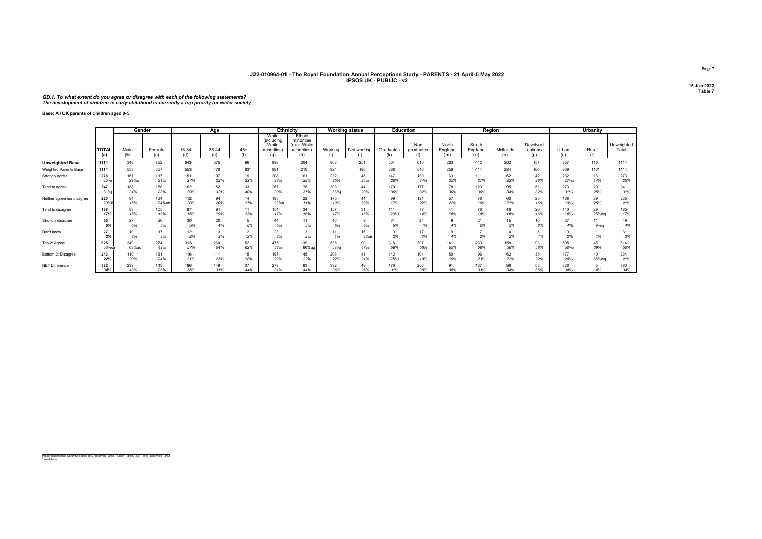## J22-010964-01 - The Royal Foundation Annual Perceptions Study - PARENTS - 21 April-5 May 2022
### IPSOS UK - PUBLIC - v2

15 Jun 2022
Table 7

*QD.1. To what extent do you agree or disagree with each of the following statements?*
*The development of children in early childhood is currently a top priority for wider society*

Base: All UK parents of children aged 0-5

| | | Gender | | Age | | | Ethnicity | | Working status | | Education | | Region | | | | Urbanity | | |
|---|---|---|---|---|---|---|---|---|---|---|---|---|---|---|---|---|---|---|---|
| | TOTAL (a) | Male (b) | Female (c) | 16-34 (d) | 35-44 (e) | 45+ (f) | White (including White minorities) (g) | Ethnic minorities (excl. White minorities) (h) | Working (i) | Not working (j) | Graduates (k) | Non graduates (l) | North England (m) | South England (n) | Midlands (o) | Devolved nations (p) | Urban (q) | Rural (r) | Unweighted Total |
| **Unweighted Base** | 1114 | 348 | 762 | 643 | 375 | 96 | 898 | 204 | 863 | 251 | 504 | 610 | 283 | 412 | 262 | 157 | 857 | 116 | 1114 |
| Weighted Parents Base | 1114 | 553 | 557 | 553 | 478 | 83* | 891 | 210 | 924 | 190 | 568 | 546 | 256 | 414 | 284 | 160 | 869 | 116* | 1114 |
| Strongly agree | 278 | 161 | 117 | 151 | 107 | 19 | 208 | 61 | 232 | 45 | 147 | 130 | 63 | 111 | 62 | 42 | 232 | 16 | 273 |
| | 25%r | 29%c | 21% | 27% | 22% | 23% | 23% | 29% | 25% | 24% | 26% | 24% | 25% | 27% | 22% | 26% | 27%r | 14% | 25% |
| Tend to agree | 347 | 188 | 158 | 162 | 152 | 33 | 267 | 78 | 303 | 44 | 170 | 177 | 78 | 123 | 95 | 51 | 273 | 29 | 341 |
| | 31%j | 34% | 28% | 29% | 32% | 40% | 30% | 37% | 33%j | 23% | 30% | 32% | 30% | 30% | 34% | 32% | 31% | 25% | 31% |
| Neither agree nor disagree | 220 | 84 | 134 | 112 | 94 | 14 | 195 | 22 | 175 | 44 | 99 | 121 | 57 | 78 | 60 | 25 | 168 | 29 | 235 |
| | 20%h | 15% | 24%ab | 20% | 20% | 17% | 22%h | 11% | 19% | 23% | 17% | 22% | 22% | 19% | 21% | 16% | 19% | 25% | 21% |
| Tend to disagree | 188 | 83 | 105 | 87 | 91 | 11 | 154 | 34 | 157 | 31 | 111 | 77 | 41 | 76 | 46 | 26 | 140 | 29 | 185 |
| | 17% | 15% | 19% | 16% | 19% | 13% | 17% | 16% | 17% | 16% | 20%l | 14% | 16% | 18% | 16% | 16% | 16% | 25%aq | 17% |
| Strongly disagree | 55 | 27 | 26 | 30 | 20 | 5 | 44 | 11 | 46 | 9 | 31 | 24 | 9 | 21 | 15 | 10 | 37 | 11 | 49 |
| | 5% | 5% | 5% | 5% | 4% | 6% | 5% | 5% | 5% | 5% | 5% | 4% | 4% | 5% | 5% | 6% | 4% | 9%q | 4% |
| Don't know | 27 | 10 | 17 | 12 | 13 | 2 | 23 | 3 | 11 | 16 | 9 | 17 | 9 | 7 | 4 | 6 | 19 | 1 | 31 |
| | 2% | 2% | 3% | 2% | 3% | 2% | 3% | 2% | 1% | 8%ai | 2% | 3% | 4% | 2% | 2% | 4% | 2% | 1% | 3% |
| Top 2: Agree | 625 | 349 | 274 | 313 | 260 | 52 | 475 | 139 | 535 | 90 | 318 | 307 | 141 | 233 | 158 | 93 | 505 | 45 | 614 |
| | 56%cr | 63%ac | 49% | 57% | 54% | 62% | 53% | 66%ag | 58%j | 47% | 56% | 56% | 55% | 56% | 56% | 58% | 58%r | 39% | 55% |
| Bottom 2: Disagree | 243 | 110 | 131 | 116 | 111 | 15 | 197 | 45 | 203 | 41 | 142 | 101 | 50 | 96 | 62 | 35 | 177 | 40 | 234 |
| | 22% | 20% | 24% | 21% | 23% | 18% | 22% | 22% | 22% | 21% | 25%l | 18% | 19% | 23% | 22% | 22% | 20% | 35%aq | 21% |
| NET Difference | 382 | 239 | 143 | 196 | 149 | 37 | 278 | 93 | 332 | 49 | 176 | 206 | 91 | 137 | 96 | 58 | 328 | 5 | 380 |
| | 34% | 43% | 26% | 36% | 31% | 44% | 31% | 44% | 36% | 26% | 31% | 38% | 35% | 33% | 34% | 36% | 38% | 4% | 34% |

Proportions/Means: Columns Tested (5% risk level) - a/b/c - a/d/e/f - a/g/h - a/i/j - a/k/l - a/m/n/o/p - a/q/r
* small base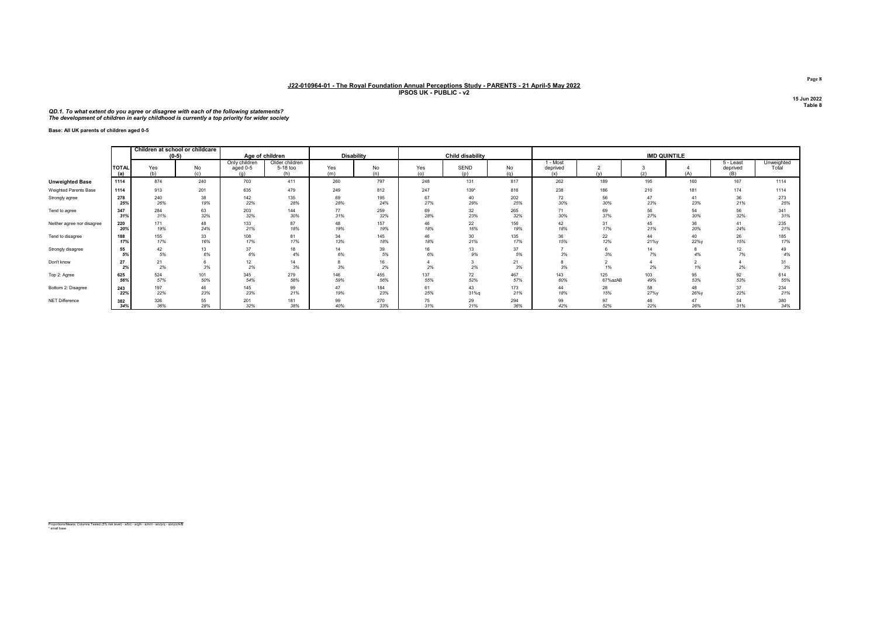**J22-010964-01 - The Royal Foundation Annual Perceptions Study - PARENTS - 21 April-5 May 2022**
**IPSOS UK - PUBLIC - v2**

15 Jun 2022
Table 8

***QD.1. To what extent do you agree or disagree with each of the following statements?***
***The development of children in early childhood is currently a top priority for wider society***

**Base: All UK parents of children aged 0-5**

| | | Children at school or childcare (0-5) | | Age of children | | Disability | | Child disability | | | IMD QUINTILE | | | | | |
|---|---|---|---|---|---|---|---|---|---|---|---|---|---|---|---|---|
| | TOTAL (a) | Yes (b) | No (c) | Only children aged 0-5 (g) | Older children 5-18 too (h) | Yes (m) | No (n) | Yes (o) | SEND (p) | No (q) | 1 - Most deprived (x) | 2 (y) | 3 (z) | 4 (A) | 5 - Least deprived (B) | Unweighted Total |
| **Unweighted Base** | 1114 | 874 | 240 | 703 | 411 | 260 | 797 | 248 | 131 | 817 | 262 | 189 | 195 | 160 | 167 | 1114 |
| Weighted Parents Base | 1114 | 913 | 201 | 635 | 479 | 249 | 812 | 247 | 139* | 816 | 238 | 186 | 210 | 181 | 174 | 1114 |
| Strongly agree | 278 | 240 | 38 | 142 | 135 | 69 | 195 | 67 | 40 | 202 | 72 | 56 | 47 | 41 | 36 | 273 |
| | 25% | 26% | 19% | 22% | 28% | 28% | 24% | 27% | 29% | 25% | 30% | 30% | 23% | 23% | 21% | 25% |
| Tend to agree | 347 | 284 | 63 | 203 | 144 | 77 | 259 | 69 | 32 | 265 | 71 | 69 | 56 | 54 | 56 | 341 |
| | 31% | 31% | 32% | 32% | 30% | 31% | 32% | 28% | 23% | 32% | 30% | 37% | 27% | 30% | 32% | 31% |
| Neither agree nor disagree | 220 | 171 | 48 | 133 | 87 | 48 | 157 | 46 | 22 | 156 | 42 | 31 | 45 | 36 | 41 | 235 |
| | 20% | 19% | 24% | 21% | 18% | 19% | 19% | 18% | 16% | 19% | 18% | 17% | 21% | 20% | 24% | 21% |
| Tend to disagree | 188 | 155 | 33 | 108 | 81 | 34 | 145 | 46 | 30 | 135 | 36 | 22 | 44 | 40 | 26 | 185 |
| | 17% | 17% | 16% | 17% | 17% | 13% | 18% | 18% | 21% | 17% | 15% | 12% | 21%y | 22%y | 15% | 17% |
| Strongly disagree | 55 | 42 | 13 | 37 | 18 | 14 | 39 | 16 | 13 | 37 | 7 | 6 | 14 | 8 | 12 | 49 |
| | 5% | 5% | 6% | 6% | 4% | 6% | 5% | 6% | 9% | 5% | 3% | 3% | 7% | 4% | 7% | 4% |
| Don't know | 27 | 21 | 6 | 12 | 14 | 8 | 16 | 4 | 3 | 21 | 8 | 2 | 4 | 2 | 4 | 31 |
| | 2% | 2% | 3% | 2% | 3% | 3% | 2% | 2% | 2% | 3% | 3% | 1% | 2% | 1% | 2% | 3% |
| Top 2: Agree | 625 | 524 | 101 | 345 | 279 | 146 | 455 | 137 | 72 | 467 | 143 | 125 | 103 | 95 | 92 | 614 |
| | 56% | 57% | 50% | 54% | 58% | 59% | 56% | 55% | 52% | 57% | 60% | 67%azAB | 49% | 53% | 53% | 55% |
| Bottom 2: Disagree | 243 | 197 | 46 | 145 | 99 | 47 | 184 | 61 | 43 | 173 | 44 | 28 | 58 | 48 | 37 | 234 |
| | 22% | 22% | 23% | 23% | 21% | 19% | 23% | 25% | 31%q | 21% | 18% | 15% | 27%y | 26%y | 22% | 21% |
| NET Difference | 382 | 326 | 55 | 201 | 181 | 99 | 270 | 75 | 29 | 294 | 99 | 97 | 46 | 47 | 54 | 380 |
| | 34% | 36% | 28% | 32% | 38% | 40% | 33% | 31% | 21% | 36% | 42% | 52% | 22% | 26% | 31% | 34% |

Proportions/Means: Columns Tested (5% risk level) - a/b/c - a/g/h - a/m/n - a/o/p/q - a/x/y/z/A/B
* small base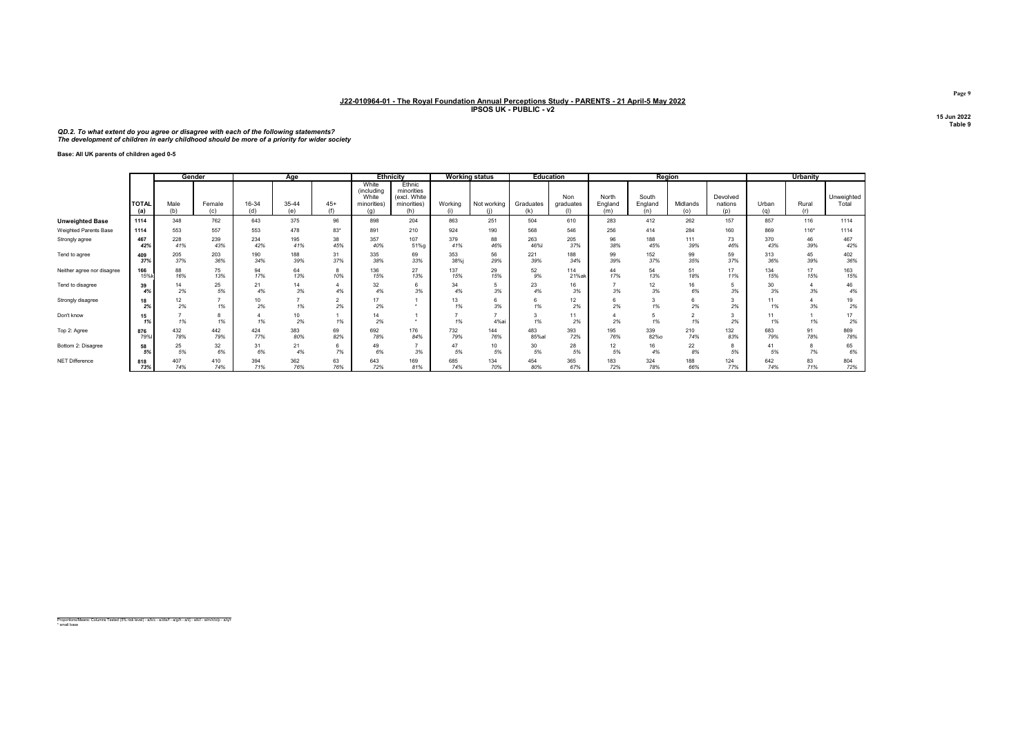**J22-010964-01 - The Royal Foundation Annual Perceptions Study - PARENTS - 21 April-5 May 2022**
**IPSOS UK - PUBLIC - v2**

15 Jun 2022
Table 9

*QD.2. To what extent do you agree or disagree with each of the following statements?*
*The development of children in early childhood should be more of a priority for wider society*

**Base: All UK parents of children aged 0-5**

| | | Gender | | Age | | | Ethnicity | | Working status | | Education | | Region | | | | Urbanity | | |
|---|---|---|---|---|---|---|---|---|---|---|---|---|---|---|---|---|---|---|---|
| | TOTAL (a) | Male (b) | Female (c) | 16-34 (d) | 35-44 (e) | 45+ (f) | White (including White minorities) (g) | Ethnic minorities (excl. White minorities) (h) | Working (i) | Not working (j) | Graduates (k) | Non graduates (l) | North England (m) | South England (n) | Midlands (o) | Devolved nations (p) | Urban (q) | Rural (r) | Unweighted Total |
| **Unweighted Base** | 1114 | 348 | 762 | 643 | 375 | 96 | 898 | 204 | 863 | 251 | 504 | 610 | 283 | 412 | 262 | 157 | 857 | 116 | 1114 |
| Weighted Parents Base | 1114 | 553 | 557 | 553 | 478 | 83* | 891 | 210 | 924 | 190 | 568 | 546 | 256 | 414 | 284 | 160 | 869 | 116* | 1114 |
| Strongly agree | 467 | 228 | 239 | 234 | 195 | 38 | 357 | 107 | 379 | 88 | 263 | 205 | 96 | 188 | 111 | 73 | 370 | 46 | 467 |
| | 42% | 41% | 43% | 42% | 41% | 45% | 40% | 51%g | 41% | 46% | 46%l | 37% | 38% | 45% | 39% | 46% | 43% | 39% | 42% |
| Tend to agree | 409 | 205 | 203 | 190 | 188 | 31 | 335 | 69 | 353 | 56 | 221 | 188 | 99 | 152 | 99 | 59 | 313 | 45 | 402 |
| | 37% | 37% | 36% | 34% | 39% | 37% | 38% | 33% | 38%j | 29% | 39% | 34% | 39% | 37% | 35% | 37% | 36% | 39% | 36% |
| Neither agree nor disagree | 166 | 88 | 75 | 94 | 64 | 8 | 136 | 27 | 137 | 29 | 52 | 114 | 44 | 54 | 51 | 17 | 134 | 17 | 163 |
| | 15%k | 16% | 13% | 17% | 13% | 10% | 15% | 13% | 15% | 15% | 9% | 21%ak | 17% | 13% | 18% | 11% | 15% | 15% | 15% |
| Tend to disagree | 39 | 14 | 25 | 21 | 14 | 4 | 32 | 6 | 34 | 5 | 23 | 16 | 7 | 12 | 16 | 5 | 30 | 4 | 46 |
| | 4% | 2% | 5% | 4% | 3% | 4% | 4% | 3% | 4% | 3% | 4% | 3% | 3% | 3% | 6% | 3% | 3% | 3% | 4% |
| Strongly disagree | 18 | 12 | 7 | 10 | 7 | 2 | 17 | 1 | 13 | 6 | 6 | 12 | 6 | 3 | 6 | 3 | 11 | 4 | 19 |
| | 2% | 2% | 1% | 2% | 1% | 2% | 2% | * | 1% | 3% | 1% | 2% | 2% | 1% | 2% | 2% | 1% | 3% | 2% |
| Don't know | 15 | 7 | 8 | 4 | 10 | 1 | 14 | 1 | 7 | 7 | 3 | 11 | 4 | 5 | 2 | 3 | 11 | 1 | 17 |
| | 1% | 1% | 1% | 1% | 2% | 1% | 2% | * | 1% | 4%ai | 1% | 2% | 2% | 1% | 1% | 2% | 1% | 1% | 2% |
| Top 2: Agree | 876 | 432 | 442 | 424 | 383 | 69 | 692 | 176 | 732 | 144 | 483 | 393 | 195 | 339 | 210 | 132 | 683 | 91 | 869 |
| | 79%l | 78% | 79% | 77% | 80% | 82% | 78% | 84% | 79% | 76% | 85%al | 72% | 76% | 82%o | 74% | 83% | 79% | 78% | 78% |
| Bottom 2: Disagree | 58 | 25 | 32 | 31 | 21 | 6 | 49 | 7 | 47 | 10 | 30 | 28 | 12 | 16 | 22 | 8 | 41 | 8 | 65 |
| | 5% | 5% | 6% | 6% | 4% | 7% | 6% | 3% | 5% | 5% | 5% | 5% | 5% | 4% | 8% | 5% | 5% | 7% | 6% |
| NET Difference | 818 | 407 | 410 | 394 | 362 | 63 | 643 | 169 | 685 | 134 | 454 | 365 | 183 | 324 | 188 | 124 | 642 | 83 | 804 |
| | 73% | 74% | 74% | 71% | 76% | 76% | 72% | 81% | 74% | 70% | 80% | 67% | 72% | 78% | 66% | 77% | 74% | 71% | 72% |

Proportions/Means: Columns Tested (5% risk level) - a/b/c - a/d/e/f - a/g/h - a/i/j - a/k/l - a/m/n/o/p - a/q/r
* small base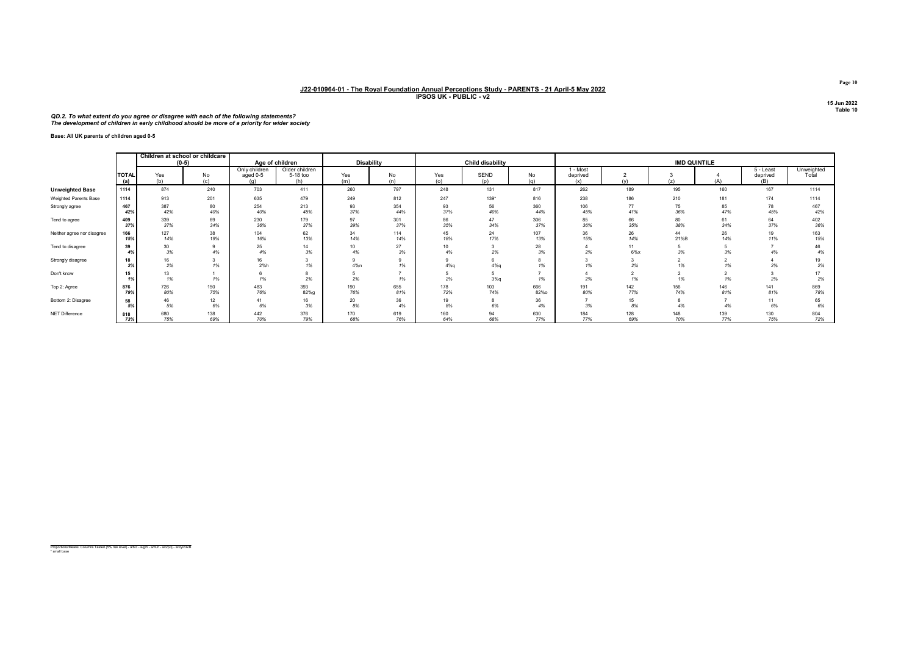**J22-010964-01 - The Royal Foundation Annual Perceptions Study - PARENTS - 21 April-5 May 2022**
**IPSOS UK - PUBLIC - v2**

15 Jun 2022
Table 10

***QD.2. To what extent do you agree or disagree with each of the following statements?***
***The development of children in early childhood should be more of a priority for wider society***

**Base: All UK parents of children aged 0-5**

| | | Children at school or childcare (0-5) | | Age of children | | Disability | | Child disability | | | IMD QUINTILE | | | | | |
|---|---|---|---|---|---|---|---|---|---|---|---|---|---|---|---|---|
| | TOTAL (a) | Yes (b) | No (c) | Only children aged 0-5 (g) | Older children 5-18 too (h) | Yes (m) | No (n) | Yes (o) | SEND (p) | No (q) | 1 - Most deprived (x) | 2 (y) | 3 (z) | 4 (A) | 5 - Least deprived (B) | Unweighted Total |
| **Unweighted Base** | 1114 | 874 | 240 | 703 | 411 | 260 | 797 | 248 | 131 | 817 | 262 | 189 | 195 | 160 | 167 | 1114 |
| Weighted Parents Base | 1114 | 913 | 201 | 635 | 479 | 249 | 812 | 247 | 139* | 816 | 238 | 186 | 210 | 181 | 174 | 1114 |
| Strongly agree | 467 | 387 | 80 | 254 | 213 | 93 | 354 | 93 | 56 | 360 | 106 | 77 | 75 | 85 | 78 | 467 |
| | 42% | 42% | 40% | 40% | 45% | 37% | 44% | 37% | 40% | 44% | 45% | 41% | 36% | 47% | 45% | 42% |
| Tend to agree | 409 | 339 | 69 | 230 | 179 | 97 | 301 | 86 | 47 | 306 | 85 | 66 | 80 | 61 | 64 | 402 |
| | 37% | 37% | 34% | 36% | 37% | 39% | 37% | 35% | 34% | 37% | 36% | 35% | 38% | 34% | 37% | 36% |
| Neither agree nor disagree | 166 | 127 | 38 | 104 | 62 | 34 | 114 | 45 | 24 | 107 | 36 | 26 | 44 | 26 | 19 | 163 |
| | 15% | 14% | 19% | 16% | 13% | 14% | 14% | 18% | 17% | 13% | 15% | 14% | 21%B | 14% | 11% | 15% |
| Tend to disagree | 39 | 30 | 9 | 25 | 14 | 10 | 27 | 10 | 3 | 28 | 4 | 11 | 5 | 5 | 7 | 46 |
| | 4% | 3% | 4% | 4% | 3% | 4% | 3% | 4% | 2% | 3% | 2% | 6%x | 3% | 3% | 4% | 4% |
| Strongly disagree | 18 | 16 | 3 | 16 | 3 | 9 | 9 | 9 | 6 | 8 | 3 | 3 | 2 | 2 | 4 | 19 |
| | 2% | 2% | 1% | 2%h | 1% | 4%n | 1% | 4%q | 4%q | 1% | 1% | 2% | 1% | 1% | 2% | 2% |
| Don't know | 15 | 13 | 1 | 6 | 8 | 5 | 7 | 5 | 5 | 7 | 4 | 2 | 2 | 2 | 3 | 17 |
| | 1% | 1% | 1% | 1% | 2% | 2% | 1% | 2% | 3%q | 1% | 2% | 1% | 1% | 1% | 2% | 2% |
| Top 2: Agree | 876 | 726 | 150 | 483 | 393 | 190 | 655 | 178 | 103 | 666 | 191 | 142 | 156 | 146 | 141 | 869 |
| | 79% | 80% | 75% | 76% | 82%g | 76% | 81% | 72% | 74% | 82%o | 80% | 77% | 74% | 81% | 81% | 78% |
| Bottom 2: Disagree | 58 | 46 | 12 | 41 | 16 | 20 | 36 | 19 | 8 | 36 | 7 | 15 | 8 | 7 | 11 | 65 |
| | 5% | 5% | 6% | 6% | 3% | 8% | 4% | 8% | 6% | 4% | 3% | 8% | 4% | 4% | 6% | 6% |
| NET Difference | 818 | 680 | 138 | 442 | 376 | 170 | 619 | 160 | 94 | 630 | 184 | 128 | 148 | 139 | 130 | 804 |
| | 73% | 75% | 69% | 70% | 79% | 68% | 76% | 64% | 68% | 77% | 77% | 69% | 70% | 77% | 75% | 72% |

Proportions/Means: Columns Tested (5% risk level) - a/b/c - a/g/h - a/m/n - a/o/p/q - x/y/z/A/B
* small base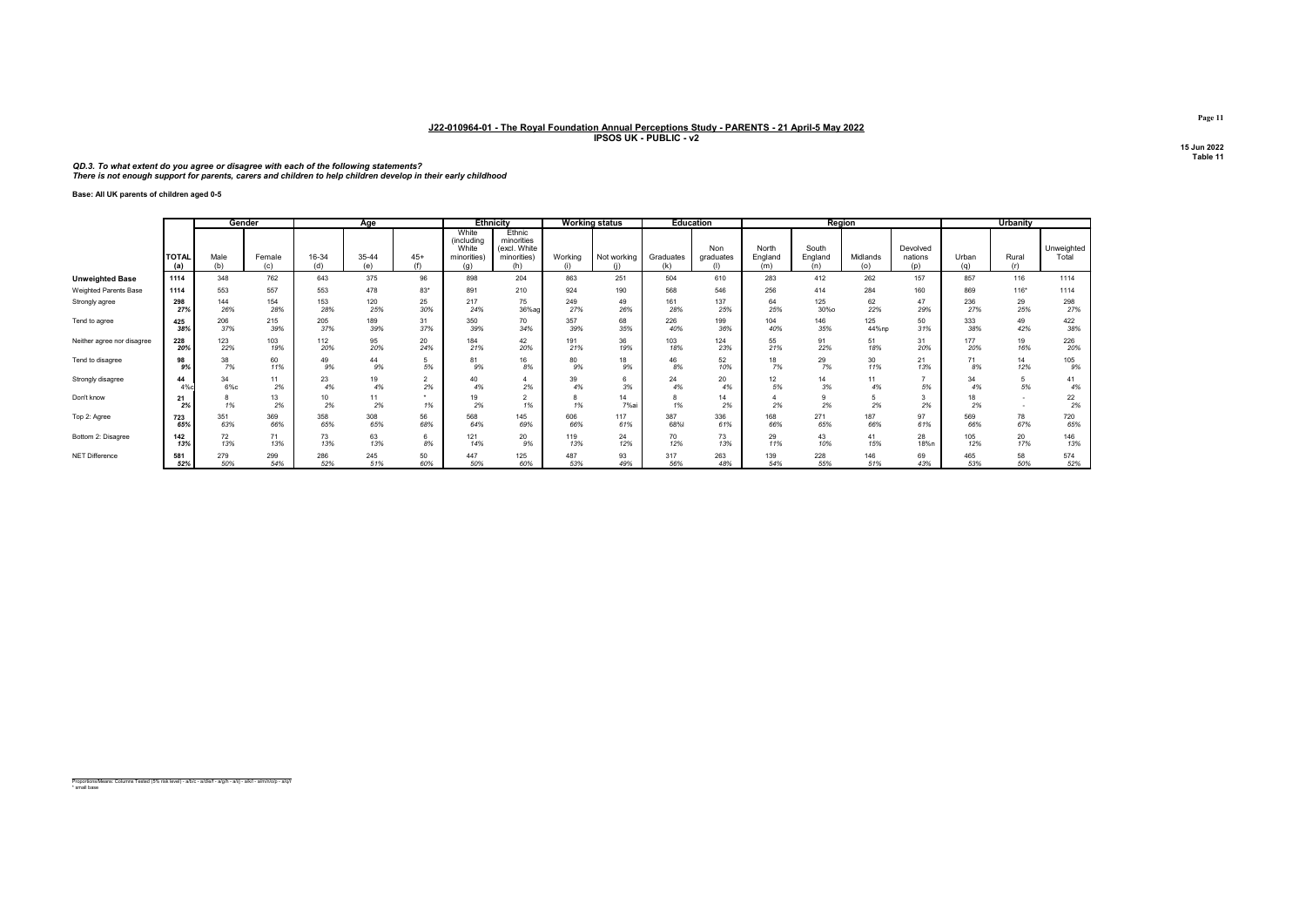**J22-010964-01 - The Royal Foundation Annual Perceptions Study - PARENTS - 21 April-5 May 2022**
**IPSOS UK - PUBLIC - v2**

15 Jun 2022
Table 11

*QD.3. To what extent do you agree or disagree with each of the following statements?*
*There is not enough support for parents, carers and children to help children develop in their early childhood*

**Base: All UK parents of children aged 0-5**

| | | Gender | | Age | | | Ethnicity | | Working status | | Education | | Region | | | | Urbanity | | |
|---|---|---|---|---|---|---|---|---|---|---|---|---|---|---|---|---|---|---|---|
| | TOTAL (a) | Male (b) | Female (c) | 16-34 (d) | 35-44 (e) | 45+ (f) | White (including White minorities) (g) | Ethnic minorities (excl. White minorities) (h) | Working (i) | Not working (j) | Graduates (k) | Non graduates (l) | North England (m) | South England (n) | Midlands (o) | Devolved nations (p) | Urban (q) | Rural (r) | Unweighted Total |
| **Unweighted Base** | 1114 | 348 | 762 | 643 | 375 | 96 | 898 | 204 | 863 | 251 | 504 | 610 | 283 | 412 | 262 | 157 | 857 | 116 | 1114 |
| Weighted Parents Base | 1114 | 553 | 557 | 553 | 478 | 83* | 891 | 210 | 924 | 190 | 568 | 546 | 256 | 414 | 284 | 160 | 869 | 116* | 1114 |
| Strongly agree | 298 | 144 | 154 | 153 | 120 | 25 | 217 | 75 | 249 | 49 | 161 | 137 | 64 | 125 | 62 | 47 | 236 | 29 | 298 |
| | 27% | 26% | 28% | 28% | 25% | 30% | 24% | 36%ag | 27% | 26% | 28% | 25% | 25% | 30%o | 22% | 29% | 27% | 25% | 27% |
| Tend to agree | 425 | 206 | 215 | 205 | 189 | 31 | 350 | 70 | 357 | 68 | 226 | 199 | 104 | 146 | 125 | 50 | 333 | 49 | 422 |
| | 38% | 37% | 39% | 37% | 39% | 37% | 39% | 34% | 39% | 35% | 40% | 36% | 40% | 35% | 44%np | 31% | 38% | 42% | 38% |
| Neither agree nor disagree | 228 | 123 | 103 | 112 | 95 | 20 | 184 | 42 | 191 | 36 | 103 | 124 | 55 | 91 | 51 | 31 | 177 | 19 | 226 |
| | 20% | 22% | 19% | 20% | 20% | 24% | 21% | 20% | 21% | 19% | 18% | 23% | 21% | 22% | 18% | 20% | 20% | 16% | 20% |
| Tend to disagree | 98 | 38 | 60 | 49 | 44 | 5 | 81 | 16 | 80 | 18 | 46 | 52 | 18 | 29 | 30 | 21 | 71 | 14 | 105 |
| | 9% | 7% | 11% | 9% | 9% | 5% | 9% | 8% | 9% | 9% | 8% | 10% | 7% | 7% | 11% | 13% | 8% | 12% | 9% |
| Strongly disagree | 44 | 34 | 11 | 23 | 19 | 2 | 40 | 4 | 39 | 6 | 24 | 20 | 12 | 14 | 11 | 7 | 34 | 5 | 41 |
| | 4%c | 6%c | 2% | 4% | 4% | 2% | 4% | 2% | 4% | 3% | 4% | 4% | 5% | 3% | 4% | 5% | 4% | 5% | 4% |
| Don't know | 21 | 8 | 13 | 10 | 11 | * | 19 | 2 | 8 | 14 | 8 | 14 | 4 | 9 | 5 | 3 | 18 | - | 22 |
| | 2% | 1% | 2% | 2% | 2% | 1% | 2% | 1% | 1% | 7%ai | 1% | 2% | 2% | 2% | 2% | 2% | 2% | - | 2% |
| Top 2: Agree | 723 | 351 | 369 | 358 | 308 | 56 | 568 | 145 | 606 | 117 | 387 | 336 | 168 | 271 | 187 | 97 | 569 | 78 | 720 |
| | 65% | 63% | 66% | 65% | 65% | 68% | 64% | 69% | 66% | 61% | 68%l | 61% | 66% | 65% | 66% | 61% | 66% | 67% | 65% |
| Bottom 2: Disagree | 142 | 72 | 71 | 73 | 63 | 6 | 121 | 20 | 119 | 24 | 70 | 73 | 29 | 43 | 41 | 28 | 105 | 20 | 146 |
| | 13% | 13% | 13% | 13% | 13% | 8% | 14% | 9% | 13% | 12% | 12% | 13% | 11% | 10% | 15% | 18%n | 12% | 17% | 13% |
| NET Difference | 581 | 279 | 299 | 286 | 245 | 50 | 447 | 125 | 487 | 93 | 317 | 263 | 139 | 228 | 146 | 69 | 465 | 58 | 574 |
| | 52% | 50% | 54% | 52% | 51% | 60% | 50% | 60% | 53% | 49% | 56% | 48% | 54% | 55% | 51% | 43% | 53% | 50% | 52% |

Proportions/Means: Columns Tested (5% risk level) - a/b/c - a/d/e/f - a/g/h - a/i/j - a/k/l - a/m/n/o/p - a/q/r
* small base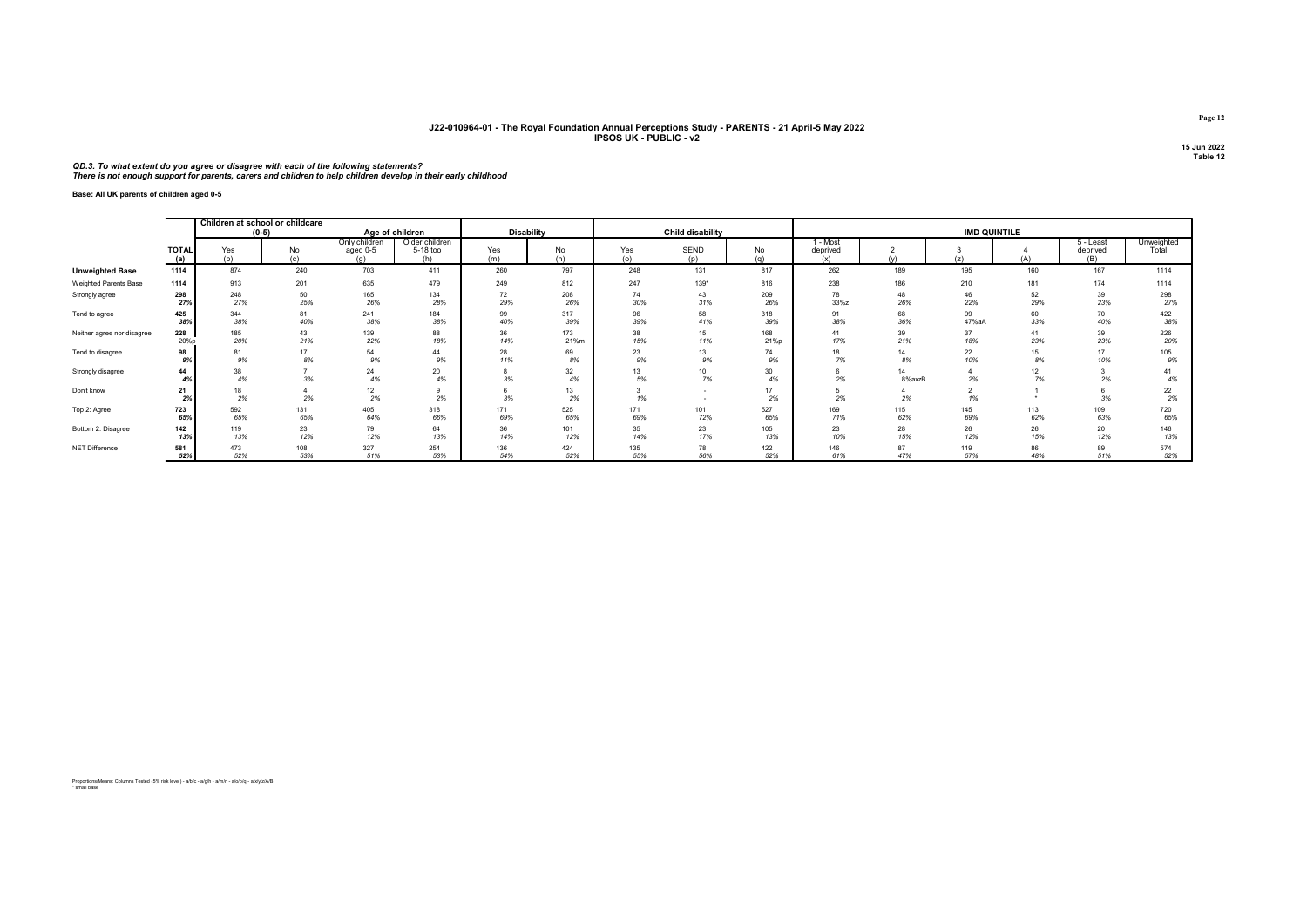## J22-010964-01 - The Royal Foundation Annual Perceptions Study - PARENTS - 21 April-5 May 2022
**IPSOS UK - PUBLIC - v2**

15 Jun 2022
Table 12

***QD.3. To what extent do you agree or disagree with each of the following statements?***
***There is not enough support for parents, carers and children to help children develop in their early childhood***

**Base: All UK parents of children aged 0-5**

| | | Children at school or childcare (0-5) | | Age of children | | Disability | | Child disability | | | IMD QUINTILE | | | | | |
|---|---|---|---|---|---|---|---|---|---|---|---|---|---|---|---|---|
| | TOTAL (a) | Yes (b) | No (c) | Only children aged 0-5 (g) | Older children 5-18 too (h) | Yes (m) | No (n) | Yes (o) | SEND (p) | No (q) | 1 - Most deprived (x) | 2 (y) | 3 (z) | 4 (A) | 5 - Least deprived (B) | Unweighted Total |
| **Unweighted Base** | 1114 | 874 | 240 | 703 | 411 | 260 | 797 | 248 | 131 | 817 | 262 | 189 | 195 | 160 | 167 | 1114 |
| Weighted Parents Base | 1114 | 913 | 201 | 635 | 479 | 249 | 812 | 247 | 139* | 816 | 238 | 186 | 210 | 181 | 174 | 1114 |
| Strongly agree | 298 | 248 | 50 | 165 | 134 | 72 | 208 | 74 | 43 | 209 | 78 | 48 | 46 | 52 | 39 | 298 |
| | 27% | 27% | 25% | 26% | 28% | 29% | 26% | 30% | 31% | 26% | 33%z | 26% | 22% | 29% | 23% | 27% |
| Tend to agree | 425 | 344 | 81 | 241 | 184 | 99 | 317 | 96 | 58 | 318 | 91 | 68 | 99 | 60 | 70 | 422 |
| | 38% | 38% | 40% | 38% | 38% | 40% | 39% | 39% | 41% | 39% | 38% | 36% | 47%aA | 33% | 40% | 38% |
| Neither agree nor disagree | 228 | 185 | 43 | 139 | 88 | 36 | 173 | 38 | 15 | 168 | 41 | 39 | 37 | 41 | 39 | 226 |
| | 20%p | 20% | 21% | 22% | 18% | 14% | 21%m | 15% | 11% | 21%p | 17% | 21% | 18% | 23% | 23% | 20% |
| Tend to disagree | 98 | 81 | 17 | 54 | 44 | 28 | 69 | 23 | 13 | 74 | 18 | 14 | 22 | 15 | 17 | 105 |
| | 9% | 9% | 8% | 9% | 9% | 11% | 8% | 9% | 9% | 9% | 7% | 8% | 10% | 8% | 10% | 9% |
| Strongly disagree | 44 | 38 | 7 | 24 | 20 | 8 | 32 | 13 | 10 | 30 | 6 | 14 | 4 | 12 | 3 | 41 |
| | 4% | 4% | 3% | 4% | 4% | 3% | 4% | 5% | 7% | 4% | 2% | 8%axzB | 2% | 7% | 2% | 4% |
| Don't know | 21 | 18 | 4 | 12 | 9 | 6 | 13 | 3 | - | 17 | 5 | 4 | 2 | 1 | 6 | 22 |
| | 2% | 2% | 2% | 2% | 2% | 3% | 2% | 1% | - | 2% | 2% | 2% | 1% | * | 3% | 2% |
| Top 2: Agree | 723 | 592 | 131 | 405 | 318 | 171 | 525 | 171 | 101 | 527 | 169 | 115 | 145 | 113 | 109 | 720 |
| | 65% | 65% | 65% | 64% | 66% | 69% | 65% | 69% | 72% | 65% | 71% | 62% | 69% | 62% | 63% | 65% |
| Bottom 2: Disagree | 142 | 119 | 23 | 79 | 64 | 36 | 101 | 35 | 23 | 105 | 23 | 28 | 26 | 26 | 20 | 146 |
| | 13% | 13% | 12% | 12% | 13% | 14% | 12% | 14% | 17% | 13% | 10% | 15% | 12% | 15% | 12% | 13% |
| NET Difference | 581 | 473 | 108 | 327 | 254 | 136 | 424 | 135 | 78 | 422 | 146 | 87 | 119 | 86 | 89 | 574 |
| | 52% | 52% | 53% | 51% | 53% | 54% | 52% | 55% | 56% | 52% | 61% | 47% | 57% | 48% | 51% | 52% |

Proportions/Means: Columns Tested (5% risk level) - a/b/c - a/g/h - a/m/n - a/o/p/q - a/x/y/z/A/B
\* small base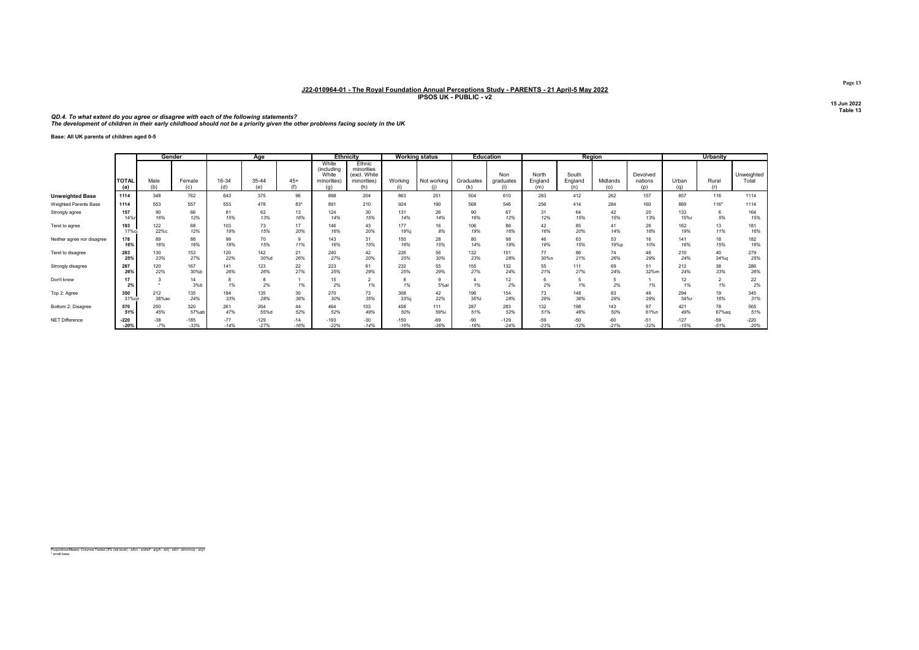## J22-010964-01 - The Royal Foundation Annual Perceptions Study - PARENTS - 21 April-5 May 2022
**IPSOS UK - PUBLIC - v2**

15 Jun 2022
Table 13

***QD.4. To what extent do you agree or disagree with each of the following statements?***
***The development of children in their early childhood should not be a priority given the other problems facing society in the UK***

**Base: All UK parents of children aged 0-5**

| | | Gender | | Age | | | Ethnicity | | Working status | | Education | | Region | | | | Urbanity | | |
|---|---|---|---|---|---|---|---|---|---|---|---|---|---|---|---|---|---|---|---|
| | TOTAL (a) | Male (b) | Female (c) | 16-34 (d) | 35-44 (e) | 45+ (f) | White (including White minorities) (g) | Ethnic minorities (excl. White minorities) (h) | Working (i) | Not working (j) | Graduates (k) | Non graduates (l) | North England (m) | South England (n) | Midlands (o) | Devolved nations (p) | Urban (q) | Rural (r) | Unweighted Total |
| **Unweighted Base** | 1114 | 348 | 762 | 643 | 375 | 96 | 898 | 204 | 863 | 251 | 504 | 610 | 283 | 412 | 262 | 157 | 857 | 116 | 1114 |
| Weighted Parents Base | 1114 | 553 | 557 | 553 | 478 | 83* | 891 | 210 | 924 | 190 | 568 | 546 | 256 | 414 | 284 | 160 | 869 | 116* | 1114 |
| Strongly agree | 157<br>14%r | 90<br>16% | 66<br>12% | 81<br>15% | 62<br>13% | 13<br>16% | 124<br>14% | 30<br>15% | 131<br>14% | 26<br>14% | 90<br>16% | 67<br>12% | 31<br>12% | 64<br>15% | 42<br>15% | 20<br>13% | 133<br>15%r | 6<br>5% | 164<br>15% |
| Tend to agree | 193<br>17%c | 122<br>22%c | 68<br>12% | 103<br>19% | 73<br>15% | 17<br>20% | 146<br>16% | 43<br>20% | 177<br>19%j | 16<br>8% | 106<br>19% | 86<br>16% | 42<br>16% | 85<br>20% | 41<br>14% | 26<br>16% | 162<br>19% | 13<br>11% | 181<br>16% |
| Neither agree nor disagree | 178<br>16% | 89<br>16% | 88<br>16% | 99<br>18% | 70<br>15% | 9<br>11% | 143<br>16% | 31<br>15% | 150<br>16% | 28<br>15% | 80<br>14% | 98<br>18% | 46<br>18% | 63<br>15% | 53<br>19%p | 16<br>10% | 141<br>16% | 18<br>15% | 182<br>16% |
| Tend to disagree | 283<br>25% | 130<br>23% | 153<br>27% | 120<br>22% | 142<br>30%d | 21<br>26% | 240<br>27% | 42<br>20% | 226<br>25% | 56<br>30% | 132<br>23% | 151<br>28% | 77<br>30%n | 86<br>21% | 74<br>26% | 46<br>29% | 210<br>24% | 40<br>34%q | 279<br>25% |
| Strongly disagree | 287<br>26% | 120<br>22% | 167<br>30%b | 141<br>26% | 123<br>26% | 22<br>27% | 223<br>25% | 61<br>29% | 232<br>25% | 55<br>29% | 155<br>27% | 132<br>24% | 55<br>21% | 111<br>27% | 69<br>24% | 51<br>32%m | 212<br>24% | 38<br>33% | 286<br>26% |
| Don't know | 17<br>2% | 3<br>* | 14<br>3%b | 8<br>1% | 8<br>2% | 1<br>1% | 15<br>2% | 2<br>1% | 8<br>1% | 9<br>5%ai | 4<br>1% | 12<br>2% | 6<br>2% | 5<br>1% | 5<br>2% | 1<br>1% | 12<br>1% | 2<br>1% | 22<br>2% |
| Top 2: Agree | 350<br>31%cr | 212<br>38%ac | 135<br>24% | 184<br>33% | 135<br>28% | 30<br>36% | 270<br>30% | 73<br>35% | 308<br>33%j | 42<br>22% | 196<br>35%l | 154<br>28% | 73<br>29% | 148<br>36% | 83<br>29% | 46<br>29% | 294<br>34%r | 19<br>16% | 345<br>31% |
| Bottom 2: Disagree | 570<br>51% | 250<br>45% | 320<br>57%ab | 261<br>47% | 264<br>55%d | 44<br>52% | 464<br>52% | 103<br>49% | 458<br>50% | 111<br>59%i | 287<br>51% | 283<br>52% | 132<br>51% | 198<br>48% | 143<br>50% | 97<br>61%n | 421<br>49% | 78<br>67%aq | 565<br>51% |
| NET Difference | -220<br>-20% | -38<br>-7% | -185<br>-33% | -77<br>-14% | -129<br>-27% | -14<br>-16% | -193<br>-22% | -30<br>-14% | -150<br>-16% | -69<br>-36% | -90<br>-16% | -129<br>-24% | -59<br>-23% | -50<br>-12% | -60<br>-21% | -51<br>-32% | -127<br>-15% | -59<br>-51% | -220<br>-20% |

Proportions/Means: Columns Tested (5% risk level) - a/b/c - a/d/e/f - a/g/h - a/i/j - a/k/l - a/m/n/o/p - a/q/r
* small base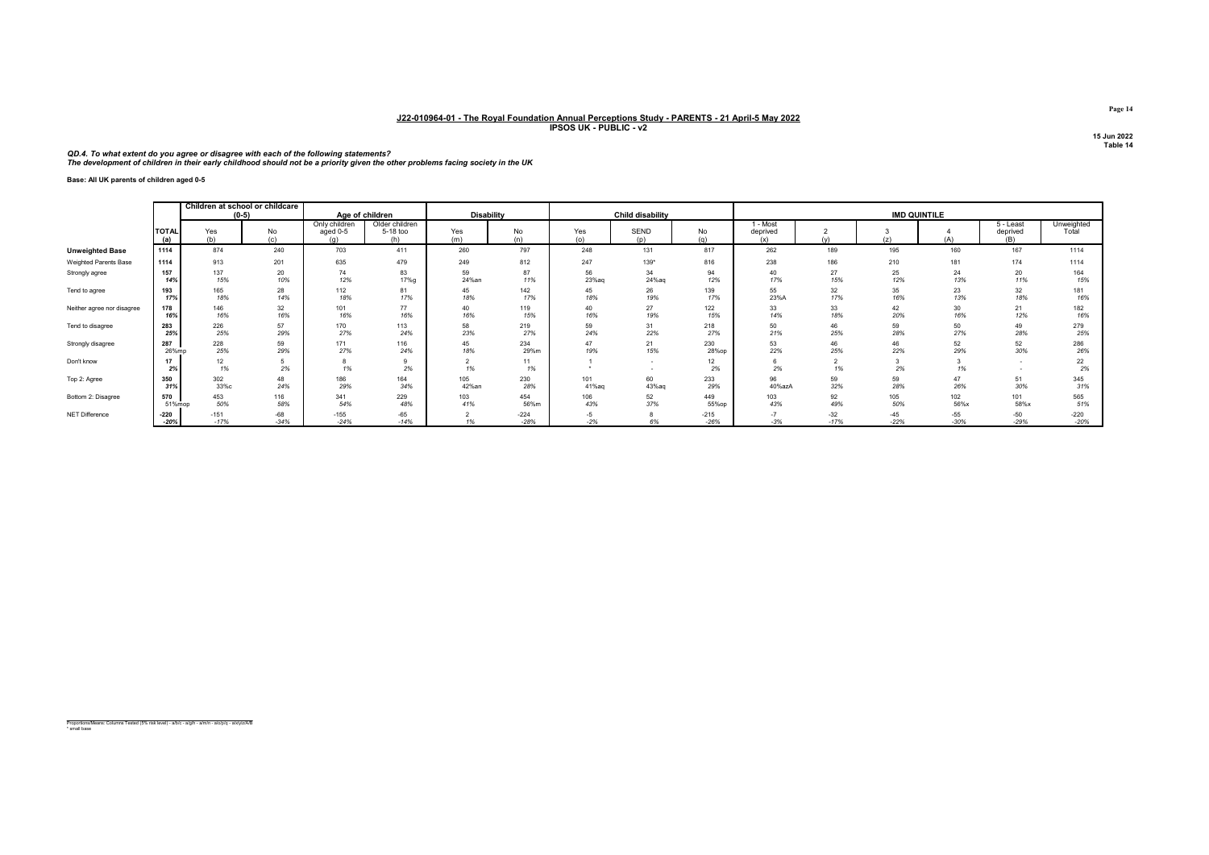## J22-010964-01 - The Royal Foundation Annual Perceptions Study - PARENTS - 21 April-5 May 2022
### IPSOS UK - PUBLIC - v2

15 Jun 2022
Table 14

***QD.4. To what extent do you agree or disagree with each of the following statements?***
***The development of children in their early childhood should not be a priority given the other problems facing society in the UK***

**Base: All UK parents of children aged 0-5**

| | | Children at school or childcare (0-5) | | Age of children | | Disability | | Child disability | | | IMD QUINTILE | | | | | |
|---|---|---|---|---|---|---|---|---|---|---|---|---|---|---|---|---|
| | TOTAL (a) | Yes (b) | No (c) | Only children aged 0-5 (g) | Older children 5-18 too (h) | Yes (m) | No (n) | Yes (o) | SEND (p) | No (q) | 1 - Most deprived (x) | 2 (y) | 3 (z) | 4 (A) | 5 - Least deprived (B) | Unweighted Total |
| **Unweighted Base** | 1114 | 874 | 240 | 703 | 411 | 260 | 797 | 248 | 131 | 817 | 262 | 189 | 195 | 160 | 167 | 1114 |
| Weighted Parents Base | 1114 | 913 | 201 | 635 | 479 | 249 | 812 | 247 | 139* | 816 | 238 | 186 | 210 | 181 | 174 | 1114 |
| Strongly agree | 157 | 137 | 20 | 74 | 83 | 59 | 87 | 56 | 34 | 94 | 40 | 27 | 25 | 24 | 20 | 164 |
| | 14% | 15% | 10% | 12% | 17%g | 24%an | 11% | 23%aq | 24%aq | 12% | 17% | 15% | 12% | 13% | 11% | 15% |
| Tend to agree | 193 | 165 | 28 | 112 | 81 | 45 | 142 | 45 | 26 | 139 | 55 | 32 | 35 | 23 | 32 | 181 |
| | 17% | 18% | 14% | 18% | 17% | 18% | 17% | 18% | 19% | 17% | 23%A | 17% | 16% | 13% | 18% | 16% |
| Neither agree nor disagree | 178 | 146 | 32 | 101 | 77 | 40 | 119 | 40 | 27 | 122 | 33 | 33 | 42 | 30 | 21 | 182 |
| | 16% | 16% | 16% | 16% | 16% | 16% | 15% | 16% | 19% | 15% | 14% | 18% | 20% | 16% | 12% | 16% |
| Tend to disagree | 283 | 226 | 57 | 170 | 113 | 58 | 219 | 59 | 31 | 218 | 50 | 46 | 59 | 50 | 49 | 279 |
| | 25% | 25% | 29% | 27% | 24% | 23% | 27% | 24% | 22% | 27% | 21% | 25% | 28% | 27% | 28% | 25% |
| Strongly disagree | 287 | 228 | 59 | 171 | 116 | 45 | 234 | 47 | 21 | 230 | 53 | 46 | 46 | 52 | 52 | 286 |
| | 26%mp | 25% | 29% | 27% | 24% | 18% | 29%m | 19% | 15% | 28%op | 22% | 25% | 22% | 29% | 30% | 26% |
| Don't know | 17 | 12 | 5 | 8 | 9 | 2 | 11 | 1 | - | 12 | 6 | 2 | 3 | 3 | - | 22 |
| | 2% | 1% | 2% | 1% | 2% | 1% | 1% | * | - | 2% | 2% | 1% | 2% | 1% | - | 2% |
| Top 2: Agree | 350 | 302 | 48 | 186 | 164 | 105 | 230 | 101 | 60 | 233 | 96 | 59 | 59 | 47 | 51 | 345 |
| | 31% | 33%c | 24% | 29% | 34% | 42%an | 28% | 41%aq | 43%aq | 29% | 40%azA | 32% | 28% | 26% | 30% | 31% |
| Bottom 2: Disagree | 570 | 453 | 116 | 341 | 229 | 103 | 454 | 106 | 52 | 449 | 103 | 92 | 105 | 102 | 101 | 565 |
| | 51%mop | 50% | 58% | 54% | 48% | 41% | 56%m | 43% | 37% | 55%op | 43% | 49% | 50% | 56%x | 58%x | 51% |
| NET Difference | -220 | -151 | -68 | -155 | -65 | 2 | -224 | -5 | 8 | -215 | -7 | -32 | -45 | -55 | -50 | -220 |
| | -20% | -17% | -34% | -24% | -14% | 1% | -28% | -2% | 6% | -26% | -3% | -17% | -22% | -30% | -29% | -20% |

Proportions/Means: Columns Tested (5% risk level) - a/b/c - a/g/h - a/m/n - a/o/p/q - a/x/y/z/A/B
\* small base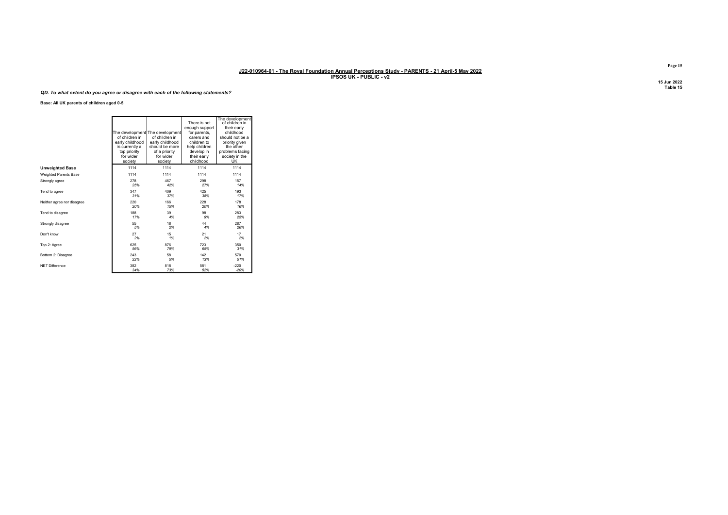**J22-010964-01 - The Royal Foundation Annual Perceptions Study - PARENTS - 21 April-5 May 2022**
**IPSOS UK - PUBLIC - v2**

**15 Jun 2022**
**Table 15**

*QD. To what extent do you agree or disagree with each of the following statements?*

**Base: All UK parents of children aged 0-5**

| | The development of children in early childhood is currently a top priority for wider society | The development of children in early childhood should be more of a priority for wider society | There is not enough support for parents, carers and children to help children develop in their early childhood | The development of children in their early childhood should not be a priority given the other problems facing society in the UK |
|---|---|---|---|---|
| **Unweighted Base** | 1114 | 1114 | 1114 | 1114 |
| Weighted Parents Base | 1114 | 1114 | 1114 | 1114 |
| Strongly agree | 278 | 467 | 298 | 157 |
| | *25%* | *42%* | *27%* | *14%* |
| Tend to agree | 347 | 409 | 425 | 193 |
| | *31%* | *37%* | *38%* | *17%* |
| Neither agree nor disagree | 220 | 166 | 228 | 178 |
| | *20%* | *15%* | *20%* | *16%* |
| Tend to disagree | 188 | 39 | 98 | 283 |
| | *17%* | *4%* | *9%* | *25%* |
| Strongly disagree | 55 | 18 | 44 | 287 |
| | *5%* | *2%* | *4%* | *26%* |
| Don't know | 27 | 15 | 21 | 17 |
| | *2%* | *1%* | *2%* | *2%* |
| Top 2: Agree | 625 | 876 | 723 | 350 |
| | *56%* | *79%* | *65%* | *31%* |
| Bottom 2: Disagree | 243 | 58 | 142 | 570 |
| | *22%* | *5%* | *13%* | *51%* |
| NET Difference | 382 | 818 | 581 | -220 |
| | *34%* | *73%* | *52%* | *-20%* |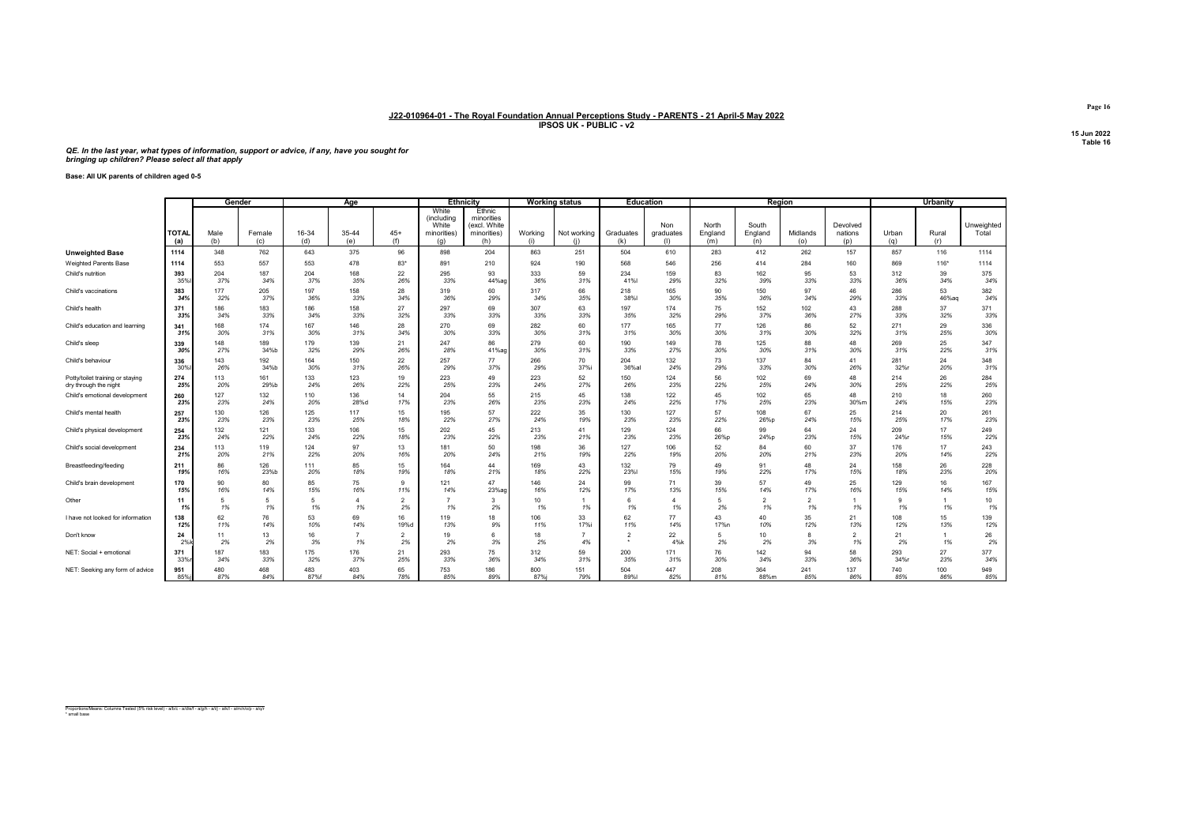## J22-010964-01 - The Royal Foundation Annual Perceptions Study - PARENTS - 21 April-5 May 2022
### IPSOS UK - PUBLIC - v2

15 Jun 2022
Table 16

*QE. In the last year, what types of information, support or advice, if any, have you sought for bringing up children? Please select all that apply*

**Base: All UK parents of children aged 0-5**

| | | Gender | | Age | | | Ethnicity | | Working status | | Education | | Region | | | | Urbanity | | |
|---|---|---|---|---|---|---|---|---|---|---|---|---|---|---|---|---|---|---|---|
| | TOTAL (a) | Male (b) | Female (c) | 16-34 (d) | 35-44 (e) | 45+ (f) | White (including White minorities) (g) | Ethnic minorities (excl. White minorities) (h) | Working (i) | Not working (j) | Graduates (k) | Non graduates (l) | North England (m) | South England (n) | Midlands (o) | Devolved nations (p) | Urban (q) | Rural (r) | Unweighted Total |
| **Unweighted Base** | 1114 | 348 | 762 | 643 | 375 | 96 | 898 | 204 | 863 | 251 | 504 | 610 | 283 | 412 | 262 | 157 | 857 | 116 | 1114 |
| Weighted Parents Base | 1114 | 553 | 557 | 553 | 478 | 83* | 891 | 210 | 924 | 190 | 568 | 546 | 256 | 414 | 284 | 160 | 869 | 116* | 1114 |
| Child's nutrition | 393 | 204 | 187 | 204 | 168 | 22 | 295 | 93 | 333 | 59 | 234 | 159 | 83 | 162 | 95 | 53 | 312 | 39 | 375 |
| | 35%l | 37% | 34% | 37% | 35% | 26% | 33% | 44%ag | 36% | 31% | 41%l | 29% | 32% | 39% | 33% | 33% | 36% | 34% | 34% |
| Child's vaccinations | 383 | 177 | 205 | 197 | 158 | 28 | 319 | 60 | 317 | 66 | 218 | 165 | 90 | 150 | 97 | 46 | 286 | 53 | 382 |
| | 34% | 32% | 37% | 36% | 33% | 34% | 36% | 29% | 34% | 35% | 38%l | 30% | 35% | 36% | 34% | 29% | 33% | 46%aq | 34% |
| Child's health | 371 | 186 | 183 | 186 | 158 | 27 | 297 | 69 | 307 | 63 | 197 | 174 | 75 | 152 | 102 | 43 | 288 | 37 | 371 |
| | 33% | 34% | 33% | 34% | 33% | 32% | 33% | 33% | 33% | 33% | 35% | 32% | 29% | 37% | 36% | 27% | 33% | 32% | 33% |
| Child's education and learning | 341 | 168 | 174 | 167 | 146 | 28 | 270 | 69 | 282 | 60 | 177 | 165 | 77 | 126 | 86 | 52 | 271 | 29 | 336 |
| | 31% | 30% | 31% | 30% | 31% | 34% | 30% | 33% | 30% | 31% | 31% | 30% | 30% | 31% | 30% | 32% | 31% | 25% | 30% |
| Child's sleep | 339 | 148 | 189 | 179 | 139 | 21 | 247 | 86 | 279 | 60 | 190 | 149 | 78 | 125 | 88 | 48 | 269 | 25 | 347 |
| | 30% | 27% | 34%b | 32% | 29% | 26% | 28% | 41%ag | 30% | 31% | 33% | 27% | 30% | 30% | 31% | 30% | 31% | 22% | 31% |
| Child's behaviour | 336 | 143 | 192 | 164 | 150 | 22 | 257 | 77 | 266 | 70 | 204 | 132 | 73 | 137 | 84 | 41 | 281 | 24 | 348 |
| | 30%l | 26% | 34%b | 30% | 31% | 26% | 29% | 37% | 29% | 37%i | 36%al | 24% | 29% | 33% | 30% | 26% | 32%r | 20% | 31% |
| Potty/toilet training or staying dry through the night | 274 | 113 | 161 | 133 | 123 | 19 | 223 | 49 | 223 | 52 | 150 | 124 | 56 | 102 | 69 | 48 | 214 | 26 | 284 |
| | 25% | 20% | 29%b | 24% | 26% | 22% | 25% | 23% | 24% | 27% | 26% | 23% | 22% | 25% | 24% | 30% | 25% | 22% | 25% |
| Child's emotional development | 260 | 127 | 132 | 110 | 136 | 14 | 204 | 55 | 215 | 45 | 138 | 122 | 45 | 102 | 65 | 48 | 210 | 18 | 260 |
| | 23% | 23% | 24% | 20% | 28%d | 17% | 23% | 26% | 23% | 23% | 24% | 22% | 17% | 25% | 23% | 30%m | 24% | 15% | 23% |
| Child's mental health | 257 | 130 | 126 | 125 | 117 | 15 | 195 | 57 | 222 | 35 | 130 | 127 | 57 | 108 | 67 | 25 | 214 | 20 | 261 |
| | 23% | 23% | 23% | 23% | 25% | 18% | 22% | 27% | 24% | 19% | 23% | 23% | 22% | 26%p | 24% | 15% | 25% | 17% | 23% |
| Child's physical development | 254 | 132 | 121 | 133 | 106 | 15 | 202 | 45 | 213 | 41 | 129 | 124 | 66 | 99 | 64 | 24 | 209 | 17 | 249 |
| | 23% | 24% | 22% | 24% | 22% | 18% | 23% | 22% | 23% | 21% | 23% | 23% | 26%p | 24%p | 23% | 15% | 24%r | 15% | 22% |
| Child's social development | 234 | 113 | 119 | 124 | 97 | 13 | 181 | 50 | 198 | 36 | 127 | 106 | 52 | 84 | 60 | 37 | 176 | 17 | 243 |
| | 21% | 20% | 21% | 22% | 20% | 16% | 20% | 24% | 21% | 19% | 22% | 19% | 20% | 20% | 21% | 23% | 20% | 14% | 22% |
| Breastfeeding/feeding | 211 | 86 | 126 | 111 | 85 | 15 | 164 | 44 | 169 | 43 | 132 | 79 | 49 | 91 | 48 | 24 | 158 | 26 | 228 |
| | 19% | 16% | 23%b | 20% | 18% | 19% | 18% | 21% | 18% | 22% | 23%l | 15% | 19% | 22% | 17% | 15% | 18% | 23% | 20% |
| Child's brain development | 170 | 90 | 80 | 85 | 75 | 9 | 121 | 47 | 146 | 24 | 99 | 71 | 39 | 57 | 49 | 25 | 129 | 16 | 167 |
| | 15% | 16% | 14% | 15% | 16% | 11% | 14% | 23%ag | 16% | 12% | 17% | 13% | 15% | 14% | 17% | 16% | 15% | 14% | 15% |
| Other | 11 | 5 | 5 | 5 | 4 | 2 | 7 | 3 | 10 | 1 | 6 | 4 | 5 | 2 | 2 | 1 | 9 | 1 | 10 |
| | 1% | 1% | 1% | 1% | 1% | 2% | 1% | 2% | 1% | 1% | 1% | 1% | 2% | 1% | 1% | 1% | 1% | 1% | 1% |
| I have not looked for information | 138 | 62 | 76 | 53 | 69 | 16 | 119 | 18 | 106 | 33 | 62 | 77 | 43 | 40 | 35 | 21 | 108 | 15 | 139 |
| | 12% | 11% | 14% | 10% | 14% | 19%d | 13% | 9% | 11% | 17%i | 11% | 14% | 17%n | 10% | 12% | 13% | 12% | 13% | 12% |
| Don't know | 24 | 11 | 13 | 16 | 7 | 2 | 19 | 6 | 18 | 7 | 2 | 22 | 5 | 10 | 8 | 2 | 21 | 1 | 26 |
| | 2%k | 2% | 2% | 3% | 1% | 2% | 2% | 3% | 2% | 4% | * | 4%k | 2% | 2% | 3% | 1% | 2% | 1% | 2% |
| NET: Social + emotional | 371 | 187 | 183 | 175 | 176 | 21 | 293 | 75 | 312 | 59 | 200 | 171 | 76 | 142 | 94 | 58 | 293 | 27 | 377 |
| | 33%r | 34% | 33% | 32% | 37% | 25% | 33% | 36% | 34% | 31% | 35% | 31% | 30% | 34% | 33% | 36% | 34%r | 23% | 34% |
| NET: Seeking any form of advice | 951 | 480 | 468 | 483 | 403 | 65 | 753 | 186 | 800 | 151 | 504 | 447 | 208 | 364 | 241 | 137 | 740 | 100 | 949 |
| | 85%j | 87% | 84% | 87%f | 84% | 78% | 85% | 89% | 87%j | 79% | 89%l | 82% | 81% | 88%m | 85% | 86% | 85% | 86% | 85% |

Proportions/Means: Columns Tested (5% risk level) - a/b/c - a/d/e/f - a/g/h - a/i/j - a/k/l - a/m/n/o/p - a/q/r
* small base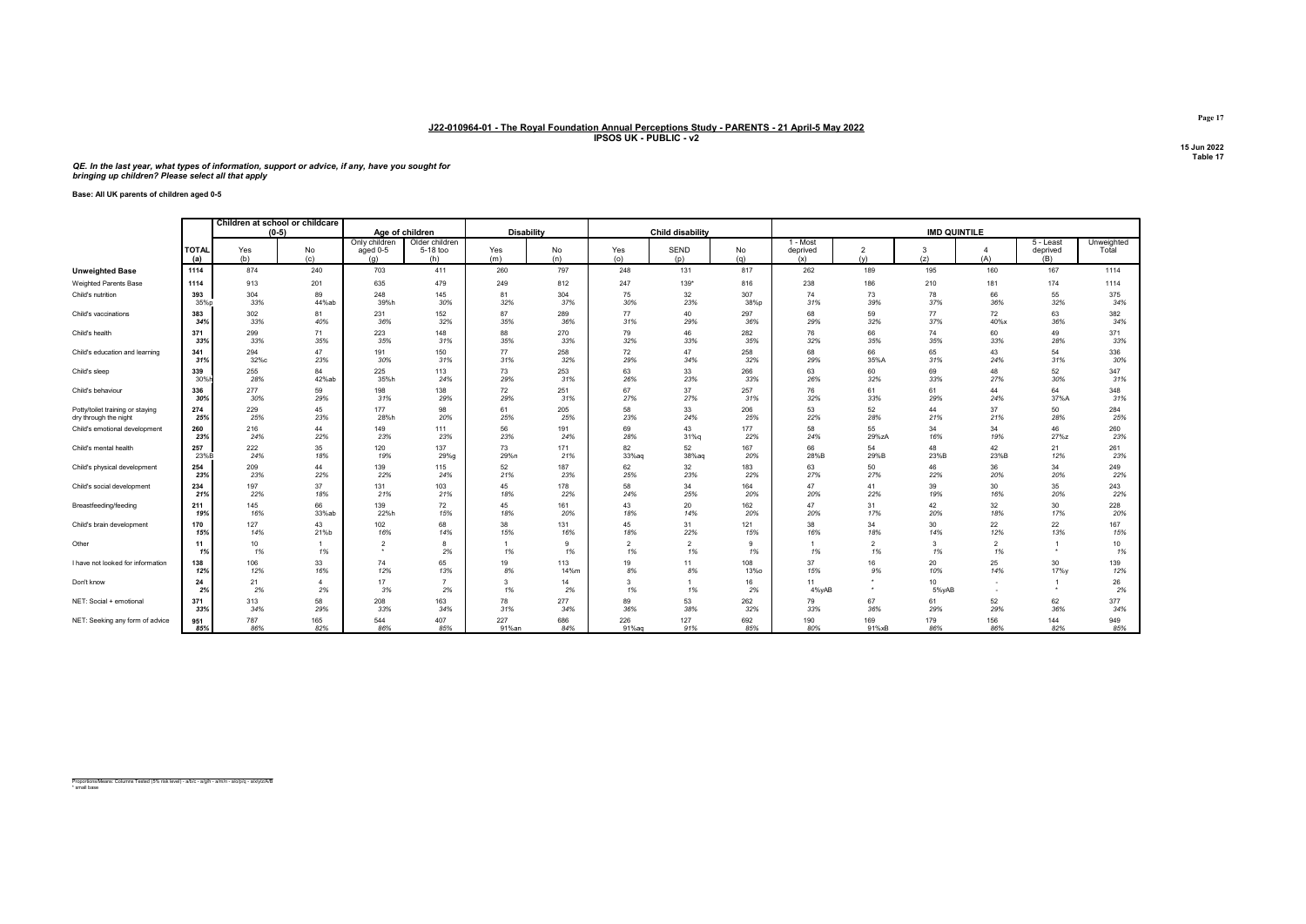## J22-010964-01 - The Royal Foundation Annual Perceptions Study - PARENTS - 21 April-5 May 2022

**IPSOS UK - PUBLIC - v2**

15 Jun 2022
Table 17

***QE. In the last year, what types of information, support or advice, if any, have you sought for bringing up children? Please select all that apply***

**Base: All UK parents of children aged 0-5**

| | | Children at school or childcare (0-5) | | Age of children | | Disability | | Child disability | | | IMD QUINTILE | | | | | |
|---|---|---|---|---|---|---|---|---|---|---|---|---|---|---|---|---|
| | TOTAL (a) | Yes (b) | No (c) | Only children aged 0-5 (g) | Older children 5-18 too (h) | Yes (m) | No (n) | Yes (o) | SEND (p) | No (q) | 1 - Most deprived (x) | 2 (y) | 3 (z) | 4 (A) | 5 - Least deprived (B) | Unweighted Total |
| **Unweighted Base** | 1114 | 874 | 240 | 703 | 411 | 260 | 797 | 248 | 131 | 817 | 262 | 189 | 195 | 160 | 167 | 1114 |
| Weighted Parents Base | 1114 | 913 | 201 | 635 | 479 | 249 | 812 | 247 | 139* | 816 | 238 | 186 | 210 | 181 | 174 | 1114 |
| Child's nutrition | 393 | 304 | 89 | 248 | 145 | 81 | 304 | 75 | 32 | 307 | 74 | 73 | 78 | 66 | 55 | 375 |
| | 35%p | 33% | 44%ab | 39%h | 30% | 32% | 37% | 30% | 23% | 38%p | 31% | 39% | 37% | 36% | 32% | 34% |
| Child's vaccinations | 383 | 302 | 81 | 231 | 152 | 87 | 289 | 77 | 40 | 297 | 68 | 59 | 77 | 72 | 63 | 382 |
| | 34% | 33% | 40% | 36% | 32% | 35% | 36% | 31% | 29% | 36% | 29% | 32% | 37% | 40%x | 36% | 34% |
| Child's health | 371 | 299 | 71 | 223 | 148 | 88 | 270 | 79 | 46 | 282 | 76 | 66 | 74 | 60 | 49 | 371 |
| | 33% | 33% | 35% | 35% | 31% | 35% | 33% | 32% | 33% | 35% | 32% | 35% | 35% | 33% | 28% | 33% |
| Child's education and learning | 341 | 294 | 47 | 191 | 150 | 77 | 258 | 72 | 47 | 258 | 68 | 66 | 65 | 43 | 54 | 336 |
| | 31% | 32%c | 23% | 30% | 31% | 31% | 32% | 29% | 34% | 32% | 29% | 35%A | 31% | 24% | 31% | 30% |
| Child's sleep | 339 | 255 | 84 | 225 | 113 | 73 | 253 | 63 | 33 | 266 | 63 | 60 | 69 | 48 | 52 | 347 |
| | 30%h | 28% | 42%ab | 35%h | 24% | 29% | 31% | 26% | 23% | 33% | 26% | 32% | 33% | 27% | 30% | 31% |
| Child's behaviour | 336 | 277 | 59 | 198 | 138 | 72 | 251 | 67 | 37 | 257 | 76 | 61 | 61 | 44 | 64 | 348 |
| | 30% | 30% | 29% | 31% | 29% | 29% | 31% | 27% | 27% | 31% | 32% | 33% | 29% | 24% | 37%A | 31% |
| Potty/toilet training or staying dry through the night | 274 | 229 | 45 | 177 | 98 | 61 | 205 | 58 | 33 | 206 | 53 | 52 | 44 | 37 | 50 | 284 |
| | 25% | 25% | 23% | 28%h | 20% | 25% | 25% | 23% | 24% | 25% | 22% | 28% | 21% | 21% | 28% | 25% |
| Child's emotional development | 260 | 216 | 44 | 149 | 111 | 56 | 191 | 69 | 43 | 177 | 58 | 55 | 34 | 34 | 46 | 260 |
| | 23% | 24% | 22% | 23% | 23% | 23% | 24% | 28% | 31%q | 22% | 24% | 29%zA | 16% | 19% | 27%z | 23% |
| Child's mental health | 257 | 222 | 35 | 120 | 137 | 73 | 171 | 82 | 52 | 167 | 66 | 54 | 48 | 42 | 21 | 261 |
| | 23%B | 24% | 18% | 19% | 29%g | 29%n | 21% | 33%aq | 38%aq | 20% | 28%B | 29%B | 23%B | 23%B | 12% | 23% |
| Child's physical development | 254 | 209 | 44 | 139 | 115 | 52 | 187 | 62 | 32 | 183 | 63 | 50 | 46 | 36 | 34 | 249 |
| | 23% | 23% | 22% | 22% | 24% | 21% | 23% | 25% | 23% | 22% | 27% | 27% | 22% | 20% | 20% | 22% |
| Child's social development | 234 | 197 | 37 | 131 | 103 | 45 | 178 | 58 | 34 | 164 | 47 | 41 | 39 | 30 | 35 | 243 |
| | 21% | 22% | 18% | 21% | 21% | 18% | 22% | 24% | 25% | 20% | 20% | 22% | 19% | 16% | 20% | 22% |
| Breastfeeding/feeding | 211 | 145 | 66 | 139 | 72 | 45 | 161 | 43 | 20 | 162 | 47 | 31 | 42 | 32 | 30 | 228 |
| | 19% | 16% | 33%ab | 22%h | 15% | 18% | 20% | 18% | 14% | 20% | 20% | 17% | 20% | 18% | 17% | 20% |
| Child's brain development | 170 | 127 | 43 | 102 | 68 | 38 | 131 | 45 | 31 | 121 | 38 | 34 | 30 | 22 | 22 | 167 |
| | 15% | 14% | 21%b | 16% | 14% | 15% | 16% | 18% | 22% | 15% | 16% | 18% | 14% | 12% | 13% | 15% |
| Other | 11 | 10 | 1 | 2 | 8 | 1 | 9 | 2 | 2 | 9 | 1 | 2 | 3 | 2 | 1 | 10 |
| | 1% | 1% | 1% | * | 2% | 1% | 1% | 1% | 1% | 1% | 1% | 1% | 1% | 1% | * | 1% |
| I have not looked for information | 138 | 106 | 33 | 74 | 65 | 19 | 113 | 19 | 11 | 108 | 37 | 16 | 20 | 25 | 30 | 139 |
| | 12% | 12% | 16% | 12% | 13% | 8% | 14%m | 8% | 8% | 13%o | 15% | 9% | 10% | 14% | 17%y | 12% |
| Don't know | 24 | 21 | 4 | 17 | 7 | 3 | 14 | 3 | 1 | 16 | 11 | * | 10 | - | 1 | 26 |
| | 2% | 2% | 2% | 3% | 2% | 1% | 2% | 1% | 1% | 2% | 4%yAB | * | 5%yAB | - | * | 2% |
| NET: Social + emotional | 371 | 313 | 58 | 208 | 163 | 78 | 277 | 89 | 53 | 262 | 79 | 67 | 61 | 52 | 62 | 377 |
| | 33% | 34% | 29% | 33% | 34% | 31% | 34% | 36% | 38% | 32% | 33% | 36% | 29% | 29% | 36% | 34% |
| NET: Seeking any form of advice | 951 | 787 | 165 | 544 | 407 | 227 | 686 | 226 | 127 | 692 | 190 | 169 | 179 | 156 | 144 | 949 |
| | 85% | 86% | 82% | 86% | 85% | 91%an | 84% | 91%aq | 91% | 85% | 80% | 91%xB | 86% | 86% | 82% | 85% |

Proportions/Means: Columns Tested (5% risk level) - a/b/c - a/g/h - a/m/n - a/o/p/q - a/x/y/z/A/B
\* small base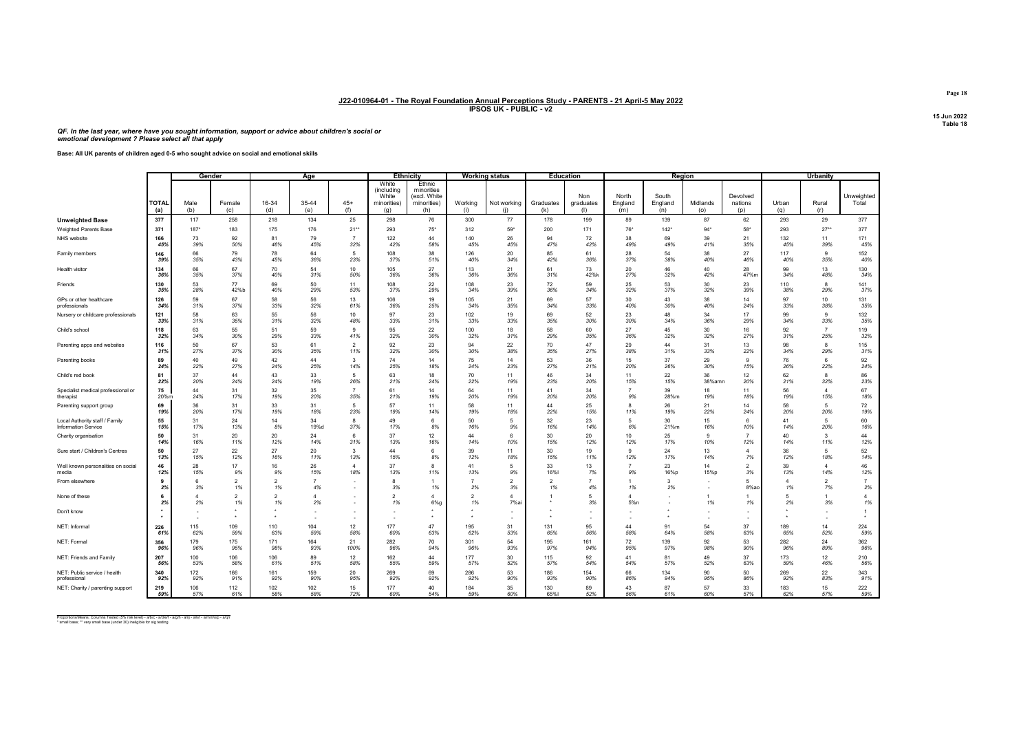## J22-010964-01 - The Royal Foundation Annual Perceptions Study - PARENTS - 21 April-5 May 2022
### IPSOS UK - PUBLIC - v2

15 Jun 2022
Table 18

*QF. In the last year, where have you sought information, support or advice about children's social or emotional development ? Please select all that apply*

**Base: All UK parents of children aged 0-5 who sought advice on social and emotional skills**

| | | Gender | | Age | | | Ethnicity | | Working status | | Education | | Region | | | | Urbanity | | |
|---|---|---|---|---|---|---|---|---|---|---|---|---|---|---|---|---|---|---|---|
| | TOTAL (a) | Male (b) | Female (c) | 16-34 (d) | 35-44 (e) | 45+ (f) | White (including White minorities) (g) | Ethnic minorities (excl. White minorities) (h) | Working (i) | Not working (j) | Graduates (k) | Non graduates (l) | North England (m) | South England (n) | Midlands (o) | Devolved nations (p) | Urban (q) | Rural (r) | Unweighted Total |
| **Unweighted Base** | 377 | 117 | 258 | 218 | 134 | 25 | 298 | 76 | 300 | 77 | 178 | 199 | 89 | 139 | 87 | 62 | 293 | 29 | 377 |
| Weighted Parents Base | 371 | 187* | 183 | 175 | 176 | 21** | 293 | 75* | 312 | 59* | 200 | 171 | 76* | 142* | 94* | 58* | 293 | 27** | 377 |
| NHS website | 166 | 73 | 92 | 81 | 79 | 7 | 122 | 44 | 140 | 26 | 94 | 72 | 38 | 69 | 39 | 21 | 132 | 11 | 171 |
| | 45% | 39% | 50% | 46% | 45% | 32% | 42% | 58% | 45% | 45% | 47% | 42% | 49% | 49% | 41% | 35% | 45% | 39% | 45% |
| Family members | 146 | 66 | 79 | 78 | 64 | 5 | 108 | 38 | 126 | 20 | 85 | 61 | 28 | 54 | 38 | 27 | 117 | 9 | 152 |
| | 39% | 35% | 43% | 45% | 36% | 23% | 37% | 51% | 40% | 34% | 42% | 36% | 37% | 38% | 40% | 46% | 40% | 35% | 40% |
| Health visitor | 134 | 66 | 67 | 70 | 54 | 10 | 105 | 27 | 113 | 21 | 61 | 73 | 20 | 46 | 40 | 28 | 99 | 13 | 130 |
| | 36% | 35% | 37% | 40% | 31% | 50% | 36% | 36% | 36% | 36% | 31% | 42%k | 27% | 32% | 42% | 47%m | 34% | 48% | 34% |
| Friends | 130 | 53 | 77 | 69 | 50 | 11 | 108 | 22 | 108 | 23 | 72 | 59 | 25 | 53 | 30 | 23 | 110 | 8 | 141 |
| | 35% | 28% | 42%b | 40% | 29% | 53% | 37% | 29% | 34% | 39% | 36% | 34% | 32% | 37% | 32% | 39% | 38% | 29% | 37% |
| GPs or other healthcare professionals | 126 | 59 | 67 | 58 | 56 | 13 | 106 | 19 | 105 | 21 | 69 | 57 | 30 | 43 | 38 | 14 | 97 | 10 | 131 |
| | 34% | 31% | 37% | 33% | 32% | 61% | 36% | 25% | 34% | 35% | 34% | 33% | 40% | 30% | 40% | 24% | 33% | 38% | 35% |
| Nursery or childcare professionals | 121 | 58 | 63 | 55 | 56 | 10 | 97 | 23 | 102 | 19 | 69 | 52 | 23 | 48 | 34 | 17 | 99 | 9 | 132 |
| | 33% | 31% | 35% | 31% | 32% | 48% | 33% | 31% | 33% | 33% | 35% | 30% | 30% | 34% | 36% | 29% | 34% | 33% | 35% |
| Child's school | 118 | 63 | 55 | 51 | 59 | 9 | 95 | 22 | 100 | 18 | 58 | 60 | 27 | 45 | 30 | 16 | 92 | 7 | 119 |
| | 32% | 34% | 30% | 29% | 33% | 41% | 32% | 30% | 32% | 31% | 29% | 35% | 36% | 32% | 32% | 27% | 31% | 25% | 32% |
| Parenting apps and websites | 116 | 50 | 67 | 53 | 61 | 2 | 92 | 23 | 94 | 22 | 70 | 47 | 29 | 44 | 31 | 13 | 98 | 8 | 115 |
| | 31% | 27% | 37% | 30% | 35% | 11% | 32% | 30% | 30% | 38% | 35% | 27% | 38% | 31% | 33% | 22% | 34% | 29% | 31% |
| Parenting books | 89 | 40 | 49 | 42 | 44 | 3 | 74 | 14 | 75 | 14 | 53 | 36 | 15 | 37 | 29 | 9 | 76 | 6 | 92 |
| | 24% | 22% | 27% | 24% | 25% | 14% | 25% | 18% | 24% | 23% | 27% | 21% | 20% | 26% | 30% | 15% | 26% | 22% | 24% |
| Child's red book | 81 | 37 | 44 | 43 | 33 | 5 | 63 | 18 | 70 | 11 | 46 | 34 | 11 | 22 | 36 | 12 | 62 | 8 | 86 |
| | 22% | 20% | 24% | 24% | 19% | 26% | 21% | 24% | 22% | 19% | 23% | 20% | 15% | 15% | 38%amn | 20% | 21% | 32% | 23% |
| Specialist medical professional or therapist | 75 | 44 | 31 | 32 | 35 | 7 | 61 | 14 | 64 | 11 | 41 | 34 | 7 | 39 | 18 | 11 | 56 | 4 | 67 |
| | 20%m | 24% | 17% | 19% | 20% | 35% | 21% | 19% | 20% | 19% | 20% | 20% | 9% | 28%m | 19% | 18% | 19% | 15% | 18% |
| Parenting support group | 69 | 36 | 31 | 33 | 31 | 5 | 57 | 11 | 58 | 11 | 44 | 25 | 8 | 26 | 21 | 14 | 58 | 5 | 72 |
| | 19% | 20% | 17% | 19% | 18% | 23% | 19% | 14% | 19% | 18% | 22% | 15% | 11% | 19% | 22% | 24% | 20% | 20% | 19% |
| Local Authority staff / Family Information Service | 55 | 31 | 24 | 14 | 34 | 8 | 49 | 6 | 50 | 5 | 32 | 23 | 5 | 30 | 15 | 6 | 41 | 5 | 60 |
| | 15% | 17% | 13% | 8% | 19%d | 37% | 17% | 8% | 16% | 9% | 16% | 14% | 6% | 21%m | 16% | 10% | 14% | 20% | 16% |
| Charity organisation | 50 | 31 | 20 | 20 | 24 | 6 | 37 | 12 | 44 | 6 | 30 | 20 | 10 | 25 | 9 | 7 | 40 | 3 | 44 |
| | 14% | 16% | 11% | 12% | 14% | 31% | 13% | 16% | 14% | 10% | 15% | 12% | 12% | 17% | 10% | 12% | 14% | 11% | 12% |
| Sure start / Children's Centres | 50 | 27 | 22 | 27 | 20 | 3 | 44 | 6 | 39 | 11 | 30 | 19 | 9 | 24 | 13 | 4 | 36 | 5 | 52 |
| | 13% | 15% | 12% | 16% | 11% | 13% | 15% | 8% | 12% | 18% | 15% | 11% | 12% | 17% | 14% | 7% | 12% | 18% | 14% |
| Well known personalities on social media | 46 | 28 | 17 | 16 | 26 | 4 | 37 | 8 | 41 | 5 | 33 | 13 | 7 | 23 | 14 | 2 | 39 | 4 | 46 |
| | 12% | 15% | 9% | 9% | 15% | 18% | 13% | 11% | 13% | 9% | 16%l | 7% | 9% | 16%p | 15%p | 3% | 13% | 14% | 12% |
| From elsewhere | 9 | 6 | 2 | 2 | 7 | - | 8 | 1 | 7 | 2 | 2 | 7 | 1 | 3 | - | 5 | 4 | 2 | 7 |
| | 2% | 3% | 1% | 1% | 4% | - | 3% | 1% | 2% | 3% | 1% | 4% | 1% | 2% | - | 8%ao | 1% | 7% | 2% |
| None of these | 6 | 4 | 2 | 2 | 4 | - | 2 | 4 | 2 | 4 | 1 | 5 | 4 | - | 1 | 1 | 5 | 1 | 4 |
| | 2% | 2% | 1% | 1% | 2% | - | 1% | 6%g | 1% | 7%ai | * | 3% | 5%n | - | 1% | 1% | 2% | 3% | 1% |
| Don't know | * | - | * | * | - | - | - | * | * | - | * | - | - | * | - | - | * | - | 1 |
| | * | - | * | * | - | - | - | * | * | - | * | - | - | * | - | - | * | - | * |
| NET: Informal | 226 | 115 | 109 | 110 | 104 | 12 | 177 | 47 | 195 | 31 | 131 | 95 | 44 | 91 | 54 | 37 | 189 | 14 | 224 |
| | 61% | 62% | 59% | 63% | 59% | 58% | 60% | 63% | 62% | 53% | 65% | 56% | 58% | 64% | 58% | 63% | 65% | 52% | 59% |
| NET: Formal | 356 | 179 | 175 | 171 | 164 | 21 | 282 | 70 | 301 | 54 | 195 | 161 | 72 | 139 | 92 | 53 | 282 | 24 | 362 |
| | 96% | 96% | 95% | 98% | 93% | 100% | 96% | 94% | 96% | 93% | 97% | 94% | 95% | 97% | 98% | 90% | 96% | 89% | 96% |
| NET: Friends and Family | 207 | 100 | 106 | 106 | 89 | 12 | 162 | 44 | 177 | 30 | 115 | 92 | 41 | 81 | 49 | 37 | 173 | 12 | 210 |
| | 56% | 53% | 58% | 61% | 51% | 58% | 55% | 59% | 57% | 52% | 57% | 54% | 54% | 57% | 52% | 63% | 59% | 46% | 56% |
| NET: Public service / health professional | 340 | 172 | 166 | 161 | 159 | 20 | 269 | 69 | 286 | 53 | 186 | 154 | 66 | 134 | 90 | 50 | 269 | 22 | 343 |
| | 92% | 92% | 91% | 92% | 90% | 95% | 92% | 92% | 92% | 90% | 93% | 90% | 86% | 94% | 95% | 86% | 92% | 83% | 91% |
| NET: Charity / parenting support | 219 | 106 | 112 | 102 | 102 | 15 | 177 | 40 | 184 | 35 | 130 | 89 | 43 | 87 | 57 | 33 | 183 | 15 | 222 |
| | 59% | 57% | 61% | 58% | 58% | 72% | 60% | 54% | 59% | 60% | 65%l | 52% | 56% | 61% | 60% | 57% | 62% | 57% | 59% |

Proportions/Means: Columns Tested (5% risk level) - a/b/c - a/d/e/f - a/g/h - a/i/j - a/k/l - a/m/n/o/p - a/q/r
* small base; ** very small base (under 30) ineligible for sig testing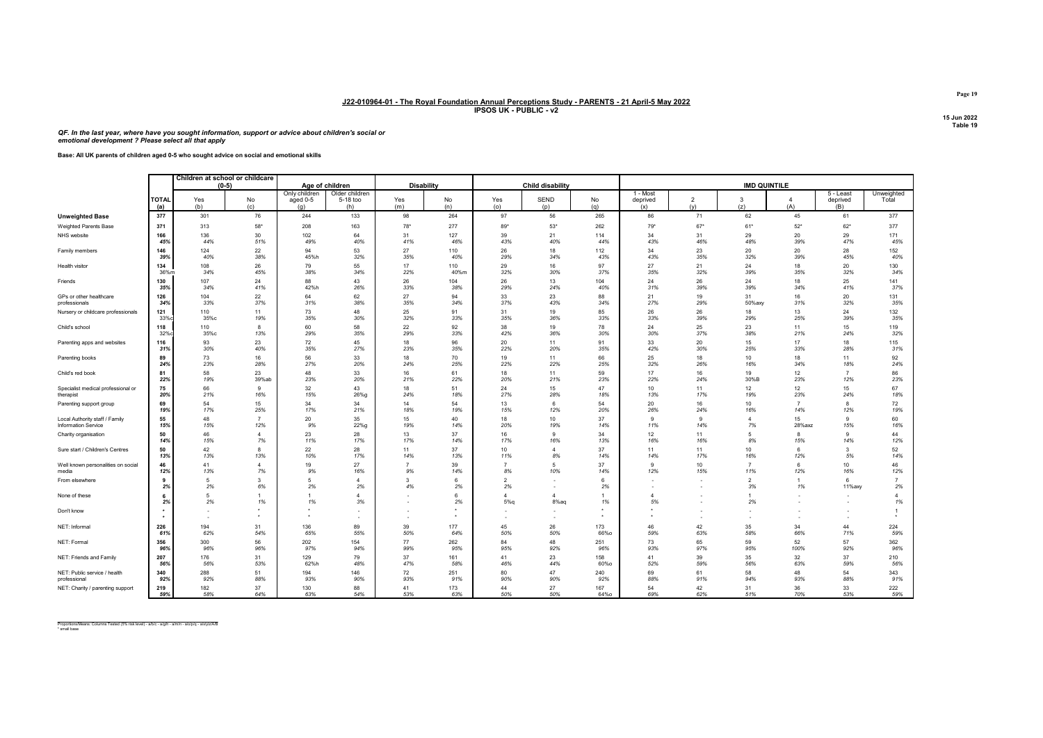## J22-010964-01 - The Royal Foundation Annual Perceptions Study - PARENTS - 21 April-5 May 2022
### IPSOS UK - PUBLIC - v2

15 Jun 2022
Table 19

***QF. In the last year, where have you sought information, support or advice about children's social or emotional development ? Please select all that apply***

**Base: All UK parents of children aged 0-5 who sought advice on social and emotional skills**

| | | Children at school or childcare (0-5) | | Age of children | | Disability | | Child disability | | | IMD QUINTILE | | | | | |
|---|---|---|---|---|---|---|---|---|---|---|---|---|---|---|---|---|
| | TOTAL (a) | Yes (b) | No (c) | Only children aged 0-5 (g) | Older children 5-18 too (h) | Yes (m) | No (n) | Yes (o) | SEND (p) | No (q) | 1 - Most deprived (x) | 2 (y) | 3 (z) | 4 (A) | 5 - Least deprived (B) | Unweighted Total |
| **Unweighted Base** | 377 | 301 | 76 | 244 | 133 | 98 | 264 | 97 | 56 | 265 | 86 | 71 | 62 | 45 | 61 | 377 |
| Weighted Parents Base | 371 | 313 | 58* | 208 | 163 | 78* | 277 | 89* | 53* | 262 | 79* | 67* | 61* | 52* | 62* | 377 |
| NHS website | 166<br>*45%* | 136<br>*44%* | 30<br>*51%* | 102<br>*49%* | 64<br>*40%* | 31<br>*41%* | 127<br>*46%* | 39<br>*43%* | 21<br>*40%* | 114<br>*44%* | 34<br>*43%* | 31<br>*46%* | 29<br>*48%* | 20<br>*39%* | 29<br>*47%* | 171<br>*45%* |
| Family members | 146<br>*39%* | 124<br>*40%* | 22<br>*38%* | 94<br>*45%h* | 53<br>*32%* | 27<br>*35%* | 110<br>*40%* | 26<br>*29%* | 18<br>*34%* | 112<br>*43%* | 34<br>*43%* | 23<br>*35%* | 20<br>*32%* | 20<br>*39%* | 28<br>*45%* | 152<br>*40%* |
| Health visitor | 134<br>*36%m* | 108<br>*34%* | 26<br>*45%* | 79<br>*38%* | 55<br>*34%* | 17<br>*22%* | 110<br>*40%m* | 29<br>*32%* | 16<br>*30%* | 97<br>*37%* | 27<br>*35%* | 21<br>*32%* | 24<br>*39%* | 18<br>*35%* | 20<br>*32%* | 130<br>*34%* |
| Friends | 130<br>*35%* | 107<br>*34%* | 24<br>*41%* | 88<br>*42%h* | 43<br>*26%* | 26<br>*33%* | 104<br>*38%* | 26<br>*29%* | 13<br>*24%* | 104<br>*40%* | 24<br>*31%* | 26<br>*39%* | 24<br>*39%* | 18<br>*34%* | 25<br>*41%* | 141<br>*37%* |
| GPs or other healthcare professionals | 126<br>*34%* | 104<br>*33%* | 22<br>*37%* | 64<br>*31%* | 62<br>*38%* | 27<br>*35%* | 94<br>*34%* | 33<br>*37%* | 23<br>*43%* | 88<br>*34%* | 21<br>*27%* | 19<br>*29%* | 31<br>*50%axy* | 16<br>*31%* | 20<br>*32%* | 131<br>*35%* |
| Nursery or childcare professionals | 121<br>*33%c* | 110<br>*35%c* | 11<br>*19%* | 73<br>*35%* | 48<br>*30%* | 25<br>*32%* | 91<br>*33%* | 31<br>*35%* | 19<br>*36%* | 85<br>*33%* | 26<br>*33%* | 26<br>*39%* | 18<br>*29%* | 13<br>*25%* | 24<br>*39%* | 132<br>*35%* |
| Child's school | 118<br>*32%c* | 110<br>*35%c* | 8<br>*13%* | 60<br>*29%* | 58<br>*35%* | 22<br>*29%* | 92<br>*33%* | 38<br>*42%* | 19<br>*36%* | 78<br>*30%* | 24<br>*30%* | 25<br>*37%* | 23<br>*38%* | 11<br>*21%* | 15<br>*24%* | 119<br>*32%* |
| Parenting apps and websites | 116<br>*31%* | 93<br>*30%* | 23<br>*40%* | 72<br>*35%* | 45<br>*27%* | 18<br>*23%* | 96<br>*35%* | 20<br>*22%* | 11<br>*20%* | 91<br>*35%* | 33<br>*42%* | 20<br>*30%* | 15<br>*25%* | 17<br>*33%* | 18<br>*28%* | 115<br>*31%* |
| Parenting books | 89<br>*24%* | 73<br>*23%* | 16<br>*28%* | 56<br>*27%* | 33<br>*20%* | 18<br>*24%* | 70<br>*25%* | 19<br>*22%* | 11<br>*22%* | 66<br>*25%* | 25<br>*32%* | 18<br>*26%* | 10<br>*16%* | 18<br>*34%* | 11<br>*18%* | 92<br>*24%* |
| Child's red book | 81<br>*22%* | 58<br>*19%* | 23<br>*39%ab* | 48<br>*23%* | 33<br>*20%* | 16<br>*21%* | 61<br>*22%* | 18<br>*20%* | 11<br>*21%* | 59<br>*23%* | 17<br>*22%* | 16<br>*24%* | 19<br>*30%B* | 12<br>*23%* | 7<br>*12%* | 86<br>*23%* |
| Specialist medical professional or therapist | 75<br>*20%* | 66<br>*21%* | 9<br>*16%* | 32<br>*15%* | 43<br>*26%g* | 18<br>*24%* | 51<br>*18%* | 24<br>*27%* | 15<br>*28%* | 47<br>*18%* | 10<br>*13%* | 11<br>*17%* | 12<br>*19%* | 12<br>*23%* | 15<br>*24%* | 67<br>*18%* |
| Parenting support group | 69<br>*19%* | 54<br>*17%* | 15<br>*25%* | 34<br>*17%* | 34<br>*21%* | 14<br>*18%* | 54<br>*19%* | 13<br>*15%* | 6<br>*12%* | 54<br>*20%* | 20<br>*26%* | 16<br>*24%* | 10<br>*16%* | 7<br>*14%* | 8<br>*12%* | 72<br>*19%* |
| Local Authority staff / Family Information Service | 55<br>*15%* | 48<br>*15%* | 7<br>*12%* | 20<br>*9%* | 35<br>*22%g* | 15<br>*19%* | 40<br>*14%* | 18<br>*20%* | 10<br>*19%* | 37<br>*14%* | 9<br>*11%* | 9<br>*14%* | 4<br>*7%* | 15<br>*28%axz* | 9<br>*15%* | 60<br>*16%* |
| Charity organisation | 50<br>*14%* | 46<br>*15%* | 4<br>*7%* | 23<br>*11%* | 28<br>*17%* | 13<br>*17%* | 37<br>*14%* | 16<br>*17%* | 9<br>*16%* | 34<br>*13%* | 12<br>*16%* | 11<br>*16%* | 5<br>*8%* | 8<br>*15%* | 9<br>*14%* | 44<br>*12%* |
| Sure start / Children's Centres | 50<br>*13%* | 42<br>*13%* | 8<br>*13%* | 22<br>*10%* | 28<br>*17%* | 11<br>*14%* | 37<br>*13%* | 10<br>*11%* | 4<br>*8%* | 37<br>*14%* | 11<br>*14%* | 11<br>*17%* | 10<br>*16%* | 6<br>*12%* | 3<br>*5%* | 52<br>*14%* |
| Well known personalities on social media | 46<br>*12%* | 41<br>*13%* | 4<br>*7%* | 19<br>*9%* | 27<br>*16%* | 7<br>*9%* | 39<br>*14%* | 7<br>*8%* | 5<br>*10%* | 37<br>*14%* | 9<br>*12%* | 10<br>*15%* | 7<br>*11%* | 6<br>*12%* | 10<br>*16%* | 46<br>*12%* |
| From elsewhere | 9<br>*2%* | 5<br>*2%* | 3<br>*6%* | 5<br>*2%* | 4<br>*2%* | 3<br>*4%* | 6<br>*2%* | 2<br>*2%* | -<br>- | 6<br>*2%* | -<br>- | -<br>- | 2<br>*3%* | 1<br>*1%* | 6<br>*11%axy* | 7<br>*2%* |
| None of these | 6<br>*2%* | 5<br>*2%* | 1<br>*1%* | 1<br>*1%* | 4<br>*3%* | -<br>- | 6<br>*2%* | 4<br>*5%q* | 4<br>*8%aq* | 1<br>*1%* | 4<br>*5%* | -<br>- | 1<br>*2%* | -<br>- | -<br>- | 4<br>*1%* |
| Don't know | *<br>* | -<br>- | *<br>* | *<br>* | -<br>- | -<br>- | *<br>* | -<br>- | -<br>- | *<br>* | *<br>* | -<br>- | -<br>- | -<br>- | -<br>- | 1<br>* |
| NET: Informal | 226<br>*61%* | 194<br>*62%* | 31<br>*54%* | 136<br>*65%* | 89<br>*55%* | 39<br>*50%* | 177<br>*64%* | 45<br>*50%* | 26<br>*50%* | 173<br>*66%o* | 46<br>*59%* | 42<br>*63%* | 35<br>*58%* | 34<br>*66%* | 44<br>*71%* | 224<br>*59%* |
| NET: Formal | 356<br>*96%* | 300<br>*96%* | 56<br>*96%* | 202<br>*97%* | 154<br>*94%* | 77<br>*99%* | 262<br>*95%* | 84<br>*95%* | 48<br>*92%* | 251<br>*96%* | 73<br>*93%* | 65<br>*97%* | 59<br>*95%* | 52<br>*100%* | 57<br>*92%* | 362<br>*96%* |
| NET: Friends and Family | 207<br>*56%* | 176<br>*56%* | 31<br>*53%* | 129<br>*62%h* | 79<br>*48%* | 37<br>*47%* | 161<br>*58%* | 41<br>*46%* | 23<br>*44%* | 158<br>*60%o* | 41<br>*52%* | 39<br>*59%* | 35<br>*56%* | 32<br>*63%* | 37<br>*59%* | 210<br>*56%* |
| NET: Public service / health professional | 340<br>*92%* | 288<br>*92%* | 51<br>*88%* | 194<br>*93%* | 146<br>*90%* | 72<br>*93%* | 251<br>*91%* | 80<br>*90%* | 47<br>*90%* | 240<br>*92%* | 69<br>*88%* | 61<br>*91%* | 58<br>*94%* | 48<br>*93%* | 54<br>*88%* | 343<br>*91%* |
| NET: Charity / parenting support | 219<br>*59%* | 182<br>*58%* | 37<br>*64%* | 130<br>*63%* | 88<br>*54%* | 41<br>*53%* | 173<br>*63%* | 44<br>*50%* | 27<br>*50%* | 167<br>*64%o* | 54<br>*69%* | 42<br>*62%* | 31<br>*51%* | 36<br>*70%* | 33<br>*53%* | 222<br>*59%* |

Proportions/Means: Columns Tested (5% risk level) - a/b/c - a/g/h - a/m/n - a/o/p/q - a/x/y/z/A/B
\* small base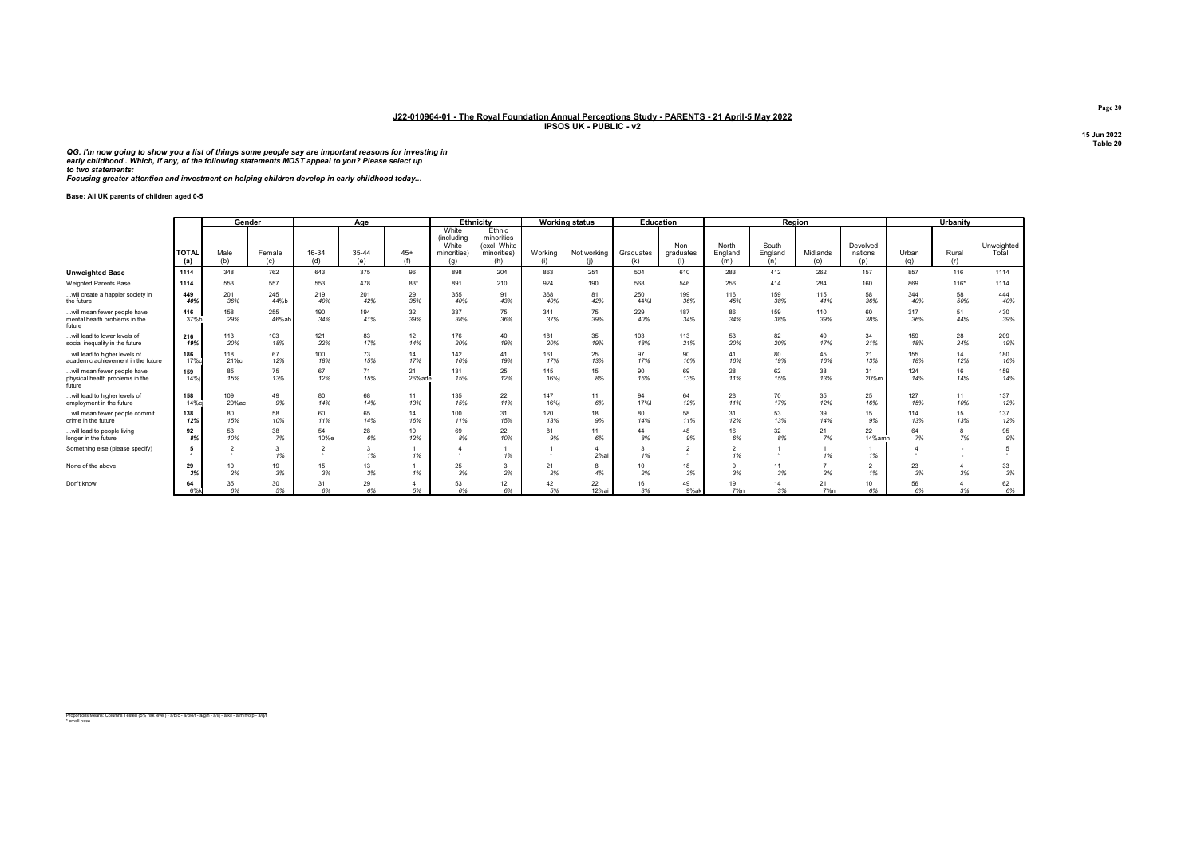**J22-010964-01 - The Royal Foundation Annual Perceptions Study - PARENTS - 21 April-5 May 2022**
**IPSOS UK - PUBLIC - v2**

15 Jun 2022
Table 20

***QG. I'm now going to show you a list of things some people say are important reasons for investing in early childhood . Which, if any, of the following statements MOST appeal to you? Please select up to two statements:***
***Focusing greater attention and investment on helping children develop in early childhood today...***

**Base: All UK parents of children aged 0-5**

| | | Gender | | Age | | | Ethnicity | | Working status | | Education | | Region | | | | Urbanity | | |
|---|---|---|---|---|---|---|---|---|---|---|---|---|---|---|---|---|---|---|---|
| | TOTAL (a) | Male (b) | Female (c) | 16-34 (d) | 35-44 (e) | 45+ (f) | White (including White minorities) (g) | Ethnic minorities (excl. White minorities) (h) | Working (i) | Not working (j) | Graduates (k) | Non graduates (l) | North England (m) | South England (n) | Midlands (o) | Devolved nations (p) | Urban (q) | Rural (r) | Unweighted Total |
| **Unweighted Base** | 1114 | 348 | 762 | 643 | 375 | 96 | 898 | 204 | 863 | 251 | 504 | 610 | 283 | 412 | 262 | 157 | 857 | 116 | 1114 |
| Weighted Parents Base | 1114 | 553 | 557 | 553 | 478 | 83* | 891 | 210 | 924 | 190 | 568 | 546 | 256 | 414 | 284 | 160 | 869 | 116* | 1114 |
| ...will create a happier society in the future | 449 | 201 | 245 | 219 | 201 | 29 | 355 | 91 | 368 | 81 | 250 | 199 | 116 | 159 | 115 | 58 | 344 | 58 | 444 |
| | 40% | 36% | 44%b | 40% | 42% | 35% | 40% | 43% | 40% | 42% | 44%l | 36% | 45% | 38% | 41% | 36% | 40% | 50% | 40% |
| ...will mean fewer people have mental health problems in the future | 416 | 158 | 255 | 190 | 194 | 32 | 337 | 75 | 341 | 75 | 229 | 187 | 86 | 159 | 110 | 60 | 317 | 51 | 430 |
| | 37%b | 29% | 46%ab | 34% | 41% | 39% | 38% | 36% | 37% | 39% | 40% | 34% | 34% | 38% | 39% | 38% | 36% | 44% | 39% |
| ...will lead to lower levels of social inequality in the future | 216 | 113 | 103 | 121 | 83 | 12 | 176 | 40 | 181 | 35 | 103 | 113 | 53 | 82 | 49 | 34 | 159 | 28 | 209 |
| | 19% | 20% | 18% | 22% | 17% | 14% | 20% | 19% | 20% | 19% | 18% | 21% | 20% | 20% | 17% | 21% | 18% | 24% | 19% |
| ...will lead to higher levels of academic achievement in the future | 186 | 118 | 67 | 100 | 73 | 14 | 142 | 41 | 161 | 25 | 97 | 90 | 41 | 80 | 45 | 21 | 155 | 14 | 180 |
| | 17%c | 21%c | 12% | 18% | 15% | 17% | 16% | 19% | 17% | 13% | 17% | 16% | 16% | 19% | 16% | 13% | 18% | 12% | 16% |
| ...will mean fewer people have physical health problems in the future | 159 | 85 | 75 | 67 | 71 | 21 | 131 | 25 | 145 | 15 | 90 | 69 | 28 | 62 | 38 | 31 | 124 | 16 | 159 |
| | 14%j | 15% | 13% | 12% | 15% | 26%ade | 15% | 12% | 16%j | 8% | 16% | 13% | 11% | 15% | 13% | 20%m | 14% | 14% | 14% |
| ...will lead to higher levels of employment in the future | 158 | 109 | 49 | 80 | 68 | 11 | 135 | 22 | 147 | 11 | 94 | 64 | 28 | 70 | 35 | 25 | 127 | 11 | 137 |
| | 14%c | 20%ac | 9% | 14% | 14% | 13% | 15% | 11% | 16%j | 6% | 17%l | 12% | 11% | 17% | 12% | 16% | 15% | 10% | 12% |
| ...will mean fewer people commit crime in the future | 138 | 80 | 58 | 60 | 65 | 14 | 100 | 31 | 120 | 18 | 80 | 58 | 31 | 53 | 39 | 15 | 114 | 15 | 137 |
| | 12% | 15% | 10% | 11% | 14% | 16% | 11% | 15% | 13% | 9% | 14% | 11% | 12% | 13% | 14% | 9% | 13% | 13% | 12% |
| ...will lead to people living longer in the future | 92 | 53 | 38 | 54 | 28 | 10 | 69 | 22 | 81 | 11 | 44 | 48 | 16 | 32 | 21 | 22 | 64 | 8 | 95 |
| | 8% | 10% | 7% | 10%e | 6% | 12% | 8% | 10% | 9% | 6% | 8% | 9% | 6% | 8% | 7% | 14%amn | 7% | 7% | 9% |
| Something else (please specify) | 5 | 2 | 3 | 2 | 3 | 1 | 4 | 1 | 1 | 4 | 3 | 2 | 2 | 1 | 1 | 1 | 4 | - | 5 |
| | * | * | 1% | * | 1% | 1% | * | 1% | * | 2%ai | 1% | * | 1% | * | 1% | 1% | * | - | * |
| None of the above | 29 | 10 | 19 | 15 | 13 | 1 | 25 | 3 | 21 | 8 | 10 | 18 | 9 | 11 | 7 | 2 | 23 | 4 | 33 |
| | 3% | 2% | 3% | 3% | 3% | 1% | 3% | 2% | 2% | 4% | 2% | 3% | 3% | 3% | 2% | 1% | 3% | 3% | 3% |
| Don't know | 64 | 35 | 30 | 31 | 29 | 4 | 53 | 12 | 42 | 22 | 16 | 49 | 19 | 14 | 21 | 10 | 56 | 4 | 62 |
| | 6%k | 6% | 5% | 6% | 6% | 5% | 6% | 6% | 5% | 12%ai | 3% | 9%ak | 7%n | 3% | 7%n | 6% | 6% | 3% | 6% |

Proportions/Means: Columns Tested (5% risk level) - a/b/c - a/d/e/f - a/g/h - a/i/j - a/k/l - a/m/n/o/p - a/q/r
* small base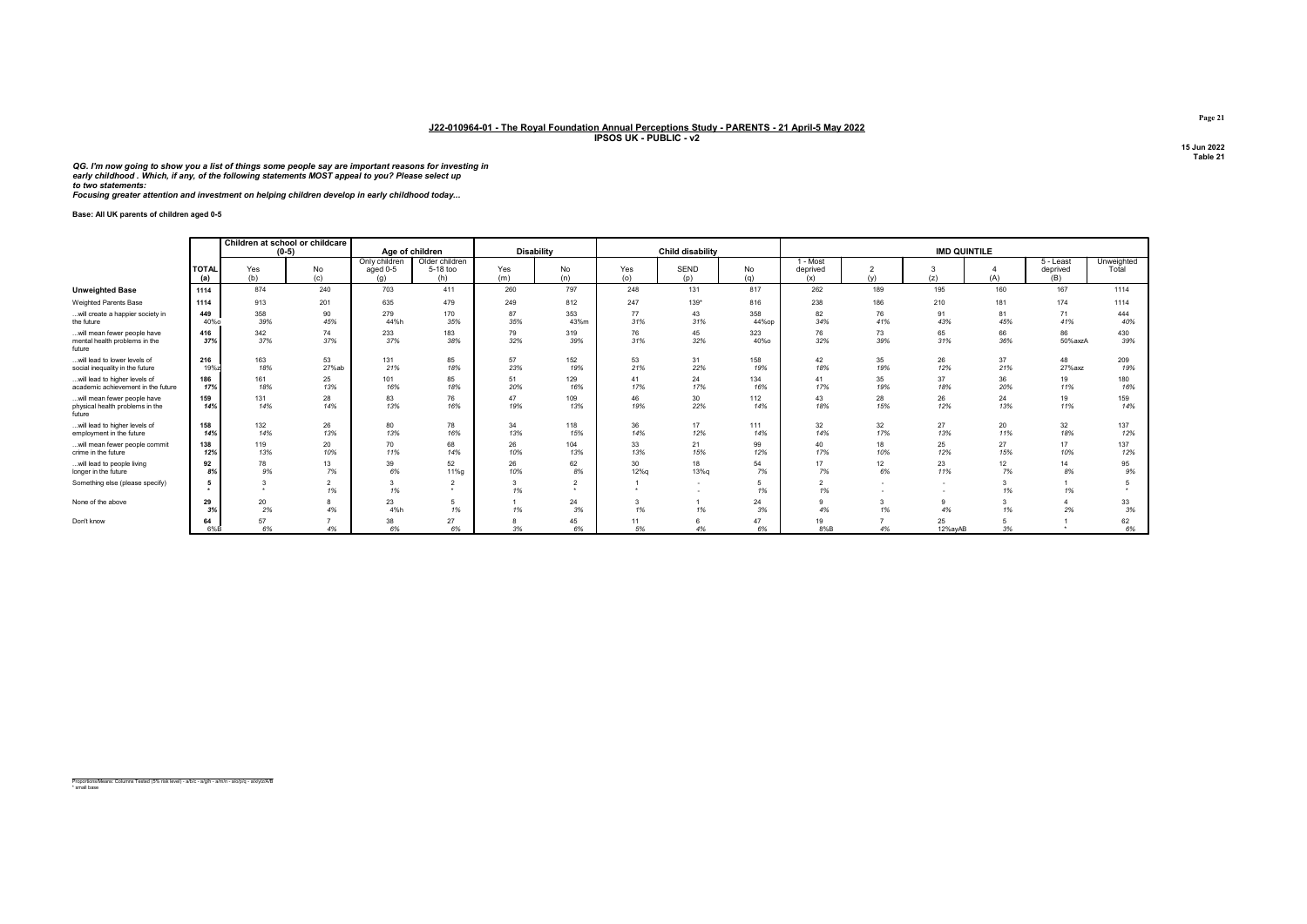## J22-010964-01 - The Royal Foundation Annual Perceptions Study - PARENTS - 21 April-5 May 2022

**IPSOS UK - PUBLIC - v2**

15 Jun 2022
Table 21

*QG. I'm now going to show you a list of things some people say are important reasons for investing in early childhood . Which, if any, of the following statements MOST appeal to you? Please select up to two statements:*
*Focusing greater attention and investment on helping children develop in early childhood today...*

**Base: All UK parents of children aged 0-5**

| | | Children at school or childcare (0-5) | | Age of children | | Disability | | Child disability | | | IMD QUINTILE | | | | | |
|---|---|---|---|---|---|---|---|---|---|---|---|---|---|---|---|---|
| | TOTAL (a) | Yes (b) | No (c) | Only children aged 0-5 (g) | Older children 5-18 too (h) | Yes (m) | No (n) | Yes (o) | SEND (p) | No (q) | 1 - Most deprived (x) | 2 (y) | 3 (z) | 4 (A) | 5 - Least deprived (B) | Unweighted Total |
| **Unweighted Base** | 1114 | 874 | 240 | 703 | 411 | 260 | 797 | 248 | 131 | 817 | 262 | 189 | 195 | 160 | 167 | 1114 |
| Weighted Parents Base | 1114 | 913 | 201 | 635 | 479 | 249 | 812 | 247 | 139* | 816 | 238 | 186 | 210 | 181 | 174 | 1114 |
| ...will create a happier society in the future | 449<br>40%c | 358<br>39% | 90<br>45% | 279<br>44%h | 170<br>35% | 87<br>35% | 353<br>43%m | 77<br>31% | 43<br>31% | 358<br>44%op | 82<br>34% | 76<br>41% | 91<br>43% | 81<br>45% | 71<br>41% | 444<br>40% |
| ...will mean fewer people have mental health problems in the future | 416<br>37% | 342<br>37% | 74<br>37% | 233<br>37% | 183<br>38% | 79<br>32% | 319<br>39% | 76<br>31% | 45<br>32% | 323<br>40%o | 76<br>32% | 73<br>39% | 65<br>31% | 66<br>36% | 86<br>50%axzA | 430<br>39% |
| ...will lead to lower levels of social inequality in the future | 216<br>19%z | 163<br>18% | 53<br>27%ab | 131<br>21% | 85<br>18% | 57<br>23% | 152<br>19% | 53<br>21% | 31<br>22% | 158<br>19% | 42<br>18% | 35<br>19% | 26<br>12% | 37<br>21% | 48<br>27%axz | 209<br>19% |
| ...will lead to higher levels of academic achievement in the future | 186<br>17% | 161<br>18% | 25<br>13% | 101<br>16% | 85<br>18% | 51<br>20% | 129<br>16% | 41<br>17% | 24<br>17% | 134<br>16% | 41<br>17% | 35<br>19% | 37<br>18% | 36<br>20% | 19<br>11% | 180<br>16% |
| ...will mean fewer people have physical health problems in the future | 159<br>14% | 131<br>14% | 28<br>14% | 83<br>13% | 76<br>16% | 47<br>19% | 109<br>13% | 46<br>19% | 30<br>22% | 112<br>14% | 43<br>18% | 28<br>15% | 26<br>12% | 24<br>13% | 19<br>11% | 159<br>14% |
| ...will lead to higher levels of employment in the future | 158<br>14% | 132<br>14% | 26<br>13% | 80<br>13% | 78<br>16% | 34<br>13% | 118<br>15% | 36<br>14% | 17<br>12% | 111<br>14% | 32<br>14% | 32<br>17% | 27<br>13% | 20<br>11% | 32<br>18% | 137<br>12% |
| ...will mean fewer people commit crime in the future | 138<br>12% | 119<br>13% | 20<br>10% | 70<br>11% | 68<br>14% | 26<br>10% | 104<br>13% | 33<br>13% | 21<br>15% | 99<br>12% | 40<br>17% | 18<br>10% | 25<br>12% | 27<br>15% | 17<br>10% | 137<br>12% |
| ...will lead to people living longer in the future | 92<br>8% | 78<br>9% | 13<br>7% | 39<br>6% | 52<br>11%g | 26<br>10% | 62<br>8% | 30<br>12%q | 18<br>13%q | 54<br>7% | 17<br>7% | 12<br>6% | 23<br>11% | 12<br>7% | 14<br>8% | 95<br>9% |
| Something else (please specify) | 5<br>* | 3<br>* | 2<br>1% | 3<br>1% | 2<br>* | 3<br>1% | 2<br>* | 1<br>* | -<br>- | 5<br>1% | 2<br>1% | -<br>- | -<br>- | 3<br>1% | 1<br>1% | 5<br>* |
| None of the above | 29<br>3% | 20<br>2% | 8<br>4% | 23<br>4%h | 5<br>1% | 1<br>1% | 24<br>3% | 3<br>1% | 1<br>1% | 24<br>3% | 9<br>4% | 3<br>1% | 9<br>4% | 3<br>1% | 4<br>2% | 33<br>3% |
| Don't know | 64<br>6%B | 57<br>6% | 7<br>4% | 38<br>6% | 27<br>6% | 8<br>3% | 45<br>6% | 11<br>5% | 6<br>4% | 47<br>6% | 19<br>8%B | 7<br>4% | 25<br>12%ayAB | 5<br>3% | 1<br>* | 62<br>6% |

Proportions/Means: Columns Tested (5% risk level) - a/b/c - a/g/h - a/m/n - a/o/p/q - a/x/y/z/A/B
* small base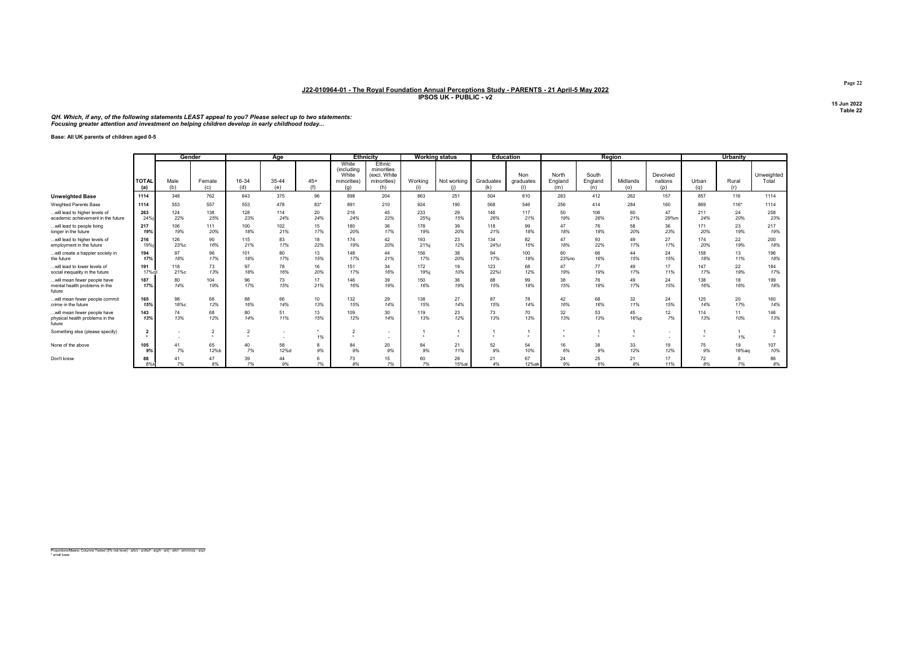## J22-010964-01 - The Royal Foundation Annual Perceptions Study - PARENTS - 21 April-5 May 2022
**IPSOS UK - PUBLIC - v2**

15 Jun 2022
Table 22

*QH. Which, if any, of the following statements LEAST appeal to you? Please select up to two statements:*
*Focusing greater attention and investment on helping children develop in early childhood today...*

**Base: All UK parents of children aged 0-5**

| | | Gender | | Age | | | Ethnicity | | Working status | | Education | | Region | | | | Urbanity | | |
|---|---|---|---|---|---|---|---|---|---|---|---|---|---|---|---|---|---|---|---|
| | TOTAL (a) | Male (b) | Female (c) | 16-34 (d) | 35-44 (e) | 45+ (f) | White (including White minorities) (g) | Ethnic minorities (excl. White minorities) (h) | Working (i) | Not working (j) | Graduates (k) | Non graduates (l) | North England (m) | South England (n) | Midlands (o) | Devolved nations (p) | Urban (q) | Rural (r) | Unweighted Total |
| **Unweighted Base** | 1114 | 348 | 762 | 643 | 375 | 96 | 898 | 204 | 863 | 251 | 504 | 610 | 283 | 412 | 262 | 157 | 857 | 116 | 1114 |
| Weighted Parents Base | 1114 | 553 | 557 | 553 | 478 | 83* | 891 | 210 | 924 | 190 | 568 | 546 | 256 | 414 | 284 | 160 | 869 | 116* | 1114 |
| ...will lead to higher levels of academic achievement in the future | 263<br>24%j | 124<br>22% | 138<br>25% | 128<br>23% | 114<br>24% | 20<br>24% | 216<br>24% | 45<br>22% | 233<br>25%j | 29<br>15% | 146<br>26% | 117<br>21% | 50<br>19% | 106<br>26% | 60<br>21% | 47<br>29%m | 211<br>24% | 24<br>20% | 258<br>23% |
| ...will lead to people living longer in the future | 217<br>19% | 106<br>19% | 111<br>20% | 100<br>18% | 102<br>21% | 15<br>17% | 180<br>20% | 36<br>17% | 178<br>19% | 39<br>20% | 118<br>21% | 99<br>18% | 47<br>18% | 76<br>18% | 58<br>20% | 36<br>23% | 171<br>20% | 23<br>19% | 217<br>19% |
| ...will lead to higher levels of employment in the future | 216<br>19%j | 126<br>23%c | 90<br>16% | 115<br>21% | 83<br>17% | 18<br>22% | 174<br>19% | 42<br>20% | 193<br>21%j | 23<br>12% | 134<br>24%l | 82<br>15% | 47<br>18% | 93<br>22% | 49<br>17% | 27<br>17% | 174<br>20% | 22<br>19% | 200<br>18% |
| ...will create a happier society in the future | 194<br>17% | 97<br>18% | 96<br>17% | 101<br>18% | 80<br>17% | 13<br>15% | 148<br>17% | 44<br>21% | 156<br>17% | 38<br>20% | 94<br>17% | 100<br>18% | 60<br>23%no | 66<br>16% | 44<br>15% | 24<br>15% | 158<br>18% | 13<br>11% | 196<br>18% |
| ...will lead to lower levels of social inequality in the future | 191<br>17%cl | 118<br>21%c | 73<br>13% | 97<br>18% | 78<br>16% | 16<br>20% | 151<br>17% | 34<br>16% | 172<br>19%j | 19<br>10% | 123<br>22%l | 68<br>12% | 47<br>19% | 77<br>19% | 49<br>17% | 17<br>11% | 147<br>17% | 22<br>19% | 184<br>17% |
| ...will mean fewer people have mental health problems in the future | 187<br>17% | 80<br>14% | 104<br>19% | 96<br>17% | 73<br>15% | 17<br>21% | 146<br>16% | 39<br>19% | 150<br>16% | 36<br>19% | 88<br>15% | 99<br>18% | 38<br>15% | 76<br>18% | 49<br>17% | 24<br>15% | 138<br>16% | 18<br>16% | 199<br>18% |
| ...will mean fewer people commit crime in the future | 165<br>15% | 98<br>18%c | 66<br>12% | 88<br>16% | 66<br>14% | 10<br>13% | 132<br>15% | 29<br>14% | 138<br>15% | 27<br>14% | 87<br>15% | 78<br>14% | 42<br>16% | 68<br>16% | 32<br>11% | 24<br>15% | 125<br>14% | 20<br>17% | 160<br>14% |
| ...will mean fewer people have physical health problems in the future | 143<br>13% | 74<br>13% | 68<br>12% | 80<br>14% | 51<br>11% | 13<br>15% | 109<br>12% | 30<br>14% | 119<br>13% | 23<br>12% | 73<br>13% | 70<br>13% | 32<br>13% | 53<br>13% | 45<br>16%p | 12<br>7% | 114<br>13% | 11<br>10% | 146<br>13% |
| Something else (please specify) | 2<br>* | -<br>- | 2<br>* | 2<br>* | -<br>- | *<br>1% | 2<br>* | -<br>- | 1<br>* | 1<br>* | 1<br>* | 1<br>* | *<br>* | 1<br>* | 1<br>* | -<br>- | 1<br>* | 1<br>1% | 3<br>* |
| None of the above | 105<br>9% | 41<br>7% | 65<br>12%b | 40<br>7% | 58<br>12%d | 8<br>9% | 84<br>9% | 20<br>9% | 84<br>9% | 21<br>11% | 52<br>9% | 54<br>10% | 16<br>6% | 38<br>9% | 33<br>12% | 19<br>12% | 75<br>9% | 19<br>16%aq | 107<br>10% |
| Don't know | 88<br>8%k | 41<br>7% | 47<br>8% | 39<br>7% | 44<br>9% | 6<br>7% | 73<br>8% | 15<br>7% | 60<br>7% | 28<br>15%ai | 21<br>4% | 67<br>12%ak | 24<br>9% | 25<br>6% | 21<br>8% | 17<br>11% | 72<br>8% | 8<br>7% | 86<br>8% |

Proportions/Means: Columns Tested (5% risk level) - a/b/c - a/d/e/f - a/g/h - a/i/j - a/k/l - a/m/n/o/p - a/q/r
* small base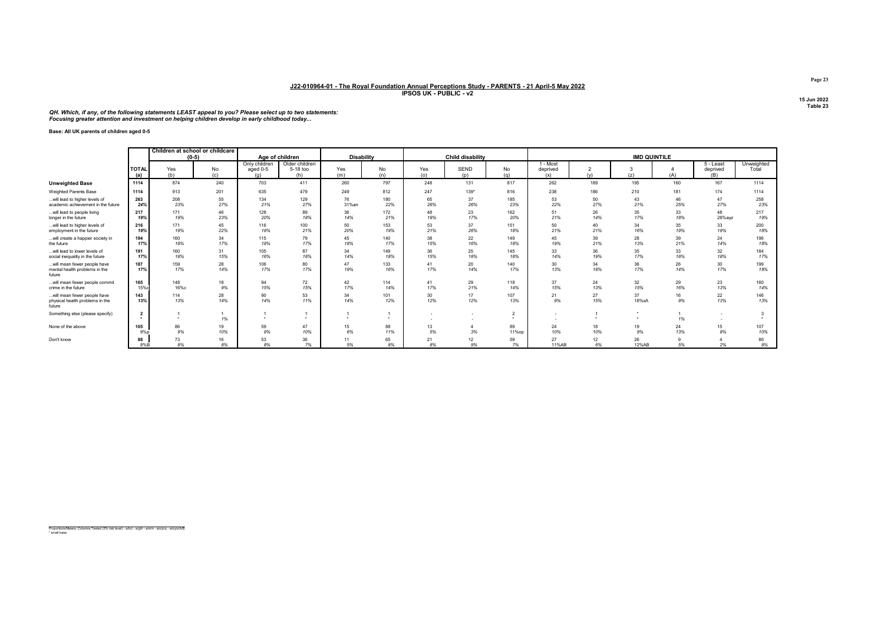**J22-010964-01 - The Royal Foundation Annual Perceptions Study - PARENTS - 21 April-5 May 2022**
**IPSOS UK - PUBLIC - v2**

15 Jun 2022
Table 23

*QH. Which, if any, of the following statements LEAST appeal to you? Please select up to two statements:*
*Focusing greater attention and investment on helping children develop in early childhood today...*

**Base: All UK parents of children aged 0-5**

| | | Children at school or childcare (0-5) | | Age of children | | Disability | | Child disability | | | IMD QUINTILE | | | | | |
|---|---|---|---|---|---|---|---|---|---|---|---|---|---|---|---|---|
| | TOTAL (a) | Yes (b) | No (c) | Only children aged 0-5 (g) | Older children 5-18 too (h) | Yes (m) | No (n) | Yes (o) | SEND (p) | No (q) | 1 - Most deprived (x) | 2 (y) | 3 (z) | 4 (A) | 5 - Least deprived (B) | Unweighted Total |
| **Unweighted Base** | 1114 | 874 | 240 | 703 | 411 | 260 | 797 | 248 | 131 | 817 | 262 | 189 | 195 | 160 | 167 | 1114 |
| Weighted Parents Base | 1114 | 913 | 201 | 635 | 479 | 249 | 812 | 247 | 139* | 816 | 238 | 186 | 210 | 181 | 174 | 1114 |
| ...will lead to higher levels of academic achievement in the future | 263<br>24% | 208<br>23% | 55<br>27% | 134<br>21% | 129<br>27% | 76<br>31%an | 180<br>22% | 65<br>26% | 37<br>26% | 185<br>23% | 53<br>22% | 50<br>27% | 43<br>21% | 46<br>25% | 47<br>27% | 258<br>23% |
| ...will lead to people living longer in the future | 217<br>19% | 171<br>19% | 46<br>23% | 128<br>20% | 89<br>18% | 36<br>14% | 172<br>21% | 48<br>19% | 23<br>17% | 162<br>20% | 51<br>21% | 26<br>14% | 35<br>17% | 33<br>18% | 48<br>28%ayz | 217<br>19% |
| ...will lead to higher levels of employment in the future | 216<br>19% | 171<br>19% | 45<br>22% | 116<br>18% | 100<br>21% | 50<br>20% | 153<br>19% | 53<br>21% | 37<br>26% | 151<br>18% | 50<br>21% | 40<br>21% | 34<br>16% | 35<br>19% | 33<br>19% | 200<br>18% |
| ...will create a happier society in the future | 194<br>17% | 160<br>18% | 34<br>17% | 115<br>18% | 79<br>17% | 45<br>18% | 140<br>17% | 38<br>15% | 22<br>16% | 149<br>18% | 45<br>19% | 39<br>21% | 28<br>13% | 39<br>21% | 24<br>14% | 196<br>18% |
| ...will lead to lower levels of social inequality in the future | 191<br>17% | 160<br>18% | 31<br>15% | 105<br>16% | 87<br>18% | 34<br>14% | 149<br>18% | 36<br>15% | 25<br>18% | 145<br>18% | 33<br>14% | 36<br>19% | 35<br>17% | 33<br>18% | 32<br>18% | 184<br>17% |
| ...will mean fewer people have mental health problems in the future | 187<br>17% | 159<br>17% | 28<br>14% | 106<br>17% | 80<br>17% | 47<br>19% | 133<br>16% | 41<br>17% | 20<br>14% | 140<br>17% | 30<br>13% | 34<br>18% | 36<br>17% | 26<br>14% | 30<br>17% | 199<br>18% |
| ...will mean fewer people commit crime in the future | 165<br>15%c | 148<br>16%c | 18<br>9% | 94<br>15% | 72<br>15% | 42<br>17% | 114<br>14% | 41<br>17% | 29<br>21% | 118<br>14% | 37<br>15% | 24<br>13% | 32<br>15% | 29<br>16% | 23<br>13% | 160<br>14% |
| ...will mean fewer people have physical health problems in the future | 143<br>13% | 114<br>13% | 28<br>14% | 90<br>14% | 53<br>11% | 34<br>14% | 101<br>12% | 30<br>12% | 17<br>12% | 107<br>13% | 21<br>9% | 27<br>15% | 37<br>18%xA | 16<br>9% | 22<br>13% | 146<br>13% |
| Something else (please specify) | 2<br>* | 1<br>* | 1<br>1% | 1<br>* | 1<br>* | 1<br>* | 1<br>* | -<br>- | -<br>- | 2<br>* | -<br>- | 1<br>* | *<br>* | 1<br>1% | -<br>- | 3<br>* |
| None of the above | 105<br>9%p | 86<br>9% | 19<br>10% | 59<br>9% | 47<br>10% | 15<br>6% | 88<br>11% | 13<br>5% | 4<br>3% | 89<br>11%op | 24<br>10% | 18<br>10% | 19<br>9% | 24<br>13% | 15<br>8% | 107<br>10% |
| Don't know | 88<br>8%B | 73<br>8% | 16<br>8% | 53<br>8% | 36<br>7% | 11<br>5% | 65<br>8% | 21<br>8% | 12<br>9% | 59<br>7% | 27<br>11%AB | 12<br>6% | 26<br>12%AB | 9<br>5% | 4<br>2% | 86<br>8% |

Proportions/Means: Columns Tested (5% risk level) - a/b/c - a/g/h - a/m/n - a/o/p/q - a/x/y/z/A/B
* small base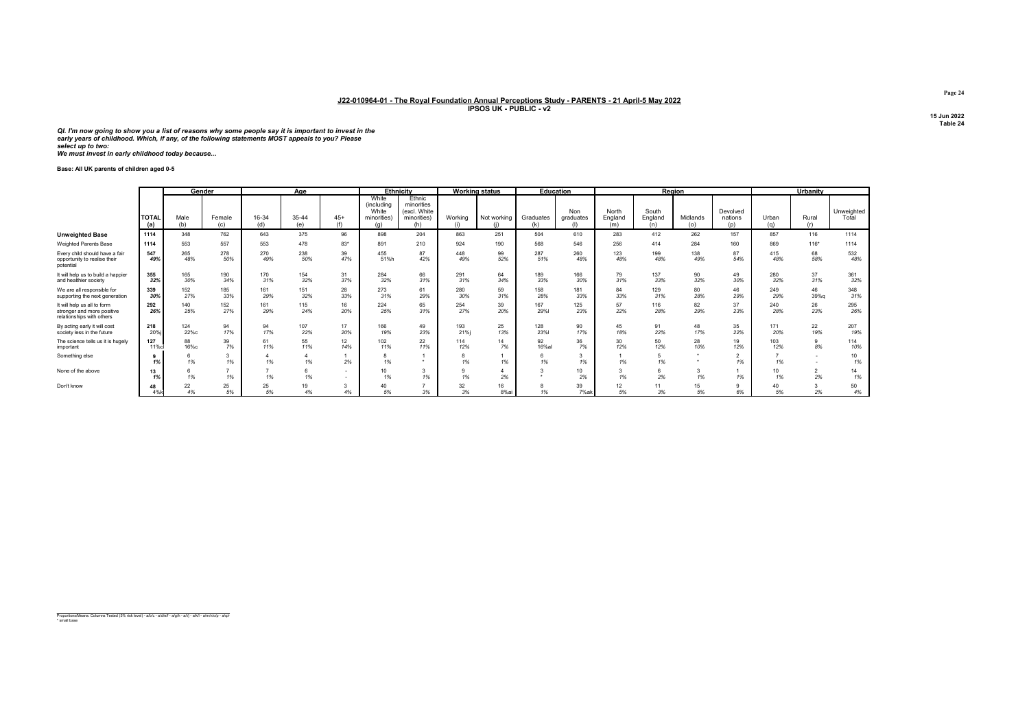## J22-010964-01 - The Royal Foundation Annual Perceptions Study - PARENTS - 21 April-5 May 2022
### IPSOS UK - PUBLIC - v2

15 Jun 2022
Table 24

*QI. I'm now going to show you a list of reasons why some people say it is important to invest in the early years of childhood. Which, if any, of the following statements MOST appeals to you? Please select up to two:*
*We must invest in early childhood today because...*

**Base: All UK parents of children aged 0-5**

| | | Gender | | Age | | | Ethnicity | | Working status | | Education | | Region | | | | Urbanity | | |
|---|---|---|---|---|---|---|---|---|---|---|---|---|---|---|---|---|---|---|---|
| | TOTAL (a) | Male (b) | Female (c) | 16-34 (d) | 35-44 (e) | 45+ (f) | White (including White minorities) (g) | Ethnic minorities (excl. White minorities) (h) | Working (i) | Not working (j) | Graduates (k) | Non graduates (l) | North England (m) | South England (n) | Midlands (o) | Devolved nations (p) | Urban (q) | Rural (r) | Unweighted Total |
| **Unweighted Base** | 1114 | 348 | 762 | 643 | 375 | 96 | 898 | 204 | 863 | 251 | 504 | 610 | 283 | 412 | 262 | 157 | 857 | 116 | 1114 |
| Weighted Parents Base | 1114 | 553 | 557 | 553 | 478 | 83* | 891 | 210 | 924 | 190 | 568 | 546 | 256 | 414 | 284 | 160 | 869 | 116* | 1114 |
| Every child should have a fair opportunity to realise their potential | 547 | 265 | 278 | 270 | 238 | 39 | 455 | 87 | 448 | 99 | 287 | 260 | 123 | 199 | 138 | 87 | 415 | 68 | 532 |
| | 49% | 48% | 50% | 49% | 50% | 47% | 51%h | 42% | 49% | 52% | 51% | 48% | 48% | 48% | 49% | 54% | 48% | 58% | 48% |
| It will help us to build a happier and healthier society | 355 | 165 | 190 | 170 | 154 | 31 | 284 | 66 | 291 | 64 | 189 | 166 | 79 | 137 | 90 | 49 | 280 | 37 | 361 |
| | 32% | 30% | 34% | 31% | 32% | 37% | 32% | 31% | 31% | 34% | 33% | 30% | 31% | 33% | 32% | 30% | 32% | 31% | 32% |
| We are all responsible for supporting the next generation | 339 | 152 | 185 | 161 | 151 | 28 | 273 | 61 | 280 | 59 | 158 | 181 | 84 | 129 | 80 | 46 | 249 | 46 | 348 |
| | 30% | 27% | 33% | 29% | 32% | 33% | 31% | 29% | 30% | 31% | 28% | 33% | 33% | 31% | 28% | 29% | 29% | 39%q | 31% |
| It will help us all to form stronger and more positive relationships with others | 292 | 140 | 152 | 161 | 115 | 16 | 224 | 65 | 254 | 39 | 167 | 125 | 57 | 116 | 82 | 37 | 240 | 26 | 295 |
| | 26% | 25% | 27% | 29% | 24% | 20% | 25% | 31% | 27% | 20% | 29%l | 23% | 22% | 28% | 29% | 23% | 28% | 23% | 26% |
| By acting early it will cost society less in the future | 218 | 124 | 94 | 94 | 107 | 17 | 166 | 49 | 193 | 25 | 128 | 90 | 45 | 91 | 48 | 35 | 171 | 22 | 207 |
| | 20%j | 22%c | 17% | 17% | 22% | 20% | 19% | 23% | 21%j | 13% | 23%l | 17% | 18% | 22% | 17% | 22% | 20% | 19% | 19% |
| The science tells us it is hugely important | 127 | 88 | 39 | 61 | 55 | 12 | 102 | 22 | 114 | 14 | 92 | 36 | 30 | 50 | 28 | 19 | 103 | 9 | 114 |
| | 11%cl | 16%c | 7% | 11% | 11% | 14% | 11% | 11% | 12% | 7% | 16%al | 7% | 12% | 12% | 10% | 12% | 12% | 8% | 10% |
| Something else | 9 | 6 | 3 | 4 | 4 | 1 | 8 | 1 | 8 | 1 | 6 | 3 | 1 | 5 | * | 2 | 7 | - | 10 |
| | 1% | 1% | 1% | 1% | 1% | 2% | 1% | * | 1% | 1% | 1% | 1% | 1% | 1% | * | 1% | 1% | - | 1% |
| None of the above | 13 | 6 | 7 | 7 | 6 | - | 10 | 3 | 9 | 4 | 3 | 10 | 3 | 6 | 3 | 1 | 10 | 2 | 14 |
| | 1% | 1% | 1% | 1% | 1% | - | 1% | 1% | 1% | 2% | * | 2% | 1% | 2% | 1% | 1% | 1% | 2% | 1% |
| Don't know | 48 | 22 | 25 | 25 | 19 | 3 | 40 | 7 | 32 | 16 | 8 | 39 | 12 | 11 | 15 | 9 | 40 | 3 | 50 |
| | 4%k | 4% | 5% | 5% | 4% | 4% | 5% | 3% | 3% | 8%ai | 1% | 7%ak | 5% | 3% | 5% | 6% | 5% | 2% | 4% |

Proportions/Means: Columns Tested (5% risk level) - a/b/c - a/d/e/f - a/g/h - a/i/j - a/k/l - a/m/n/o/p - a/q/r
* small base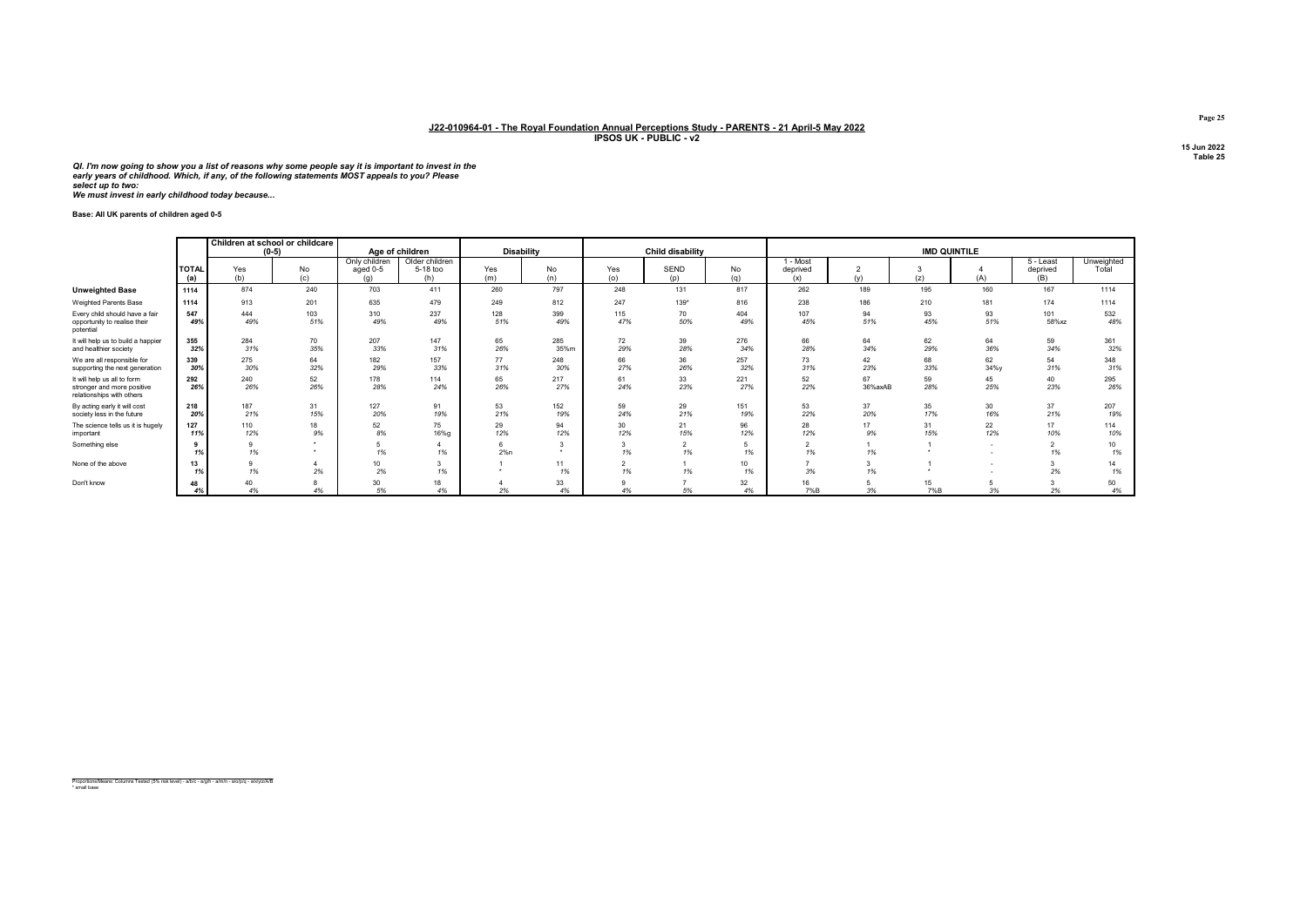**J22-010964-01 - The Royal Foundation Annual Perceptions Study - PARENTS - 21 April-5 May 2022**
**IPSOS UK - PUBLIC - v2**

15 Jun 2022
Table 25

***QI. I'm now going to show you a list of reasons why some people say it is important to invest in the early years of childhood. Which, if any, of the following statements MOST appeals to you? Please select up to two:***
***We must invest in early childhood today because...***

**Base: All UK parents of children aged 0-5**

| | | Children at school or childcare (0-5) | | Age of children | | Disability | | Child disability | | | IMD QUINTILE | | | | | |
|---|---|---|---|---|---|---|---|---|---|---|---|---|---|---|---|---|
| | TOTAL (a) | Yes (b) | No (c) | Only children aged 0-5 (g) | Older children 5-18 too (h) | Yes (m) | No (n) | Yes (o) | SEND (p) | No (q) | 1 - Most deprived (x) | 2 (y) | 3 (z) | 4 (A) | 5 - Least deprived (B) | Unweighted Total |
| **Unweighted Base** | 1114 | 874 | 240 | 703 | 411 | 260 | 797 | 248 | 131 | 817 | 262 | 189 | 195 | 160 | 167 | 1114 |
| Weighted Parents Base | 1114 | 913 | 201 | 635 | 479 | 249 | 812 | 247 | 139* | 816 | 238 | 186 | 210 | 181 | 174 | 1114 |
| Every child should have a fair opportunity to realise their potential | 547 | 444 | 103 | 310 | 237 | 128 | 399 | 115 | 70 | 404 | 107 | 94 | 93 | 93 | 101 | 532 |
| | 49% | 49% | 51% | 49% | 49% | 51% | 49% | 47% | 50% | 49% | 45% | 51% | 45% | 51% | 58%xz | 48% |
| It will help us to build a happier and healthier society | 355 | 284 | 70 | 207 | 147 | 65 | 285 | 72 | 39 | 276 | 66 | 64 | 62 | 64 | 59 | 361 |
| | 32% | 31% | 35% | 33% | 31% | 26% | 35%m | 29% | 28% | 34% | 28% | 34% | 29% | 36% | 34% | 32% |
| We are all responsible for supporting the next generation | 339 | 275 | 64 | 182 | 157 | 77 | 248 | 66 | 36 | 257 | 73 | 42 | 68 | 62 | 54 | 348 |
| | 30% | 30% | 32% | 29% | 33% | 31% | 30% | 27% | 26% | 32% | 31% | 23% | 33% | 34%y | 31% | 31% |
| It will help us all to form stronger and more positive relationships with others | 292 | 240 | 52 | 178 | 114 | 65 | 217 | 61 | 33 | 221 | 52 | 67 | 59 | 45 | 40 | 295 |
| | 26% | 26% | 26% | 28% | 24% | 26% | 27% | 24% | 23% | 27% | 22% | 36%axAB | 28% | 25% | 23% | 26% |
| By acting early it will cost society less in the future | 218 | 187 | 31 | 127 | 91 | 53 | 152 | 59 | 29 | 151 | 53 | 37 | 35 | 30 | 37 | 207 |
| | 20% | 21% | 15% | 20% | 19% | 21% | 19% | 24% | 21% | 19% | 22% | 20% | 17% | 16% | 21% | 19% |
| The science tells us it is hugely important | 127 | 110 | 18 | 52 | 75 | 29 | 94 | 30 | 21 | 96 | 28 | 17 | 31 | 22 | 17 | 114 |
| | 11% | 12% | 9% | 8% | 16%g | 12% | 12% | 12% | 15% | 12% | 12% | 9% | 15% | 12% | 10% | 10% |
| Something else | 9 | 9 | * | 5 | 4 | 6 | 3 | 3 | 2 | 5 | 2 | 1 | 1 | - | 2 | 10 |
| | 1% | 1% | * | 1% | 1% | 2%n | * | 1% | 1% | 1% | 1% | 1% | * | - | 1% | 1% |
| None of the above | 13 | 9 | 4 | 10 | 3 | 1 | 11 | 2 | 1 | 10 | 7 | 3 | 1 | - | 3 | 14 |
| | 1% | 1% | 2% | 2% | 1% | * | 1% | 1% | 1% | 1% | 3% | 1% | * | - | 2% | 1% |
| Don't know | 48 | 40 | 8 | 30 | 18 | 4 | 33 | 9 | 7 | 32 | 16 | 5 | 15 | 5 | 3 | 50 |
| | 4% | 4% | 4% | 5% | 4% | 2% | 4% | 4% | 5% | 4% | 7%B | 3% | 7%B | 3% | 2% | 4% |

Proportions/Means: Columns Tested (5% risk level) - a/b/c - a/g/h - a/m/n - a/o/p/q - a/x/y/z/A/B
\* small base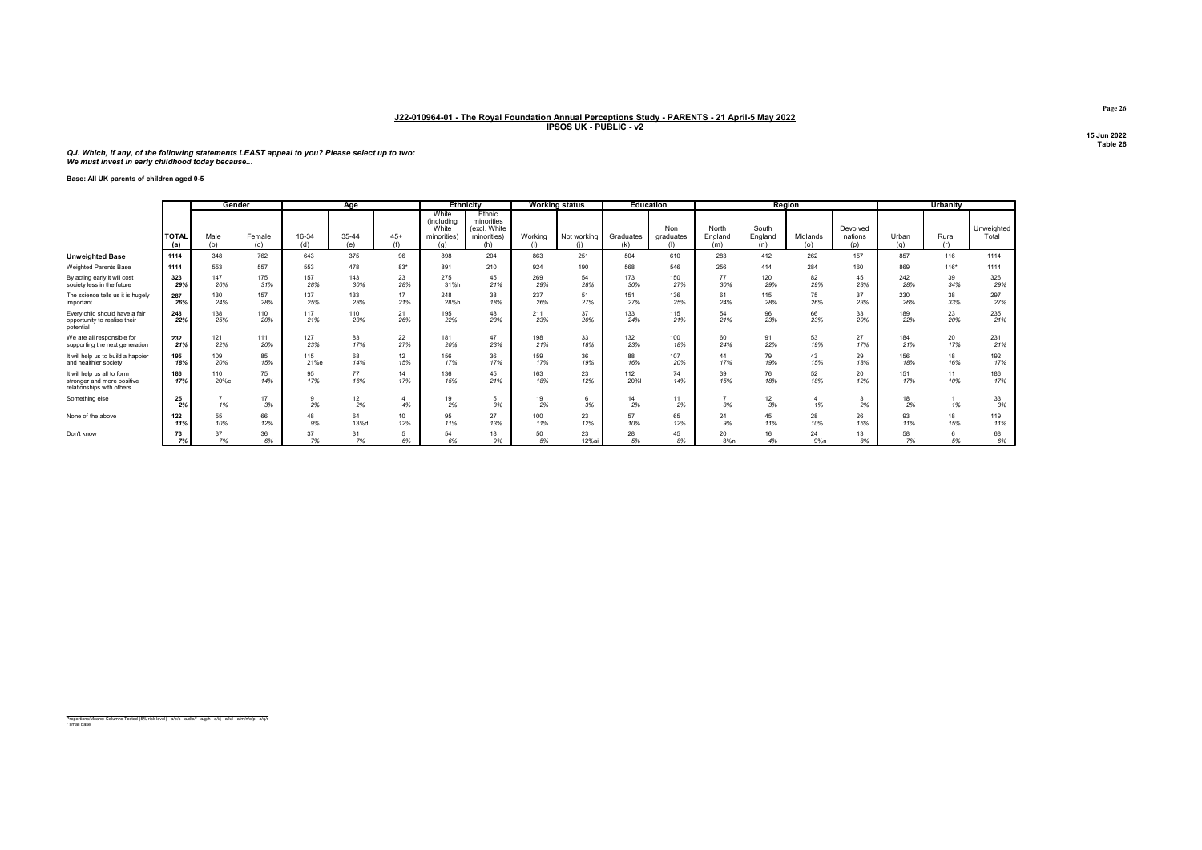## J22-010964-01 - The Royal Foundation Annual Perceptions Study - PARENTS - 21 April-5 May 2022
**IPSOS UK - PUBLIC - v2**

15 Jun 2022
Table 26

*QJ. Which, if any, of the following statements LEAST appeal to you? Please select up to two:*
*We must invest in early childhood today because...*

**Base: All UK parents of children aged 0-5**

| | | Gender | | Age | | | Ethnicity | | Working status | | Education | | Region | | | | Urbanity | | |
|---|---|---|---|---|---|---|---|---|---|---|---|---|---|---|---|---|---|---|---|
| | TOTAL (a) | Male (b) | Female (c) | 16-34 (d) | 35-44 (e) | 45+ (f) | White (including White minorities) (g) | Ethnic minorities (excl. White minorities) (h) | Working (i) | Not working (j) | Graduates (k) | Non graduates (l) | North England (m) | South England (n) | Midlands (o) | Devolved nations (p) | Urban (q) | Rural (r) | Unweighted Total |
| **Unweighted Base** | 1114 | 348 | 762 | 643 | 375 | 96 | 898 | 204 | 863 | 251 | 504 | 610 | 283 | 412 | 262 | 157 | 857 | 116 | 1114 |
| Weighted Parents Base | 1114 | 553 | 557 | 553 | 478 | 83* | 891 | 210 | 924 | 190 | 568 | 546 | 256 | 414 | 284 | 160 | 869 | 116* | 1114 |
| By acting early it will cost society less in the future | 323 | 147 | 175 | 157 | 143 | 23 | 275 | 45 | 269 | 54 | 173 | 150 | 77 | 120 | 82 | 45 | 242 | 39 | 326 |
| | 29% | 26% | 31% | 28% | 30% | 28% | 31%h | 21% | 29% | 28% | 30% | 27% | 30% | 29% | 29% | 28% | 28% | 34% | 29% |
| The science tells us it is hugely important | 287 | 130 | 157 | 137 | 133 | 17 | 248 | 38 | 237 | 51 | 151 | 136 | 61 | 115 | 75 | 37 | 230 | 38 | 297 |
| | 26% | 24% | 28% | 25% | 28% | 21% | 28%h | 18% | 26% | 27% | 27% | 25% | 24% | 28% | 26% | 23% | 26% | 33% | 27% |
| Every child should have a fair opportunity to realise their potential | 248 | 138 | 110 | 117 | 110 | 21 | 195 | 48 | 211 | 37 | 133 | 115 | 54 | 96 | 66 | 33 | 189 | 23 | 235 |
| | 22% | 25% | 20% | 21% | 23% | 26% | 22% | 23% | 23% | 20% | 24% | 21% | 21% | 23% | 23% | 20% | 22% | 20% | 21% |
| We are all responsible for supporting the next generation | 232 | 121 | 111 | 127 | 83 | 22 | 181 | 47 | 198 | 33 | 132 | 100 | 60 | 91 | 53 | 27 | 184 | 20 | 231 |
| | 21% | 22% | 20% | 23% | 17% | 27% | 20% | 23% | 21% | 18% | 23% | 18% | 24% | 22% | 19% | 17% | 21% | 17% | 21% |
| It will help us to build a happier and healthier society | 195 | 109 | 85 | 115 | 68 | 12 | 156 | 36 | 159 | 36 | 88 | 107 | 44 | 79 | 43 | 29 | 156 | 18 | 192 |
| | 18% | 20% | 15% | 21%e | 14% | 15% | 17% | 17% | 17% | 19% | 16% | 20% | 17% | 19% | 15% | 18% | 18% | 16% | 17% |
| It will help us all to form stronger and more positive relationships with others | 186 | 110 | 75 | 95 | 77 | 14 | 136 | 45 | 163 | 23 | 112 | 74 | 39 | 76 | 52 | 20 | 151 | 11 | 186 |
| | 17% | 20%c | 14% | 17% | 16% | 17% | 15% | 21% | 18% | 12% | 20%l | 14% | 15% | 18% | 18% | 12% | 17% | 10% | 17% |
| Something else | 25 | 7 | 17 | 9 | 12 | 4 | 19 | 5 | 19 | 6 | 14 | 11 | 7 | 12 | 4 | 3 | 18 | 1 | 33 |
| | 2% | 1% | 3% | 2% | 2% | 4% | 2% | 3% | 2% | 3% | 2% | 2% | 3% | 3% | 1% | 2% | 2% | 1% | 3% |
| None of the above | 122 | 55 | 66 | 48 | 64 | 10 | 95 | 27 | 100 | 23 | 57 | 65 | 24 | 45 | 28 | 26 | 93 | 18 | 119 |
| | 11% | 10% | 12% | 9% | 13%d | 12% | 11% | 13% | 11% | 12% | 10% | 12% | 9% | 11% | 10% | 16% | 11% | 15% | 11% |
| Don't know | 73 | 37 | 36 | 37 | 31 | 5 | 54 | 18 | 50 | 23 | 28 | 45 | 20 | 16 | 24 | 13 | 58 | 6 | 68 |
| | 7% | 7% | 6% | 7% | 7% | 6% | 6% | 9% | 5% | 12%ai | 5% | 8% | 8%n | 4% | 9%n | 8% | 7% | 5% | 6% |

Proportions/Means: Columns Tested (5% risk level) - a/b/c - a/d/e/f - a/g/h - a/i/j - a/k/l - a/m/n/o/p - a/q/r
* small base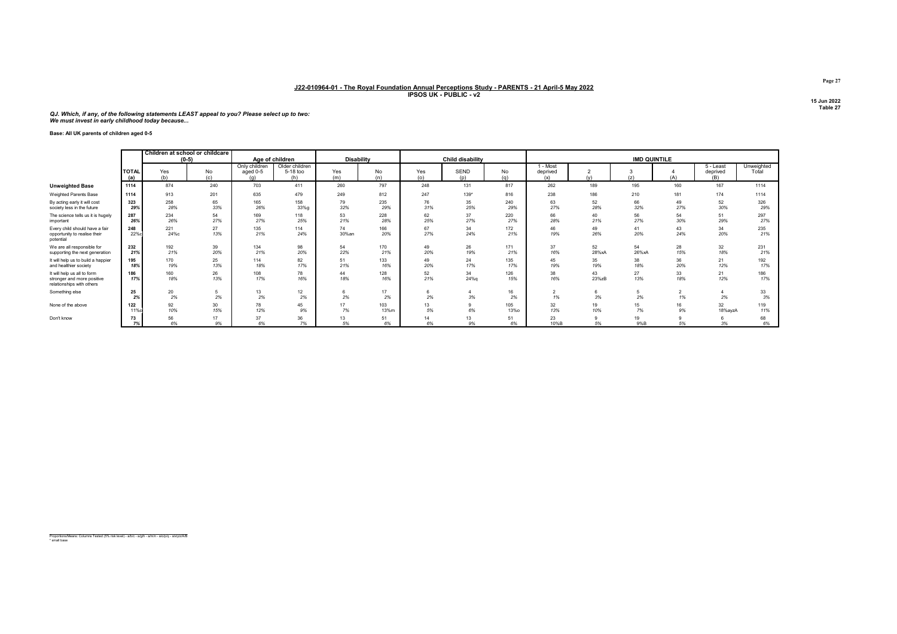**J22-010964-01 - The Royal Foundation Annual Perceptions Study - PARENTS - 21 April-5 May 2022**
**IPSOS UK - PUBLIC - v2**

15 Jun 2022
Table 27

***QJ. Which, if any, of the following statements LEAST appeal to you? Please select up to two: We must invest in early childhood today because...***

**Base: All UK parents of children aged 0-5**

| | | Children at school or childcare (0-5) | | Age of children | | Disability | | Child disability | | | IMD QUINTILE | | | | | |
|---|---|---|---|---|---|---|---|---|---|---|---|---|---|---|---|---|
| | TOTAL (a) | Yes (b) | No (c) | Only children aged 0-5 (g) | Older children 5-18 too (h) | Yes (m) | No (n) | Yes (o) | SEND (p) | No (q) | 1 - Most deprived (x) | 2 (y) | 3 (z) | 4 (A) | 5 - Least deprived (B) | Unweighted Total |
| **Unweighted Base** | 1114 | 874 | 240 | 703 | 411 | 260 | 797 | 248 | 131 | 817 | 262 | 189 | 195 | 160 | 167 | 1114 |
| Weighted Parents Base | 1114 | 913 | 201 | 635 | 479 | 249 | 812 | 247 | 139* | 816 | 238 | 186 | 210 | 181 | 174 | 1114 |
| By acting early it will cost society less in the future | 323 | 258 | 65 | 165 | 158 | 79 | 235 | 76 | 35 | 240 | 63 | 52 | 66 | 49 | 52 | 326 |
| | 29% | 28% | 33% | 26% | 33%g | 32% | 29% | 31% | 25% | 29% | 27% | 28% | 32% | 27% | 30% | 29% |
| The science tells us it is hugely important | 287 | 234 | 54 | 169 | 118 | 53 | 228 | 62 | 37 | 220 | 66 | 40 | 56 | 54 | 51 | 297 |
| | 26% | 26% | 27% | 27% | 25% | 21% | 28% | 25% | 27% | 27% | 28% | 21% | 27% | 30% | 29% | 27% |
| Every child should have a fair opportunity to realise their potential | 248 | 221 | 27 | 135 | 114 | 74 | 166 | 67 | 34 | 172 | 46 | 49 | 41 | 43 | 34 | 235 |
| | 22%c | 24%c | 13% | 21% | 24% | 30%an | 20% | 27% | 24% | 21% | 19% | 26% | 20% | 24% | 20% | 21% |
| We are all responsible for supporting the next generation | 232 | 192 | 39 | 134 | 98 | 54 | 170 | 49 | 26 | 171 | 37 | 52 | 54 | 28 | 32 | 231 |
| | 21% | 21% | 20% | 21% | 20% | 22% | 21% | 20% | 19% | 21% | 16% | 28%xA | 26%xA | 15% | 18% | 21% |
| It will help us to build a happier and healthier society | 195 | 170 | 25 | 114 | 82 | 51 | 133 | 49 | 24 | 135 | 45 | 35 | 38 | 36 | 21 | 192 |
| | 18% | 19% | 13% | 18% | 17% | 21% | 16% | 20% | 17% | 17% | 19% | 19% | 18% | 20% | 12% | 17% |
| It will help us all to form stronger and more positive relationships with others | 186 | 160 | 26 | 108 | 78 | 44 | 128 | 52 | 34 | 126 | 38 | 43 | 27 | 33 | 21 | 186 |
| | 17% | 18% | 13% | 17% | 16% | 18% | 16% | 21% | 24%q | 15% | 16% | 23%zB | 13% | 18% | 12% | 17% |
| Something else | 25 | 20 | 5 | 13 | 12 | 6 | 17 | 6 | 4 | 16 | 2 | 6 | 5 | 2 | 4 | 33 |
| | 2% | 2% | 2% | 2% | 2% | 2% | 2% | 2% | 3% | 2% | 1% | 3% | 2% | 1% | 2% | 3% |
| None of the above | 122 | 92 | 30 | 78 | 45 | 17 | 103 | 13 | 9 | 105 | 32 | 19 | 15 | 16 | 32 | 119 |
| | 11%o | 10% | 15% | 12% | 9% | 7% | 13%m | 5% | 6% | 13%o | 13% | 10% | 7% | 9% | 18%ayzA | 11% |
| Don't know | 73 | 56 | 17 | 37 | 36 | 13 | 51 | 14 | 13 | 51 | 23 | 9 | 19 | 9 | 6 | 68 |
| | 7% | 6% | 9% | 6% | 7% | 5% | 6% | 6% | 9% | 6% | 10%B | 5% | 9%B | 5% | 3% | 6% |

Proportions/Means: Columns Tested (5% risk level) - a/b/c - a/g/h - a/m/n - a/o/p/q - a/x/y/z/A/B
\* small base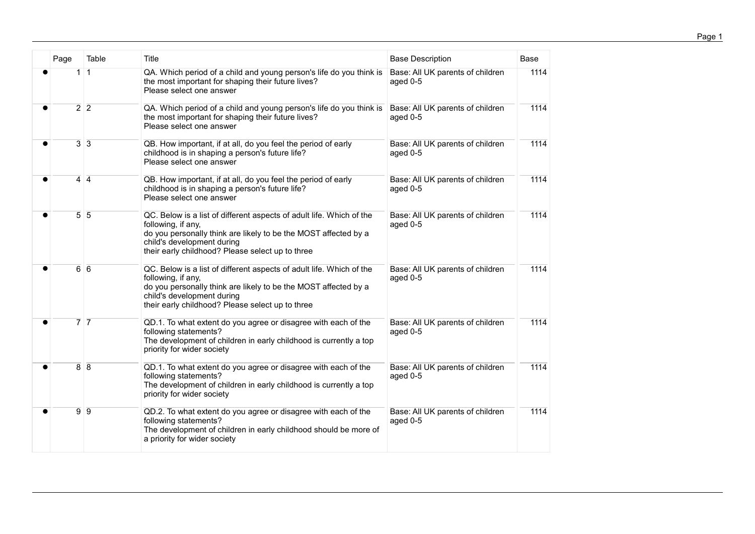| | Page | Table | Title | Base Description | Base |
|---|---|---|---|---|---|
| ● | 1 | 1 | QA. Which period of a child and young person's life do you think is the most important for shaping their future lives? Please select one answer | Base: All UK parents of children aged 0-5 | 1114 |
| ● | 2 | 2 | QA. Which period of a child and young person's life do you think is the most important for shaping their future lives? Please select one answer | Base: All UK parents of children aged 0-5 | 1114 |
| ● | 3 | 3 | QB. How important, if at all, do you feel the period of early childhood is in shaping a person's future life? Please select one answer | Base: All UK parents of children aged 0-5 | 1114 |
| ● | 4 | 4 | QB. How important, if at all, do you feel the period of early childhood is in shaping a person's future life? Please select one answer | Base: All UK parents of children aged 0-5 | 1114 |
| ● | 5 | 5 | QC. Below is a list of different aspects of adult life. Which of the following, if any, do you personally think are likely to be the MOST affected by a child's development during their early childhood? Please select up to three | Base: All UK parents of children aged 0-5 | 1114 |
| ● | 6 | 6 | QC. Below is a list of different aspects of adult life. Which of the following, if any, do you personally think are likely to be the MOST affected by a child's development during their early childhood? Please select up to three | Base: All UK parents of children aged 0-5 | 1114 |
| ● | 7 | 7 | QD.1. To what extent do you agree or disagree with each of the following statements? The development of children in early childhood is currently a top priority for wider society | Base: All UK parents of children aged 0-5 | 1114 |
| ● | 8 | 8 | QD.1. To what extent do you agree or disagree with each of the following statements? The development of children in early childhood is currently a top priority for wider society | Base: All UK parents of children aged 0-5 | 1114 |
| ● | 9 | 9 | QD.2. To what extent do you agree or disagree with each of the following statements? The development of children in early childhood should be more of a priority for wider society | Base: All UK parents of children aged 0-5 | 1114 |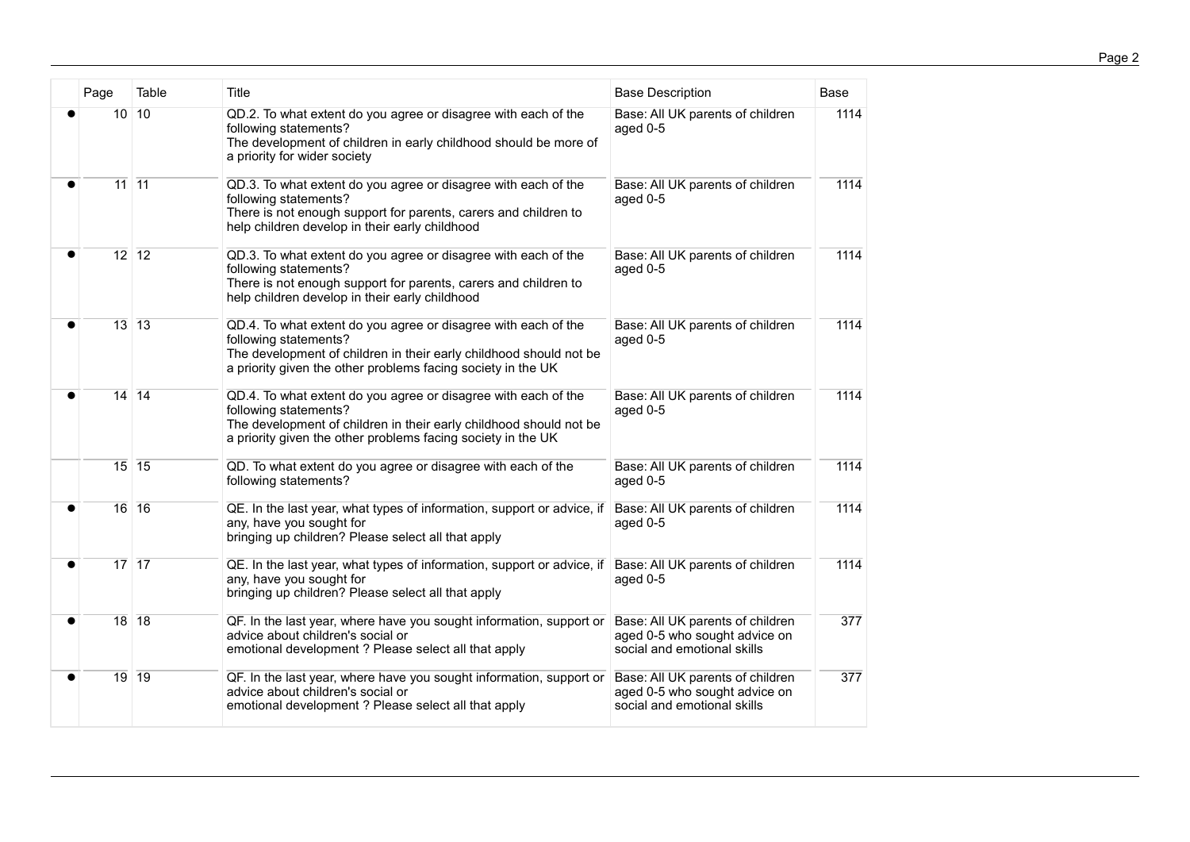| | Page | Table | Title | Base Description | Base |
|---|---|---|---|---|---|
| ● | 10 | 10 | QD.2. To what extent do you agree or disagree with each of the following statements?<br>The development of children in early childhood should be more of a priority for wider society | Base: All UK parents of children aged 0-5 | 1114 |
| ● | 11 | 11 | QD.3. To what extent do you agree or disagree with each of the following statements?<br>There is not enough support for parents, carers and children to help children develop in their early childhood | Base: All UK parents of children aged 0-5 | 1114 |
| ● | 12 | 12 | QD.3. To what extent do you agree or disagree with each of the following statements?<br>There is not enough support for parents, carers and children to help children develop in their early childhood | Base: All UK parents of children aged 0-5 | 1114 |
| ● | 13 | 13 | QD.4. To what extent do you agree or disagree with each of the following statements?<br>The development of children in their early childhood should not be a priority given the other problems facing society in the UK | Base: All UK parents of children aged 0-5 | 1114 |
| ● | 14 | 14 | QD.4. To what extent do you agree or disagree with each of the following statements?<br>The development of children in their early childhood should not be a priority given the other problems facing society in the UK | Base: All UK parents of children aged 0-5 | 1114 |
| | 15 | 15 | QD. To what extent do you agree or disagree with each of the following statements? | Base: All UK parents of children aged 0-5 | 1114 |
| ● | 16 | 16 | QE. In the last year, what types of information, support or advice, if any, have you sought for<br>bringing up children? Please select all that apply | Base: All UK parents of children aged 0-5 | 1114 |
| ● | 17 | 17 | QE. In the last year, what types of information, support or advice, if any, have you sought for<br>bringing up children? Please select all that apply | Base: All UK parents of children aged 0-5 | 1114 |
| ● | 18 | 18 | QF. In the last year, where have you sought information, support or advice about children's social or<br>emotional development ? Please select all that apply | Base: All UK parents of children aged 0-5 who sought advice on social and emotional skills | 377 |
| ● | 19 | 19 | QF. In the last year, where have you sought information, support or advice about children's social or<br>emotional development ? Please select all that apply | Base: All UK parents of children aged 0-5 who sought advice on social and emotional skills | 377 |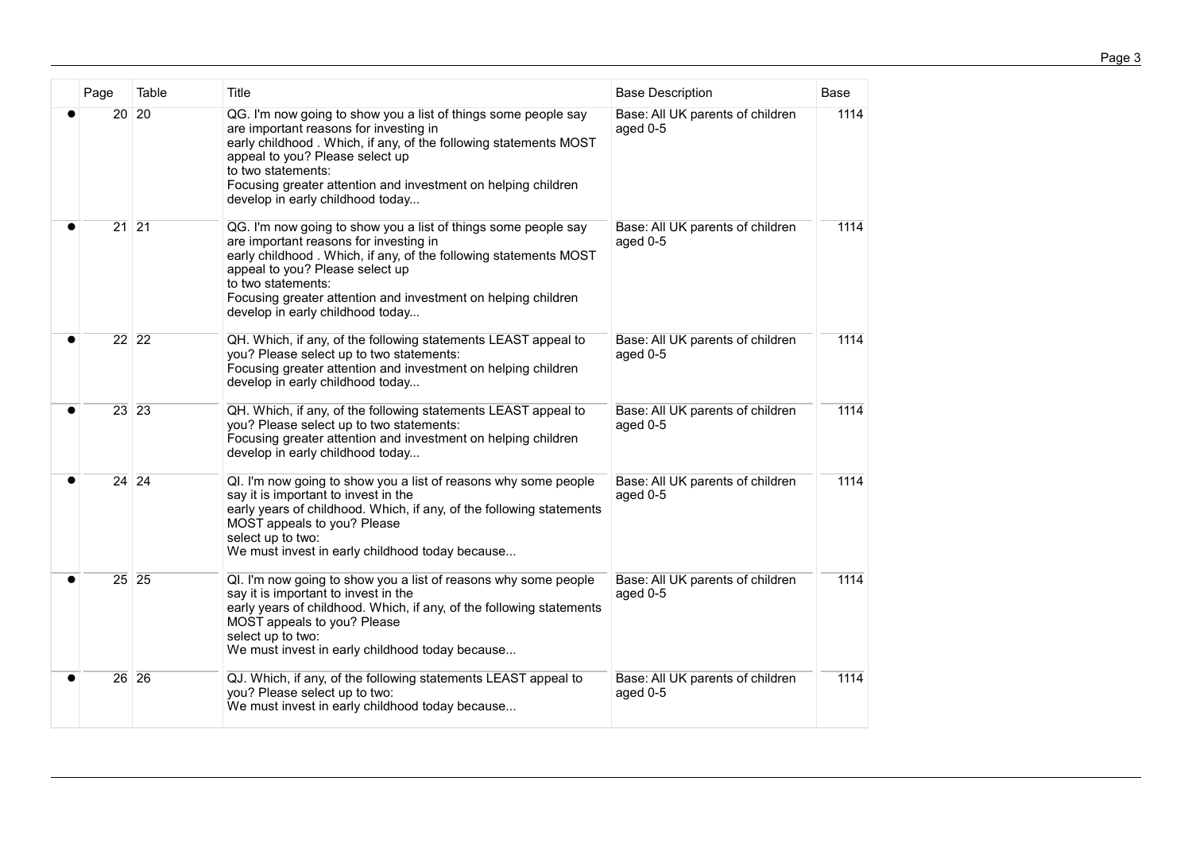| | Page | Table | Title | Base Description | Base |
|---|---|---|---|---|---|
| ● | 20 | 20 | QG. I'm now going to show you a list of things some people say are important reasons for investing in early childhood . Which, if any, of the following statements MOST appeal to you? Please select up to two statements: Focusing greater attention and investment on helping children develop in early childhood today... | Base: All UK parents of children aged 0-5 | 1114 |
| ● | 21 | 21 | QG. I'm now going to show you a list of things some people say are important reasons for investing in early childhood . Which, if any, of the following statements MOST appeal to you? Please select up to two statements: Focusing greater attention and investment on helping children develop in early childhood today... | Base: All UK parents of children aged 0-5 | 1114 |
| ● | 22 | 22 | QH. Which, if any, of the following statements LEAST appeal to you? Please select up to two statements: Focusing greater attention and investment on helping children develop in early childhood today... | Base: All UK parents of children aged 0-5 | 1114 |
| ● | 23 | 23 | QH. Which, if any, of the following statements LEAST appeal to you? Please select up to two statements: Focusing greater attention and investment on helping children develop in early childhood today... | Base: All UK parents of children aged 0-5 | 1114 |
| ● | 24 | 24 | QI. I'm now going to show you a list of reasons why some people say it is important to invest in the early years of childhood. Which, if any, of the following statements MOST appeals to you? Please select up to two: We must invest in early childhood today because... | Base: All UK parents of children aged 0-5 | 1114 |
| ● | 25 | 25 | QI. I'm now going to show you a list of reasons why some people say it is important to invest in the early years of childhood. Which, if any, of the following statements MOST appeals to you? Please select up to two: We must invest in early childhood today because... | Base: All UK parents of children aged 0-5 | 1114 |
| ● | 26 | 26 | QJ. Which, if any, of the following statements LEAST appeal to you? Please select up to two: We must invest in early childhood today because... | Base: All UK parents of children aged 0-5 | 1114 |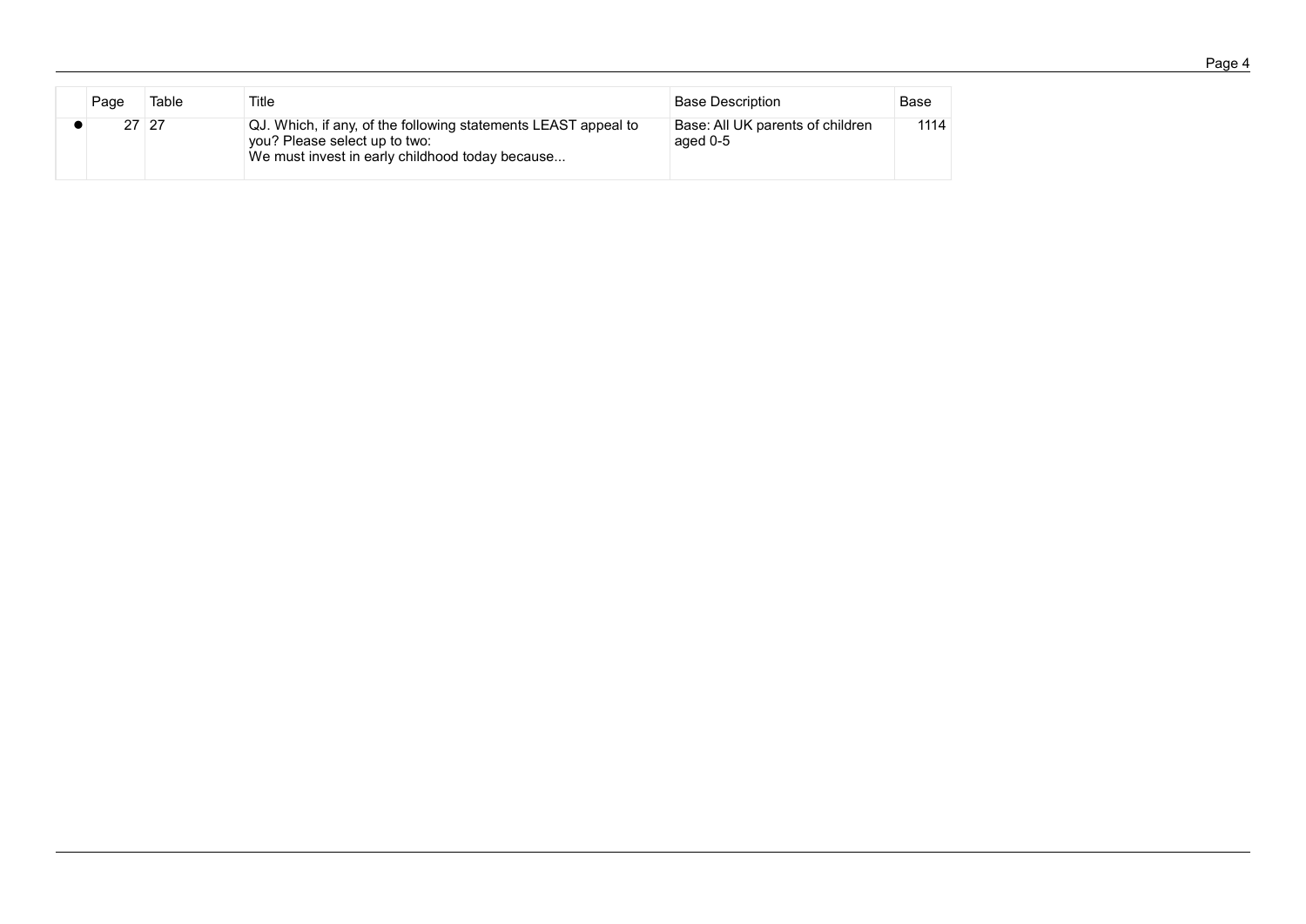| | Page | Table | Title | Base Description | Base |
|---|---|---|---|---|---|
| ● | 27 | 27 | QJ. Which, if any, of the following statements LEAST appeal to you? Please select up to two: We must invest in early childhood today because... | Base: All UK parents of children aged 0-5 | 1114 |